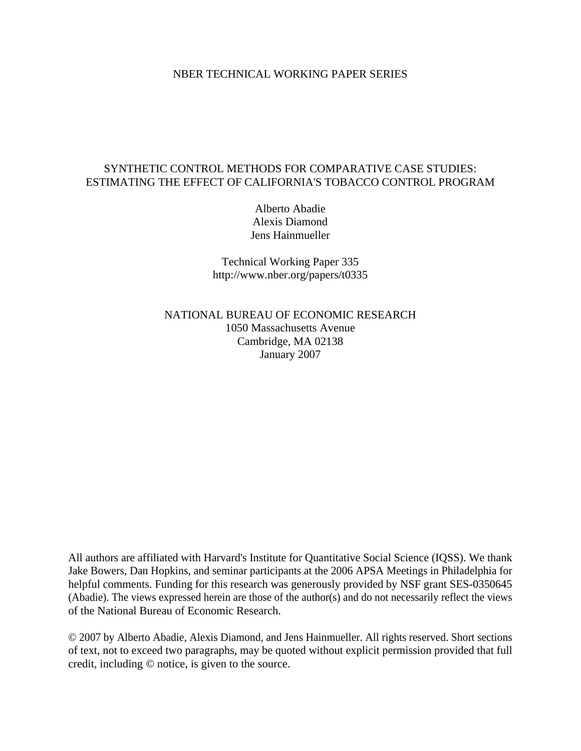NBER TECHNICAL WORKING PAPER SERIES

# SYNTHETIC CONTROL METHODS FOR COMPARATIVE CASE STUDIES: ESTIMATING THE EFFECT OF CALIFORNIA'S TOBACCO CONTROL PROGRAM

Alberto Abadie
Alexis Diamond
Jens Hainmueller

Technical Working Paper 335
http://www.nber.org/papers/t0335

NATIONAL BUREAU OF ECONOMIC RESEARCH
1050 Massachusetts Avenue
Cambridge, MA 02138
January 2007

All authors are affiliated with Harvard's Institute for Quantitative Social Science (IQSS). We thank Jake Bowers, Dan Hopkins, and seminar participants at the 2006 APSA Meetings in Philadelphia for helpful comments. Funding for this research was generously provided by NSF grant SES-0350645 (Abadie). The views expressed herein are those of the author(s) and do not necessarily reflect the views of the National Bureau of Economic Research.

© 2007 by Alberto Abadie, Alexis Diamond, and Jens Hainmueller. All rights reserved. Short sections of text, not to exceed two paragraphs, may be quoted without explicit permission provided that full credit, including © notice, is given to the source.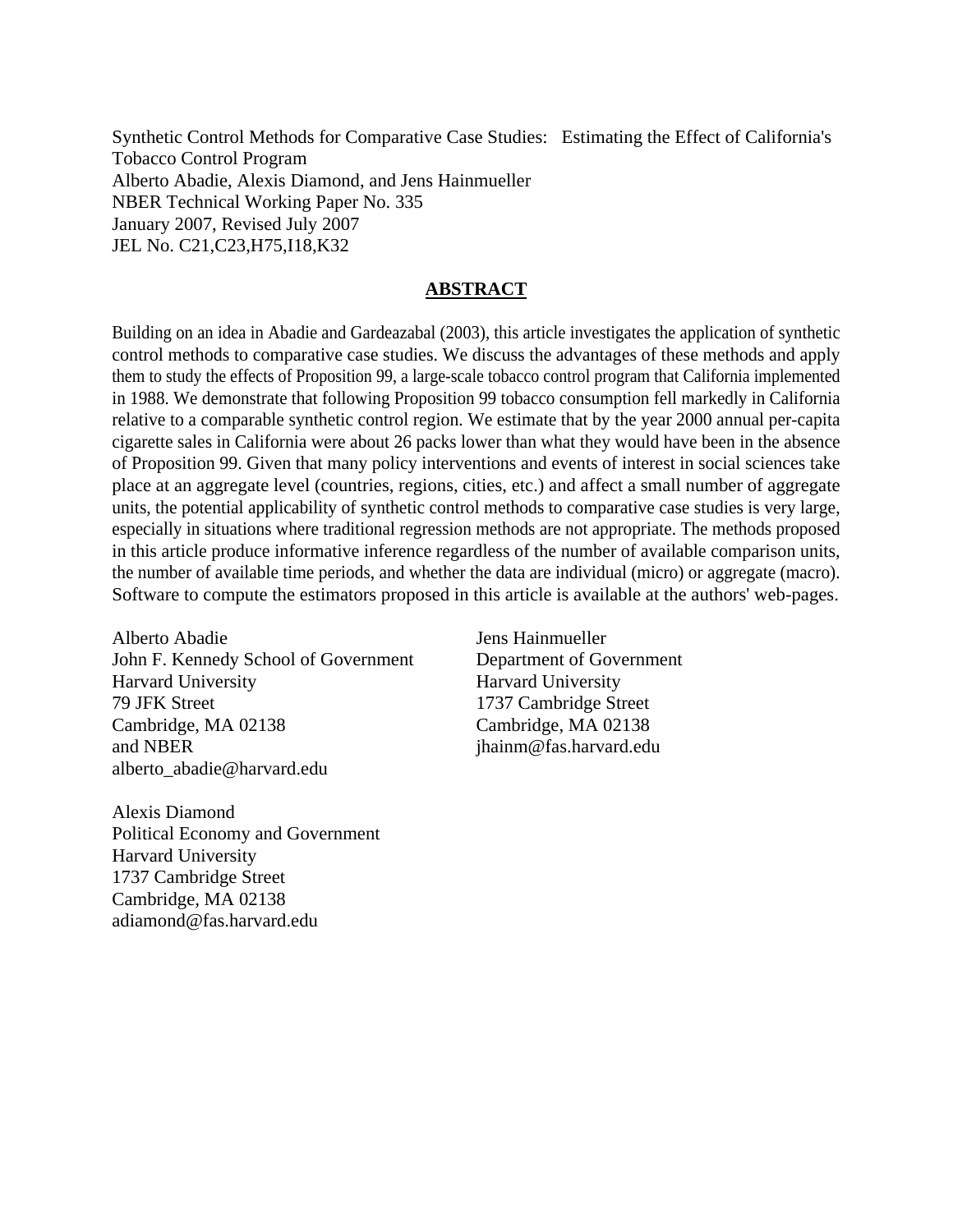Synthetic Control Methods for Comparative Case Studies: Estimating the Effect of California's Tobacco Control Program
Alberto Abadie, Alexis Diamond, and Jens Hainmueller
NBER Technical Working Paper No. 335
January 2007, Revised July 2007
JEL No. C21,C23,H75,I18,K32

## ABSTRACT

Building on an idea in Abadie and Gardeazabal (2003), this article investigates the application of synthetic control methods to comparative case studies. We discuss the advantages of these methods and apply them to study the effects of Proposition 99, a large-scale tobacco control program that California implemented in 1988. We demonstrate that following Proposition 99 tobacco consumption fell markedly in California relative to a comparable synthetic control region. We estimate that by the year 2000 annual per-capita cigarette sales in California were about 26 packs lower than what they would have been in the absence of Proposition 99. Given that many policy interventions and events of interest in social sciences take place at an aggregate level (countries, regions, cities, etc.) and affect a small number of aggregate units, the potential applicability of synthetic control methods to comparative case studies is very large, especially in situations where traditional regression methods are not appropriate. The methods proposed in this article produce informative inference regardless of the number of available comparison units, the number of available time periods, and whether the data are individual (micro) or aggregate (macro). Software to compute the estimators proposed in this article is available at the authors' web-pages.

Alberto Abadie
John F. Kennedy School of Government
Harvard University
79 JFK Street
Cambridge, MA 02138
and NBER
alberto_abadie@harvard.edu

Jens Hainmueller
Department of Government
Harvard University
1737 Cambridge Street
Cambridge, MA 02138
jhainm@fas.harvard.edu

Alexis Diamond
Political Economy and Government
Harvard University
1737 Cambridge Street
Cambridge, MA 02138
adiamond@fas.harvard.edu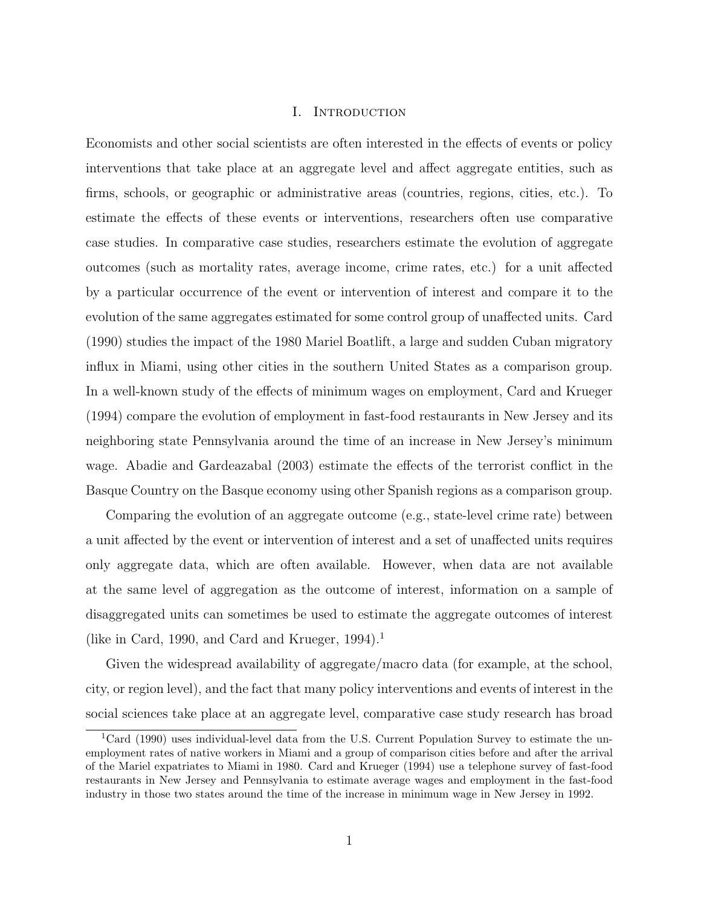# I. Introduction

Economists and other social scientists are often interested in the effects of events or policy interventions that take place at an aggregate level and affect aggregate entities, such as firms, schools, or geographic or administrative areas (countries, regions, cities, etc.). To estimate the effects of these events or interventions, researchers often use comparative case studies. In comparative case studies, researchers estimate the evolution of aggregate outcomes (such as mortality rates, average income, crime rates, etc.) for a unit affected by a particular occurrence of the event or intervention of interest and compare it to the evolution of the same aggregates estimated for some control group of unaffected units. Card (1990) studies the impact of the 1980 Mariel Boatlift, a large and sudden Cuban migratory influx in Miami, using other cities in the southern United States as a comparison group. In a well-known study of the effects of minimum wages on employment, Card and Krueger (1994) compare the evolution of employment in fast-food restaurants in New Jersey and its neighboring state Pennsylvania around the time of an increase in New Jersey's minimum wage. Abadie and Gardeazabal (2003) estimate the effects of the terrorist conflict in the Basque Country on the Basque economy using other Spanish regions as a comparison group.

Comparing the evolution of an aggregate outcome (e.g., state-level crime rate) between a unit affected by the event or intervention of interest and a set of unaffected units requires only aggregate data, which are often available. However, when data are not available at the same level of aggregation as the outcome of interest, information on a sample of disaggregated units can sometimes be used to estimate the aggregate outcomes of interest (like in Card, 1990, and Card and Krueger, 1994).[1]

Given the widespread availability of aggregate/macro data (for example, at the school, city, or region level), and the fact that many policy interventions and events of interest in the social sciences take place at an aggregate level, comparative case study research has broad

[1] Card (1990) uses individual-level data from the U.S. Current Population Survey to estimate the unemployment rates of native workers in Miami and a group of comparison cities before and after the arrival of the Mariel expatriates to Miami in 1980. Card and Krueger (1994) use a telephone survey of fast-food restaurants in New Jersey and Pennsylvania to estimate average wages and employment in the fast-food industry in those two states around the time of the increase in minimum wage in New Jersey in 1992.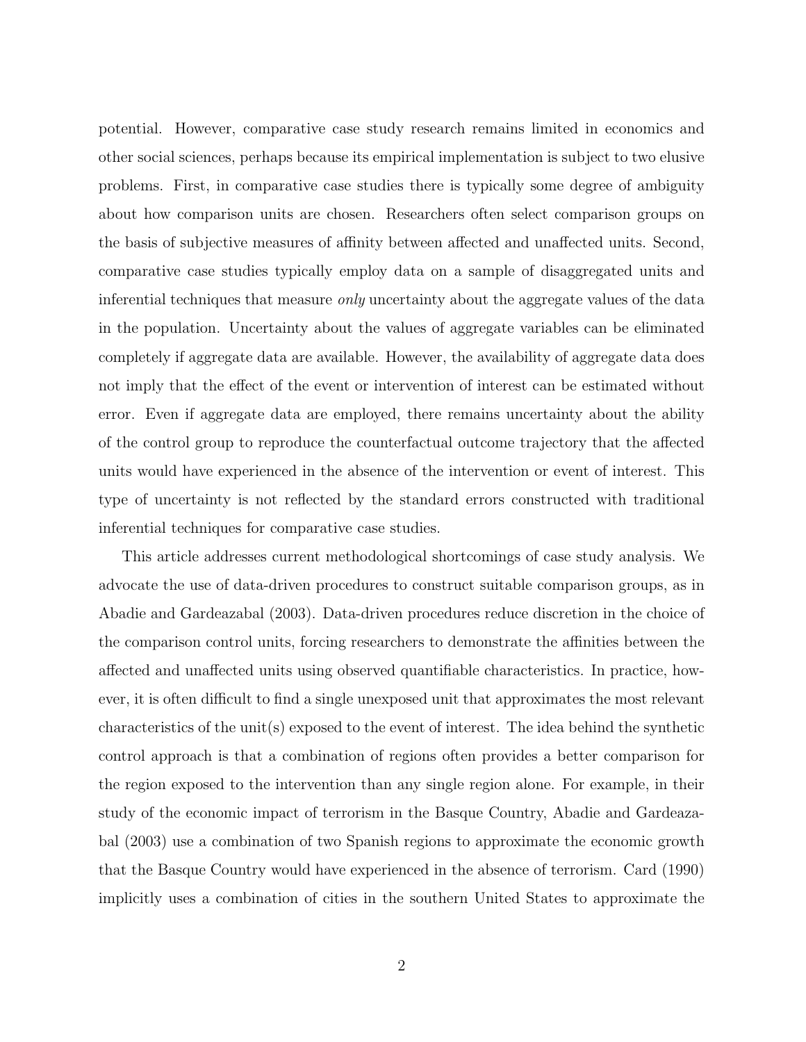potential. However, comparative case study research remains limited in economics and other social sciences, perhaps because its empirical implementation is subject to two elusive problems. First, in comparative case studies there is typically some degree of ambiguity about how comparison units are chosen. Researchers often select comparison groups on the basis of subjective measures of affinity between affected and unaffected units. Second, comparative case studies typically employ data on a sample of disaggregated units and inferential techniques that measure *only* uncertainty about the aggregate values of the data in the population. Uncertainty about the values of aggregate variables can be eliminated completely if aggregate data are available. However, the availability of aggregate data does not imply that the effect of the event or intervention of interest can be estimated without error. Even if aggregate data are employed, there remains uncertainty about the ability of the control group to reproduce the counterfactual outcome trajectory that the affected units would have experienced in the absence of the intervention or event of interest. This type of uncertainty is not reflected by the standard errors constructed with traditional inferential techniques for comparative case studies.

This article addresses current methodological shortcomings of case study analysis. We advocate the use of data-driven procedures to construct suitable comparison groups, as in Abadie and Gardeazabal (2003). Data-driven procedures reduce discretion in the choice of the comparison control units, forcing researchers to demonstrate the affinities between the affected and unaffected units using observed quantifiable characteristics. In practice, however, it is often difficult to find a single unexposed unit that approximates the most relevant characteristics of the unit(s) exposed to the event of interest. The idea behind the synthetic control approach is that a combination of regions often provides a better comparison for the region exposed to the intervention than any single region alone. For example, in their study of the economic impact of terrorism in the Basque Country, Abadie and Gardeazabal (2003) use a combination of two Spanish regions to approximate the economic growth that the Basque Country would have experienced in the absence of terrorism. Card (1990) implicitly uses a combination of cities in the southern United States to approximate the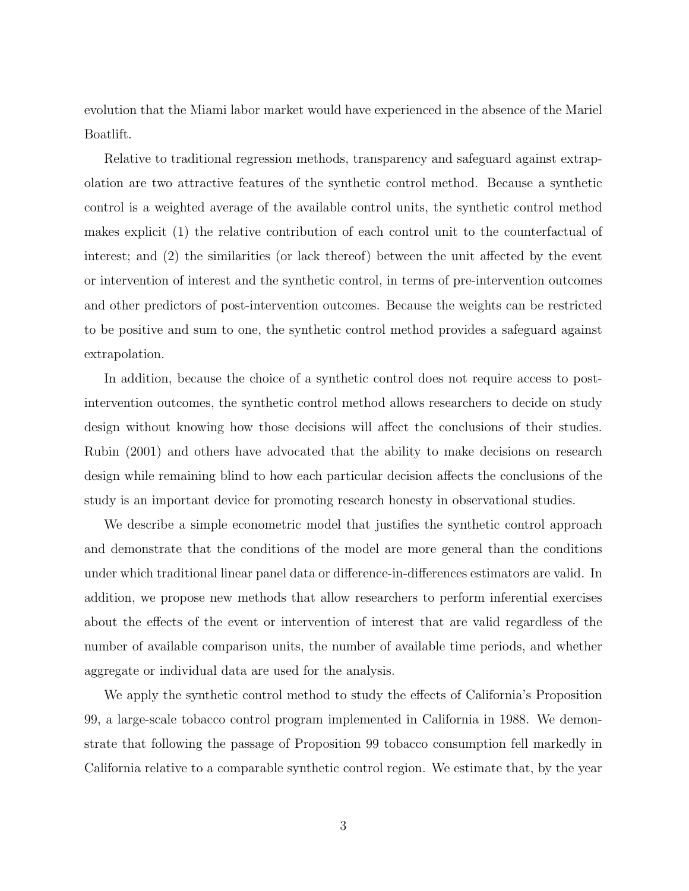evolution that the Miami labor market would have experienced in the absence of the Mariel Boatlift.

Relative to traditional regression methods, transparency and safeguard against extrapolation are two attractive features of the synthetic control method. Because a synthetic control is a weighted average of the available control units, the synthetic control method makes explicit (1) the relative contribution of each control unit to the counterfactual of interest; and (2) the similarities (or lack thereof) between the unit affected by the event or intervention of interest and the synthetic control, in terms of pre-intervention outcomes and other predictors of post-intervention outcomes. Because the weights can be restricted to be positive and sum to one, the synthetic control method provides a safeguard against extrapolation.

In addition, because the choice of a synthetic control does not require access to post-intervention outcomes, the synthetic control method allows researchers to decide on study design without knowing how those decisions will affect the conclusions of their studies. Rubin (2001) and others have advocated that the ability to make decisions on research design while remaining blind to how each particular decision affects the conclusions of the study is an important device for promoting research honesty in observational studies.

We describe a simple econometric model that justifies the synthetic control approach and demonstrate that the conditions of the model are more general than the conditions under which traditional linear panel data or difference-in-differences estimators are valid. In addition, we propose new methods that allow researchers to perform inferential exercises about the effects of the event or intervention of interest that are valid regardless of the number of available comparison units, the number of available time periods, and whether aggregate or individual data are used for the analysis.

We apply the synthetic control method to study the effects of California's Proposition 99, a large-scale tobacco control program implemented in California in 1988. We demonstrate that following the passage of Proposition 99 tobacco consumption fell markedly in California relative to a comparable synthetic control region. We estimate that, by the year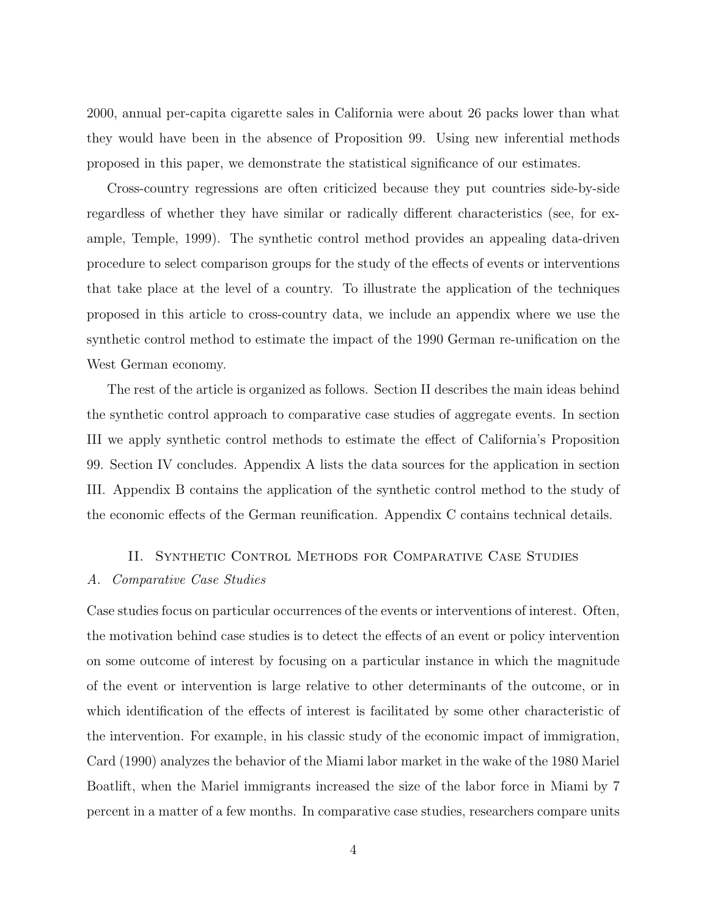2000, annual per-capita cigarette sales in California were about 26 packs lower than what they would have been in the absence of Proposition 99. Using new inferential methods proposed in this paper, we demonstrate the statistical significance of our estimates.

Cross-country regressions are often criticized because they put countries side-by-side regardless of whether they have similar or radically different characteristics (see, for example, Temple, 1999). The synthetic control method provides an appealing data-driven procedure to select comparison groups for the study of the effects of events or interventions that take place at the level of a country. To illustrate the application of the techniques proposed in this article to cross-country data, we include an appendix where we use the synthetic control method to estimate the impact of the 1990 German re-unification on the West German economy.

The rest of the article is organized as follows. Section II describes the main ideas behind the synthetic control approach to comparative case studies of aggregate events. In section III we apply synthetic control methods to estimate the effect of California's Proposition 99. Section IV concludes. Appendix A lists the data sources for the application in section III. Appendix B contains the application of the synthetic control method to the study of the economic effects of the German reunification. Appendix C contains technical details.

## II. Synthetic Control Methods for Comparative Case Studies

### *A. Comparative Case Studies*

Case studies focus on particular occurrences of the events or interventions of interest. Often, the motivation behind case studies is to detect the effects of an event or policy intervention on some outcome of interest by focusing on a particular instance in which the magnitude of the event or intervention is large relative to other determinants of the outcome, or in which identification of the effects of interest is facilitated by some other characteristic of the intervention. For example, in his classic study of the economic impact of immigration, Card (1990) analyzes the behavior of the Miami labor market in the wake of the 1980 Mariel Boatlift, when the Mariel immigrants increased the size of the labor force in Miami by 7 percent in a matter of a few months. In comparative case studies, researchers compare units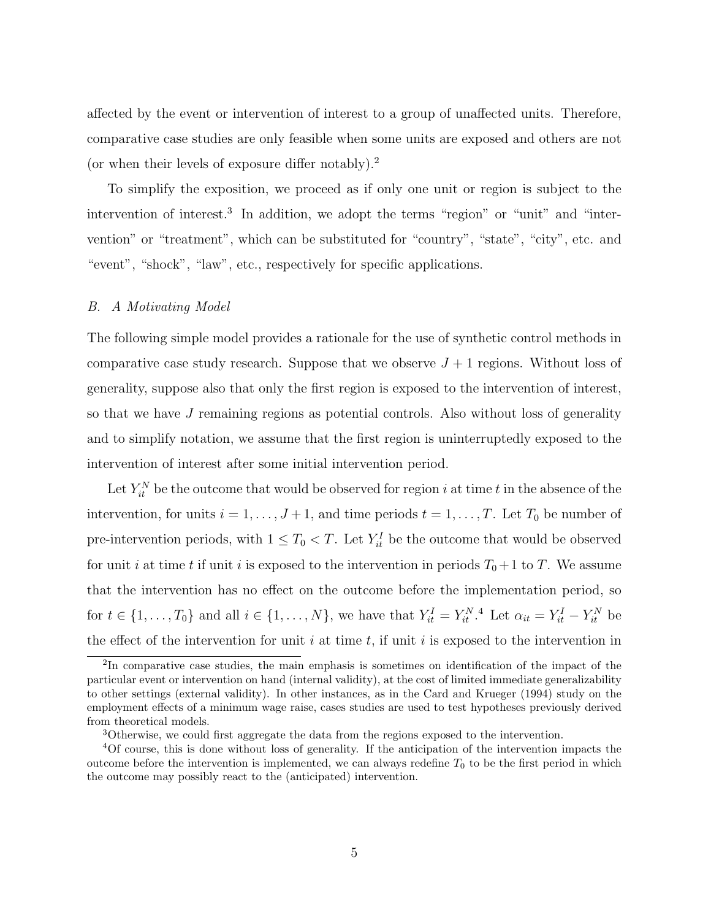affected by the event or intervention of interest to a group of unaffected units. Therefore, comparative case studies are only feasible when some units are exposed and others are not (or when their levels of exposure differ notably).[2]

To simplify the exposition, we proceed as if only one unit or region is subject to the intervention of interest.[3] In addition, we adopt the terms "region" or "unit" and "intervention" or "treatment", which can be substituted for "country", "state", "city", etc. and "event", "shock", "law", etc., respectively for specific applications.

### *B. A Motivating Model*

The following simple model provides a rationale for the use of synthetic control methods in comparative case study research. Suppose that we observe $J+1$ regions. Without loss of generality, suppose also that only the first region is exposed to the intervention of interest, so that we have $J$ remaining regions as potential controls. Also without loss of generality and to simplify notation, we assume that the first region is uninterruptedly exposed to the intervention of interest after some initial intervention period.

Let $Y_{it}^N$ be the outcome that would be observed for region $i$ at time $t$ in the absence of the intervention, for units $i = 1, \ldots, J+1$, and time periods $t = 1, \ldots, T$. Let $T_0$ be number of pre-intervention periods, with $1 \leq T_0 < T$. Let $Y_{it}^I$ be the outcome that would be observed for unit $i$ at time $t$ if unit $i$ is exposed to the intervention in periods $T_0+1$ to $T$. We assume that the intervention has no effect on the outcome before the implementation period, so for $t \in \{1, \ldots, T_0\}$ and all $i \in \{1, \ldots, N\}$, we have that $Y_{it}^I = Y_{it}^N$.[4] Let $\alpha_{it} = Y_{it}^I - Y_{it}^N$ be the effect of the intervention for unit $i$ at time $t$, if unit $i$ is exposed to the intervention in

---

[2] In comparative case studies, the main emphasis is sometimes on identification of the impact of the particular event or intervention on hand (internal validity), at the cost of limited immediate generalizability to other settings (external validity). In other instances, as in the Card and Krueger (1994) study on the employment effects of a minimum wage raise, cases studies are used to test hypotheses previously derived from theoretical models.

[3] Otherwise, we could first aggregate the data from the regions exposed to the intervention.

[4] Of course, this is done without loss of generality. If the anticipation of the intervention impacts the outcome before the intervention is implemented, we can always redefine $T_0$ to be the first period in which the outcome may possibly react to the (anticipated) intervention.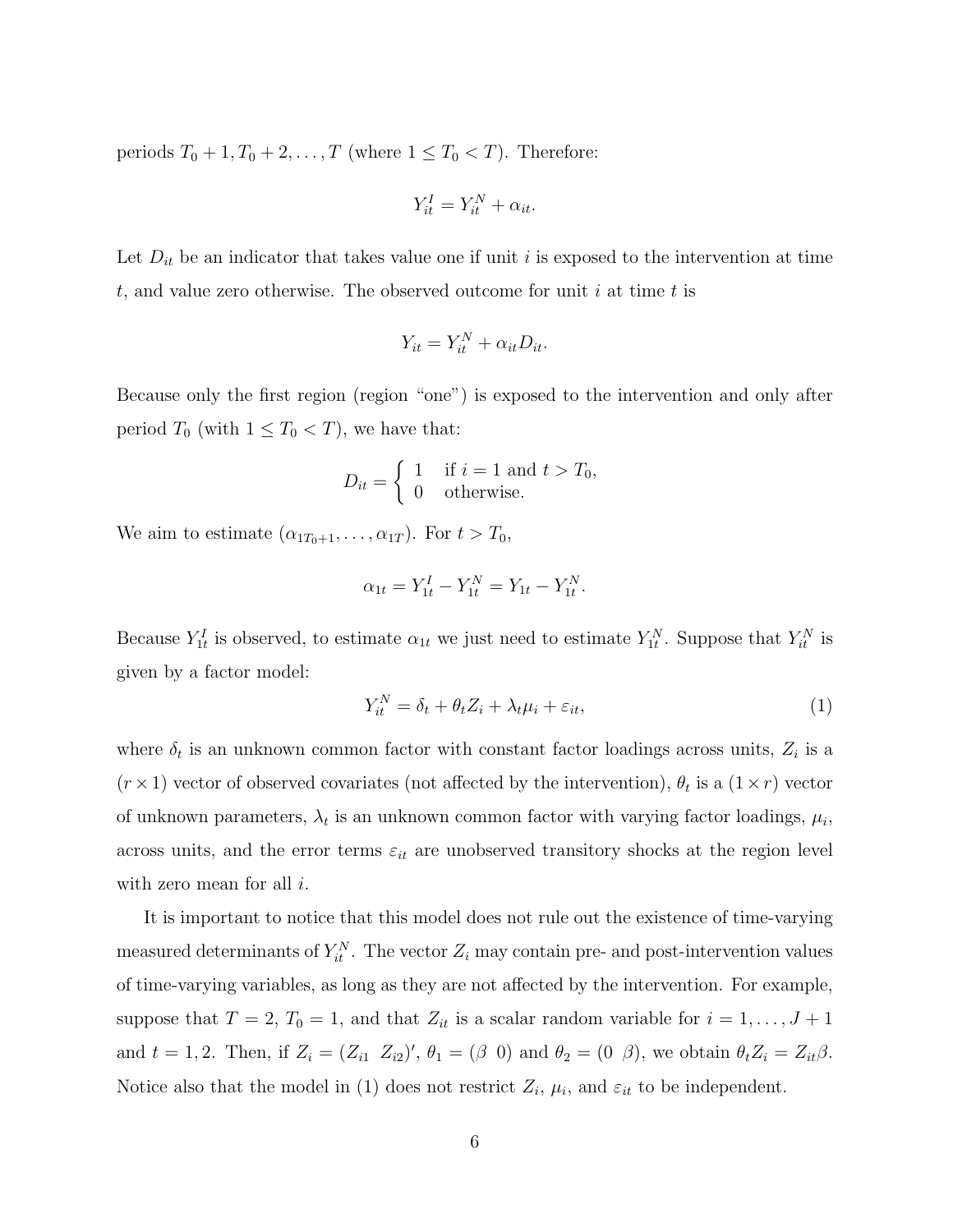periods $T_0 + 1, T_0 + 2, \ldots, T$ (where $1 \leq T_0 < T$). Therefore:

$$Y_{it}^I = Y_{it}^N + \alpha_{it}.$$

Let $D_{it}$ be an indicator that takes value one if unit $i$ is exposed to the intervention at time $t$, and value zero otherwise. The observed outcome for unit $i$ at time $t$ is

$$Y_{it} = Y_{it}^N + \alpha_{it} D_{it}.$$

Because only the first region (region "one") is exposed to the intervention and only after period $T_0$ (with $1 \leq T_0 < T$), we have that:

$$D_{it} = \begin{cases} 1 & \text{if } i = 1 \text{ and } t > T_0, \\ 0 & \text{otherwise.} \end{cases}$$

We aim to estimate $(\alpha_{1T_0+1}, \ldots, \alpha_{1T})$. For $t > T_0$,

$$\alpha_{1t} = Y_{1t}^I - Y_{1t}^N = Y_{1t} - Y_{1t}^N.$$

Because $Y_{1t}^I$ is observed, to estimate $\alpha_{1t}$ we just need to estimate $Y_{1t}^N$. Suppose that $Y_{it}^N$ is given by a factor model:

$$Y_{it}^N = \delta_t + \theta_t Z_i + \lambda_t \mu_i + \varepsilon_{it}, \tag{1}$$

where $\delta_t$ is an unknown common factor with constant factor loadings across units, $Z_i$ is a $(r \times 1)$ vector of observed covariates (not affected by the intervention), $\theta_t$ is a $(1 \times r)$ vector of unknown parameters, $\lambda_t$ is an unknown common factor with varying factor loadings, $\mu_i$, across units, and the error terms $\varepsilon_{it}$ are unobserved transitory shocks at the region level with zero mean for all $i$.

It is important to notice that this model does not rule out the existence of time-varying measured determinants of $Y_{it}^N$. The vector $Z_i$ may contain pre- and post-intervention values of time-varying variables, as long as they are not affected by the intervention. For example, suppose that $T = 2$, $T_0 = 1$, and that $Z_{it}$ is a scalar random variable for $i = 1, \ldots, J+1$ and $t = 1, 2$. Then, if $Z_i = (Z_{i1} \;\; Z_{i2})'$, $\theta_1 = (\beta \;\; 0)$ and $\theta_2 = (0 \;\; \beta)$, we obtain $\theta_t Z_i = Z_{it}\beta$. Notice also that the model in (1) does not restrict $Z_i$, $\mu_i$, and $\varepsilon_{it}$ to be independent.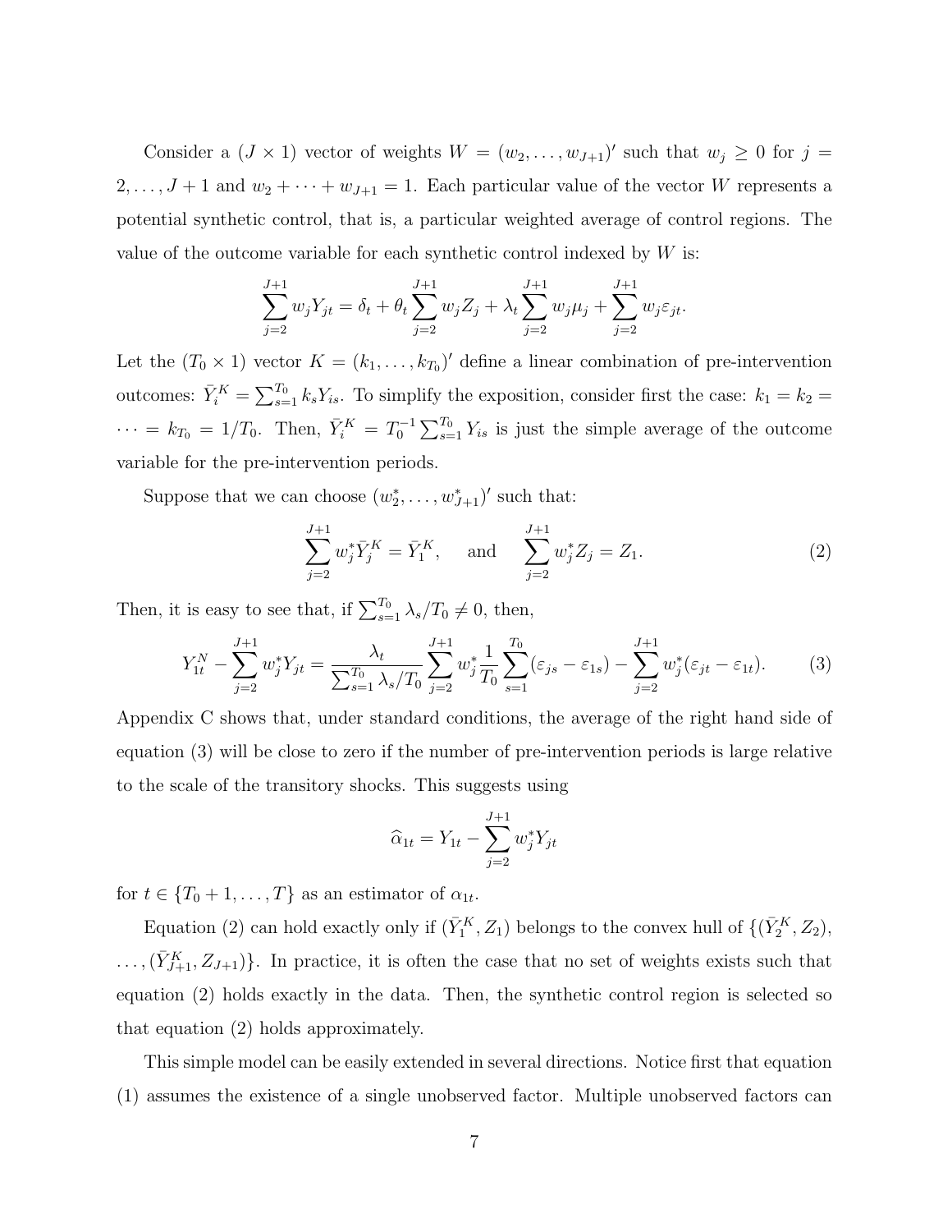Consider a $(J \times 1)$ vector of weights $W = (w_2, \ldots, w_{J+1})'$ such that $w_j \geq 0$ for $j = 2, \ldots, J+1$ and $w_2 + \cdots + w_{J+1} = 1$. Each particular value of the vector $W$ represents a potential synthetic control, that is, a particular weighted average of control regions. The value of the outcome variable for each synthetic control indexed by $W$ is:

$$\sum_{j=2}^{J+1} w_j Y_{jt} = \delta_t + \theta_t \sum_{j=2}^{J+1} w_j Z_j + \lambda_t \sum_{j=2}^{J+1} w_j \mu_j + \sum_{j=2}^{J+1} w_j \varepsilon_{jt}.$$

Let the $(T_0 \times 1)$ vector $K = (k_1, \ldots, k_{T_0})'$ define a linear combination of pre-intervention outcomes: $\bar{Y}_i^K = \sum_{s=1}^{T_0} k_s Y_{is}$. To simplify the exposition, consider first the case: $k_1 = k_2 = \cdots = k_{T_0} = 1/T_0$. Then, $\bar{Y}_i^K = T_0^{-1} \sum_{s=1}^{T_0} Y_{is}$ is just the simple average of the outcome variable for the pre-intervention periods.

Suppose that we can choose $(w_2^*, \ldots, w_{J+1}^*)'$ such that:

$$\sum_{j=2}^{J+1} w_j^* \bar{Y}_j^K = \bar{Y}_1^K, \quad \text{and} \quad \sum_{j=2}^{J+1} w_j^* Z_j = Z_1. \tag{2}$$

Then, it is easy to see that, if $\sum_{s=1}^{T_0} \lambda_s / T_0 \neq 0$, then,

$$Y_{1t}^N - \sum_{j=2}^{J+1} w_j^* Y_{jt} = \frac{\lambda_t}{\sum_{s=1}^{T_0} \lambda_s / T_0} \sum_{j=2}^{J+1} w_j^* \frac{1}{T_0} \sum_{s=1}^{T_0} (\varepsilon_{js} - \varepsilon_{1s}) - \sum_{j=2}^{J+1} w_j^* (\varepsilon_{jt} - \varepsilon_{1t}). \tag{3}$$

Appendix C shows that, under standard conditions, the average of the right hand side of equation (3) will be close to zero if the number of pre-intervention periods is large relative to the scale of the transitory shocks. This suggests using

$$\widehat{\alpha}_{1t} = Y_{1t} - \sum_{j=2}^{J+1} w_j^* Y_{jt}$$

for $t \in \{T_0 + 1, \ldots, T\}$ as an estimator of $\alpha_{1t}$.

Equation (2) can hold exactly only if $(\bar{Y}_1^K, Z_1)$ belongs to the convex hull of $\{(\bar{Y}_2^K, Z_2), \ldots, (\bar{Y}_{J+1}^K, Z_{J+1})\}$. In practice, it is often the case that no set of weights exists such that equation (2) holds exactly in the data. Then, the synthetic control region is selected so that equation (2) holds approximately.

This simple model can be easily extended in several directions. Notice first that equation (1) assumes the existence of a single unobserved factor. Multiple unobserved factors can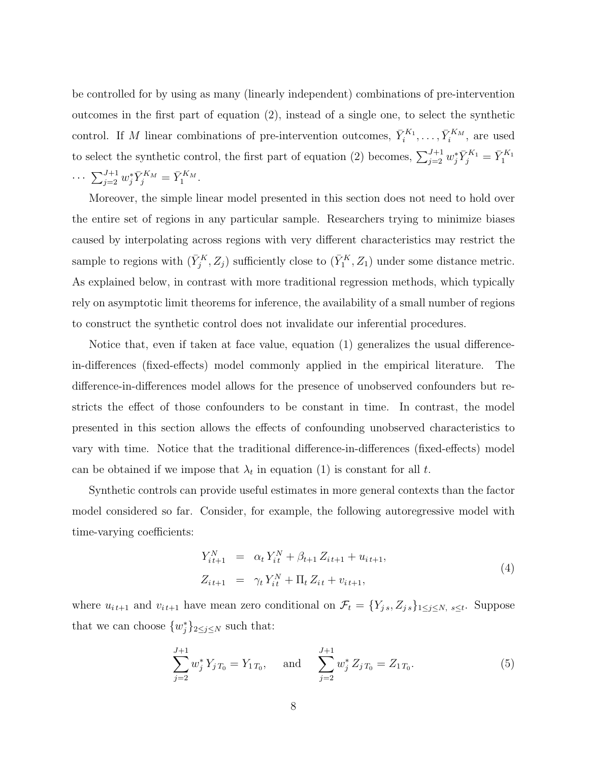be controlled for by using as many (linearly independent) combinations of pre-intervention outcomes in the first part of equation (2), instead of a single one, to select the synthetic control. If $M$ linear combinations of pre-intervention outcomes, $\bar{Y}_i^{K_1}, \ldots, \bar{Y}_i^{K_M}$, are used to select the synthetic control, the first part of equation (2) becomes, $\sum_{j=2}^{J+1} w_j^* \bar{Y}_j^{K_1} = \bar{Y}_1^{K_1}$ $\cdots$ $\sum_{j=2}^{J+1} w_j^* \bar{Y}_j^{K_M} = \bar{Y}_1^{K_M}$.

Moreover, the simple linear model presented in this section does not need to hold over the entire set of regions in any particular sample. Researchers trying to minimize biases caused by interpolating across regions with very different characteristics may restrict the sample to regions with $(\bar{Y}_j^K, Z_j)$ sufficiently close to $(\bar{Y}_1^K, Z_1)$ under some distance metric. As explained below, in contrast with more traditional regression methods, which typically rely on asymptotic limit theorems for inference, the availability of a small number of regions to construct the synthetic control does not invalidate our inferential procedures.

Notice that, even if taken at face value, equation (1) generalizes the usual difference-in-differences (fixed-effects) model commonly applied in the empirical literature. The difference-in-differences model allows for the presence of unobserved confounders but restricts the effect of those confounders to be constant in time. In contrast, the model presented in this section allows the effects of confounding unobserved characteristics to vary with time. Notice that the traditional difference-in-differences (fixed-effects) model can be obtained if we impose that $\lambda_t$ in equation (1) is constant for all $t$.

Synthetic controls can provide useful estimates in more general contexts than the factor model considered so far. Consider, for example, the following autoregressive model with time-varying coefficients:

$$
\begin{aligned}
Y_{i\,t+1}^N &= \alpha_t \, Y_{it}^N + \beta_{t+1} \, Z_{i\,t+1} + u_{i\,t+1}, \\
Z_{i\,t+1} &= \gamma_t \, Y_{it}^N + \Pi_t \, Z_{it} + v_{i\,t+1},
\end{aligned}
\tag{4}
$$

where $u_{i\,t+1}$ and $v_{i\,t+1}$ have mean zero conditional on $\mathcal{F}_t = \{Y_{j\,s}, Z_{j\,s}\}_{1 \leq j \leq N,\, s \leq t}$. Suppose that we can choose $\{w_j^*\}_{2 \leq j \leq N}$ such that:

$$
\sum_{j=2}^{J+1} w_j^* \, Y_{j\,T_0} = Y_{1\,T_0}, \quad \text{and} \quad \sum_{j=2}^{J+1} w_j^* \, Z_{j\,T_0} = Z_{1\,T_0}. \tag{5}
$$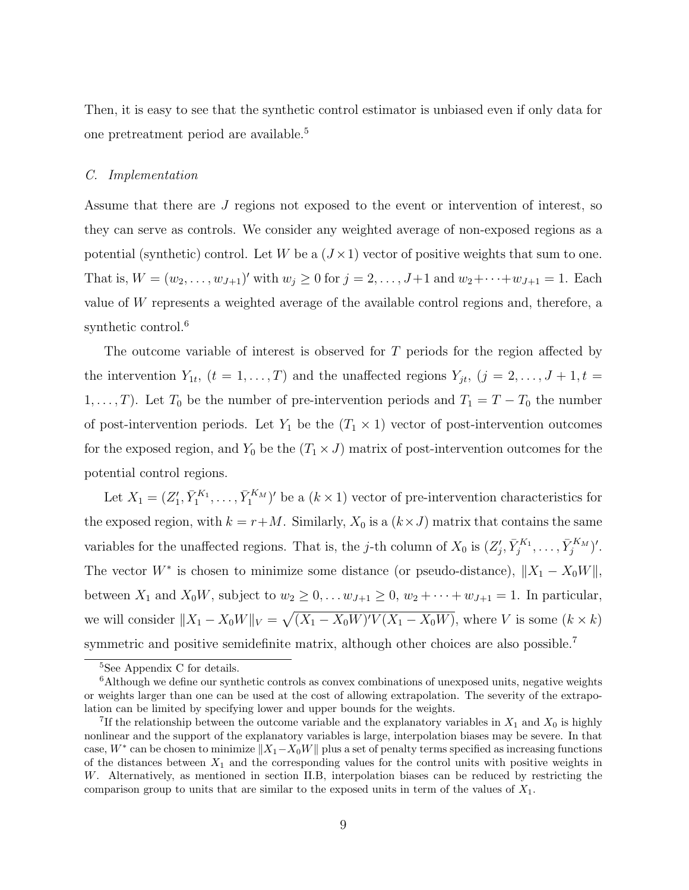Then, it is easy to see that the synthetic control estimator is unbiased even if only data for one pretreatment period are available.[5]

*C. Implementation*

Assume that there are $J$ regions not exposed to the event or intervention of interest, so they can serve as controls. We consider any weighted average of non-exposed regions as a potential (synthetic) control. Let $W$ be a $(J \times 1)$ vector of positive weights that sum to one. That is, $W = (w_2, \ldots, w_{J+1})'$ with $w_j \geq 0$ for $j = 2, \ldots, J+1$ and $w_2 + \cdots + w_{J+1} = 1$. Each value of $W$ represents a weighted average of the available control regions and, therefore, a synthetic control.[6]

The outcome variable of interest is observed for $T$ periods for the region affected by the intervention $Y_{1t}$, $(t = 1, \ldots, T)$ and the unaffected regions $Y_{jt}$, $(j = 2, \ldots, J+1, t = 1, \ldots, T)$. Let $T_0$ be the number of pre-intervention periods and $T_1 = T - T_0$ the number of post-intervention periods. Let $Y_1$ be the $(T_1 \times 1)$ vector of post-intervention outcomes for the exposed region, and $Y_0$ be the $(T_1 \times J)$ matrix of post-intervention outcomes for the potential control regions.

Let $X_1 = (Z_1', \bar{Y}_1^{K_1}, \ldots, \bar{Y}_1^{K_M})'$ be a $(k \times 1)$ vector of pre-intervention characteristics for the exposed region, with $k = r + M$. Similarly, $X_0$ is a $(k \times J)$ matrix that contains the same variables for the unaffected regions. That is, the $j$-th column of $X_0$ is $(Z_j', \bar{Y}_j^{K_1}, \ldots, \bar{Y}_j^{K_M})'$. The vector $W^*$ is chosen to minimize some distance (or pseudo-distance), $\|X_1 - X_0 W\|$, between $X_1$ and $X_0 W$, subject to $w_2 \geq 0, \ldots w_{J+1} \geq 0$, $w_2 + \cdots + w_{J+1} = 1$. In particular, we will consider $\|X_1 - X_0 W\|_V = \sqrt{(X_1 - X_0 W)' V (X_1 - X_0 W)}$, where $V$ is some $(k \times k)$ symmetric and positive semidefinite matrix, although other choices are also possible.[7]

---

[5] See Appendix C for details.

[6] Although we define our synthetic controls as convex combinations of unexposed units, negative weights or weights larger than one can be used at the cost of allowing extrapolation. The severity of the extrapolation can be limited by specifying lower and upper bounds for the weights.

[7] If the relationship between the outcome variable and the explanatory variables in $X_1$ and $X_0$ is highly nonlinear and the support of the explanatory variables is large, interpolation biases may be severe. In that case, $W^*$ can be chosen to minimize $\|X_1 - X_0 W\|$ plus a set of penalty terms specified as increasing functions of the distances between $X_1$ and the corresponding values for the control units with positive weights in $W$. Alternatively, as mentioned in section II.B, interpolation biases can be reduced by restricting the comparison group to units that are similar to the exposed units in term of the values of $X_1$.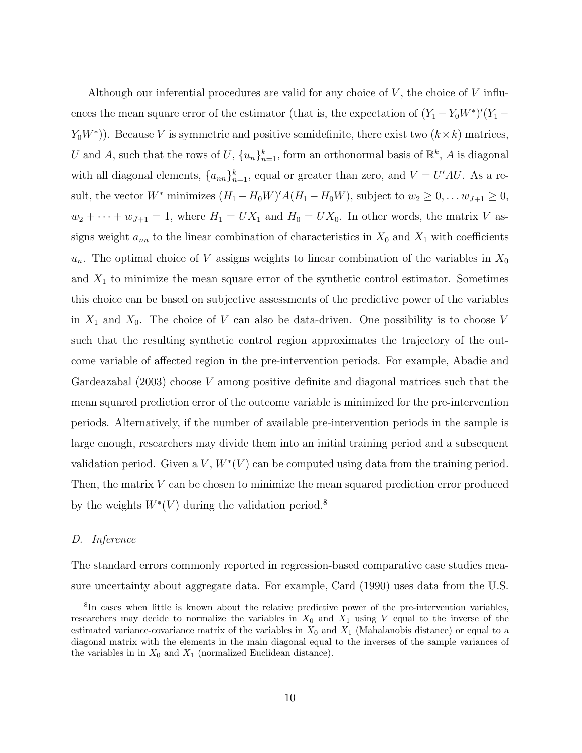Although our inferential procedures are valid for any choice of $V$, the choice of $V$ influences the mean square error of the estimator (that is, the expectation of $(Y_1 - Y_0 W^*)'(Y_1 - Y_0 W^*)$). Because $V$ is symmetric and positive semidefinite, there exist two $(k \times k)$ matrices, $U$ and $A$, such that the rows of $U$, $\{u_n\}_{n=1}^k$, form an orthonormal basis of $\mathbb{R}^k$, $A$ is diagonal with all diagonal elements, $\{a_{nn}\}_{n=1}^k$, equal or greater than zero, and $V = U'AU$. As a result, the vector $W^*$ minimizes $(H_1 - H_0 W)'A(H_1 - H_0 W)$, subject to $w_2 \geq 0, \ldots w_{J+1} \geq 0$, $w_2 + \cdots + w_{J+1} = 1$, where $H_1 = UX_1$ and $H_0 = UX_0$. In other words, the matrix $V$ assigns weight $a_{nn}$ to the linear combination of characteristics in $X_0$ and $X_1$ with coefficients $u_n$. The optimal choice of $V$ assigns weights to linear combination of the variables in $X_0$ and $X_1$ to minimize the mean square error of the synthetic control estimator. Sometimes this choice can be based on subjective assessments of the predictive power of the variables in $X_1$ and $X_0$. The choice of $V$ can also be data-driven. One possibility is to choose $V$ such that the resulting synthetic control region approximates the trajectory of the outcome variable of affected region in the pre-intervention periods. For example, Abadie and Gardeazabal (2003) choose $V$ among positive definite and diagonal matrices such that the mean squared prediction error of the outcome variable is minimized for the pre-intervention periods. Alternatively, if the number of available pre-intervention periods in the sample is large enough, researchers may divide them into an initial training period and a subsequent validation period. Given a $V$, $W^*(V)$ can be computed using data from the training period. Then, the matrix $V$ can be chosen to minimize the mean squared prediction error produced by the weights $W^*(V)$ during the validation period.[8]

*D. Inference*

The standard errors commonly reported in regression-based comparative case studies measure uncertainty about aggregate data. For example, Card (1990) uses data from the U.S.

[8] In cases when little is known about the relative predictive power of the pre-intervention variables, researchers may decide to normalize the variables in $X_0$ and $X_1$ using $V$ equal to the inverse of the estimated variance-covariance matrix of the variables in $X_0$ and $X_1$ (Mahalanobis distance) or equal to a diagonal matrix with the elements in the main diagonal equal to the inverses of the sample variances of the variables in in $X_0$ and $X_1$ (normalized Euclidean distance).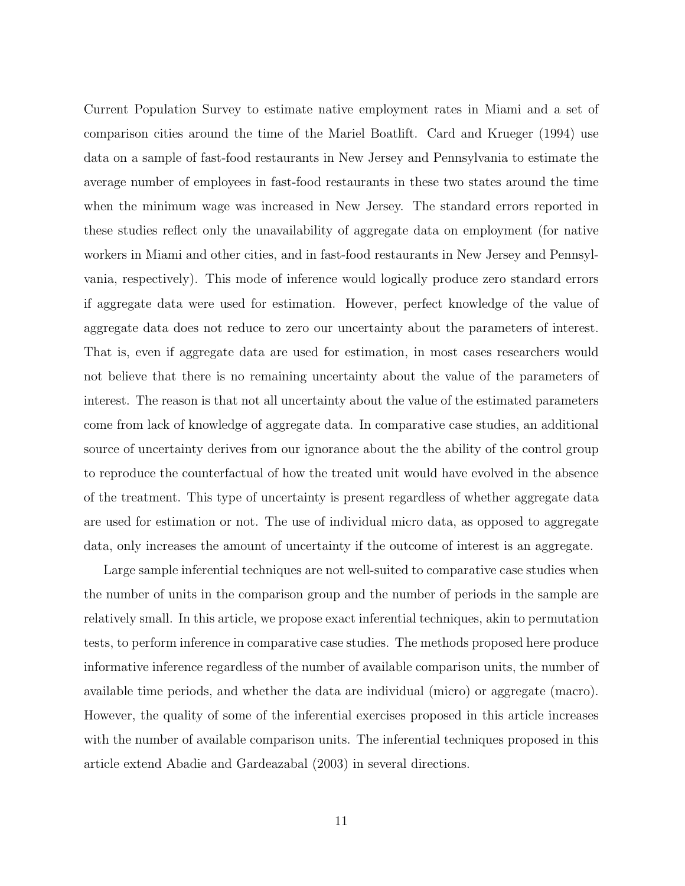Current Population Survey to estimate native employment rates in Miami and a set of comparison cities around the time of the Mariel Boatlift. Card and Krueger (1994) use data on a sample of fast-food restaurants in New Jersey and Pennsylvania to estimate the average number of employees in fast-food restaurants in these two states around the time when the minimum wage was increased in New Jersey. The standard errors reported in these studies reflect only the unavailability of aggregate data on employment (for native workers in Miami and other cities, and in fast-food restaurants in New Jersey and Pennsylvania, respectively). This mode of inference would logically produce zero standard errors if aggregate data were used for estimation. However, perfect knowledge of the value of aggregate data does not reduce to zero our uncertainty about the parameters of interest. That is, even if aggregate data are used for estimation, in most cases researchers would not believe that there is no remaining uncertainty about the value of the parameters of interest. The reason is that not all uncertainty about the value of the estimated parameters come from lack of knowledge of aggregate data. In comparative case studies, an additional source of uncertainty derives from our ignorance about the the ability of the control group to reproduce the counterfactual of how the treated unit would have evolved in the absence of the treatment. This type of uncertainty is present regardless of whether aggregate data are used for estimation or not. The use of individual micro data, as opposed to aggregate data, only increases the amount of uncertainty if the outcome of interest is an aggregate.

Large sample inferential techniques are not well-suited to comparative case studies when the number of units in the comparison group and the number of periods in the sample are relatively small. In this article, we propose exact inferential techniques, akin to permutation tests, to perform inference in comparative case studies. The methods proposed here produce informative inference regardless of the number of available comparison units, the number of available time periods, and whether the data are individual (micro) or aggregate (macro). However, the quality of some of the inferential exercises proposed in this article increases with the number of available comparison units. The inferential techniques proposed in this article extend Abadie and Gardeazabal (2003) in several directions.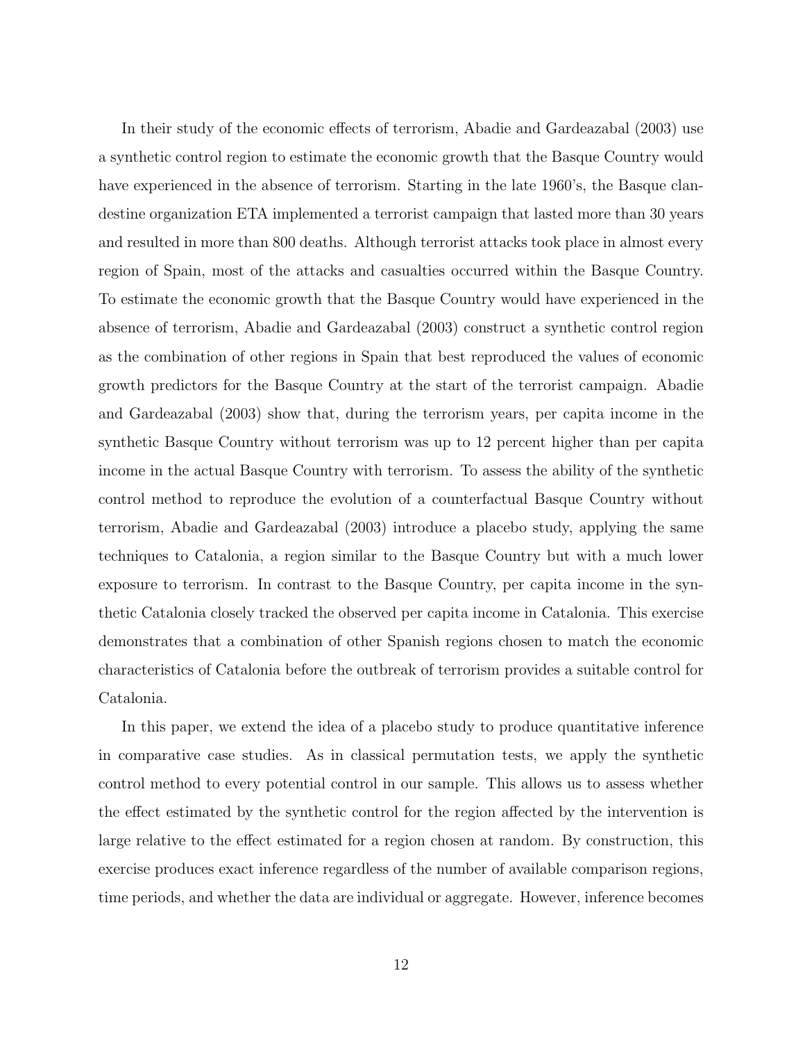In their study of the economic effects of terrorism, Abadie and Gardeazabal (2003) use a synthetic control region to estimate the economic growth that the Basque Country would have experienced in the absence of terrorism. Starting in the late 1960's, the Basque clandestine organization ETA implemented a terrorist campaign that lasted more than 30 years and resulted in more than 800 deaths. Although terrorist attacks took place in almost every region of Spain, most of the attacks and casualties occurred within the Basque Country. To estimate the economic growth that the Basque Country would have experienced in the absence of terrorism, Abadie and Gardeazabal (2003) construct a synthetic control region as the combination of other regions in Spain that best reproduced the values of economic growth predictors for the Basque Country at the start of the terrorist campaign. Abadie and Gardeazabal (2003) show that, during the terrorism years, per capita income in the synthetic Basque Country without terrorism was up to 12 percent higher than per capita income in the actual Basque Country with terrorism. To assess the ability of the synthetic control method to reproduce the evolution of a counterfactual Basque Country without terrorism, Abadie and Gardeazabal (2003) introduce a placebo study, applying the same techniques to Catalonia, a region similar to the Basque Country but with a much lower exposure to terrorism. In contrast to the Basque Country, per capita income in the synthetic Catalonia closely tracked the observed per capita income in Catalonia. This exercise demonstrates that a combination of other Spanish regions chosen to match the economic characteristics of Catalonia before the outbreak of terrorism provides a suitable control for Catalonia.

In this paper, we extend the idea of a placebo study to produce quantitative inference in comparative case studies. As in classical permutation tests, we apply the synthetic control method to every potential control in our sample. This allows us to assess whether the effect estimated by the synthetic control for the region affected by the intervention is large relative to the effect estimated for a region chosen at random. By construction, this exercise produces exact inference regardless of the number of available comparison regions, time periods, and whether the data are individual or aggregate. However, inference becomes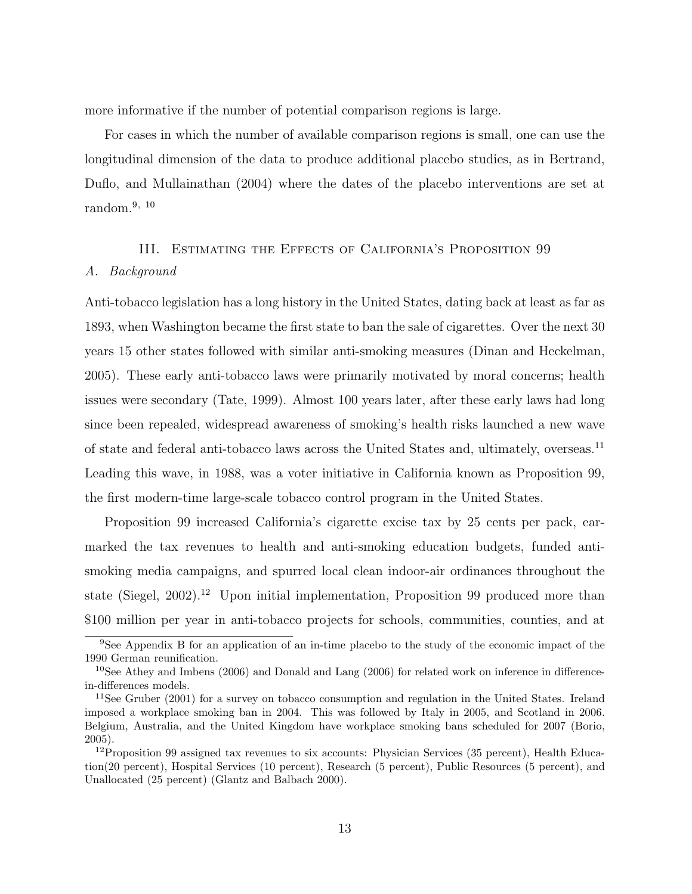more informative if the number of potential comparison regions is large.

For cases in which the number of available comparison regions is small, one can use the longitudinal dimension of the data to produce additional placebo studies, as in Bertrand, Duflo, and Mullainathan (2004) where the dates of the placebo interventions are set at random.[9, 10]

## III. Estimating the Effects of California's Proposition 99

### *A. Background*

Anti-tobacco legislation has a long history in the United States, dating back at least as far as 1893, when Washington became the first state to ban the sale of cigarettes. Over the next 30 years 15 other states followed with similar anti-smoking measures (Dinan and Heckelman, 2005). These early anti-tobacco laws were primarily motivated by moral concerns; health issues were secondary (Tate, 1999). Almost 100 years later, after these early laws had long since been repealed, widespread awareness of smoking's health risks launched a new wave of state and federal anti-tobacco laws across the United States and, ultimately, overseas.[11] Leading this wave, in 1988, was a voter initiative in California known as Proposition 99, the first modern-time large-scale tobacco control program in the United States.

Proposition 99 increased California's cigarette excise tax by 25 cents per pack, earmarked the tax revenues to health and anti-smoking education budgets, funded anti-smoking media campaigns, and spurred local clean indoor-air ordinances throughout the state (Siegel, 2002).[12] Upon initial implementation, Proposition 99 produced more than $100 million per year in anti-tobacco projects for schools, communities, counties, and at

---

[9] See Appendix B for an application of an in-time placebo to the study of the economic impact of the 1990 German reunification.

[10] See Athey and Imbens (2006) and Donald and Lang (2006) for related work on inference in difference-in-differences models.

[11] See Gruber (2001) for a survey on tobacco consumption and regulation in the United States. Ireland imposed a workplace smoking ban in 2004. This was followed by Italy in 2005, and Scotland in 2006. Belgium, Australia, and the United Kingdom have workplace smoking bans scheduled for 2007 (Borio, 2005).

[12] Proposition 99 assigned tax revenues to six accounts: Physician Services (35 percent), Health Education(20 percent), Hospital Services (10 percent), Research (5 percent), Public Resources (5 percent), and Unallocated (25 percent) (Glantz and Balbach 2000).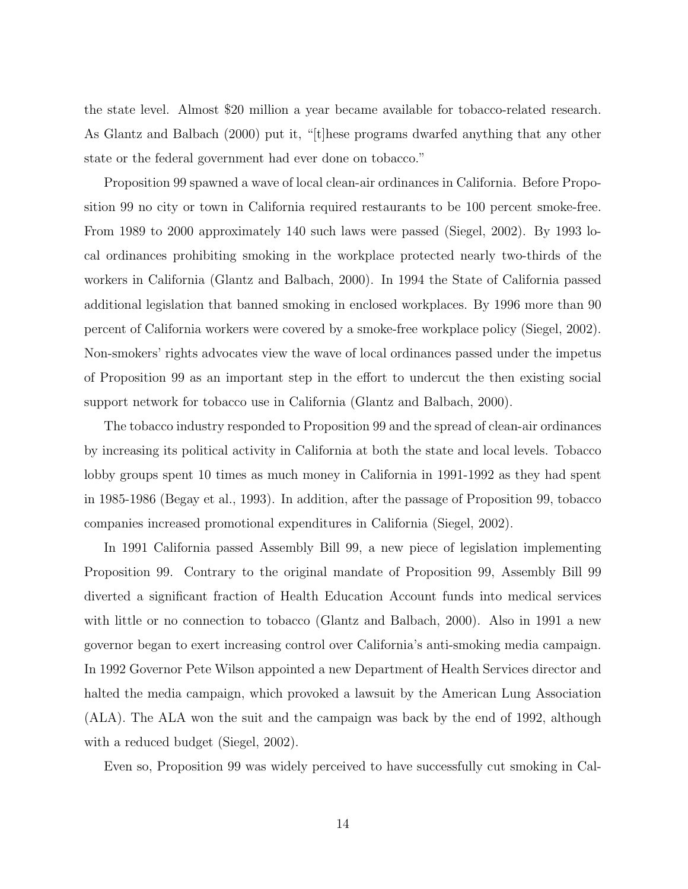the state level. Almost $20 million a year became available for tobacco-related research. As Glantz and Balbach (2000) put it, "[t]hese programs dwarfed anything that any other state or the federal government had ever done on tobacco."

Proposition 99 spawned a wave of local clean-air ordinances in California. Before Proposition 99 no city or town in California required restaurants to be 100 percent smoke-free. From 1989 to 2000 approximately 140 such laws were passed (Siegel, 2002). By 1993 local ordinances prohibiting smoking in the workplace protected nearly two-thirds of the workers in California (Glantz and Balbach, 2000). In 1994 the State of California passed additional legislation that banned smoking in enclosed workplaces. By 1996 more than 90 percent of California workers were covered by a smoke-free workplace policy (Siegel, 2002). Non-smokers' rights advocates view the wave of local ordinances passed under the impetus of Proposition 99 as an important step in the effort to undercut the then existing social support network for tobacco use in California (Glantz and Balbach, 2000).

The tobacco industry responded to Proposition 99 and the spread of clean-air ordinances by increasing its political activity in California at both the state and local levels. Tobacco lobby groups spent 10 times as much money in California in 1991-1992 as they had spent in 1985-1986 (Begay et al., 1993). In addition, after the passage of Proposition 99, tobacco companies increased promotional expenditures in California (Siegel, 2002).

In 1991 California passed Assembly Bill 99, a new piece of legislation implementing Proposition 99. Contrary to the original mandate of Proposition 99, Assembly Bill 99 diverted a significant fraction of Health Education Account funds into medical services with little or no connection to tobacco (Glantz and Balbach, 2000). Also in 1991 a new governor began to exert increasing control over California's anti-smoking media campaign. In 1992 Governor Pete Wilson appointed a new Department of Health Services director and halted the media campaign, which provoked a lawsuit by the American Lung Association (ALA). The ALA won the suit and the campaign was back by the end of 1992, although with a reduced budget (Siegel, 2002).

Even so, Proposition 99 was widely perceived to have successfully cut smoking in Cal-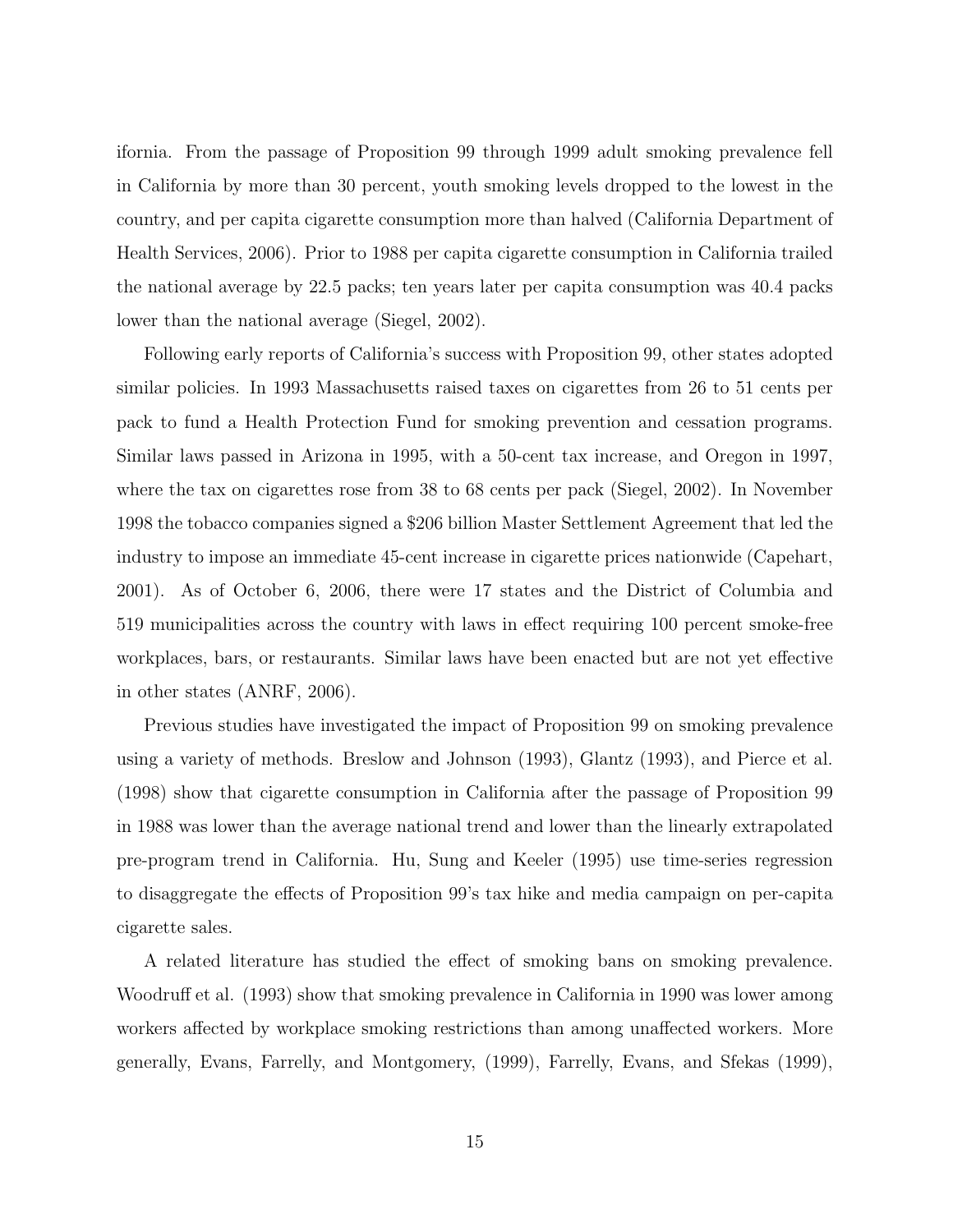ifornia. From the passage of Proposition 99 through 1999 adult smoking prevalence fell in California by more than 30 percent, youth smoking levels dropped to the lowest in the country, and per capita cigarette consumption more than halved (California Department of Health Services, 2006). Prior to 1988 per capita cigarette consumption in California trailed the national average by 22.5 packs; ten years later per capita consumption was 40.4 packs lower than the national average (Siegel, 2002).

Following early reports of California's success with Proposition 99, other states adopted similar policies. In 1993 Massachusetts raised taxes on cigarettes from 26 to 51 cents per pack to fund a Health Protection Fund for smoking prevention and cessation programs. Similar laws passed in Arizona in 1995, with a 50-cent tax increase, and Oregon in 1997, where the tax on cigarettes rose from 38 to 68 cents per pack (Siegel, 2002). In November 1998 the tobacco companies signed a $206 billion Master Settlement Agreement that led the industry to impose an immediate 45-cent increase in cigarette prices nationwide (Capehart, 2001). As of October 6, 2006, there were 17 states and the District of Columbia and 519 municipalities across the country with laws in effect requiring 100 percent smoke-free workplaces, bars, or restaurants. Similar laws have been enacted but are not yet effective in other states (ANRF, 2006).

Previous studies have investigated the impact of Proposition 99 on smoking prevalence using a variety of methods. Breslow and Johnson (1993), Glantz (1993), and Pierce et al. (1998) show that cigarette consumption in California after the passage of Proposition 99 in 1988 was lower than the average national trend and lower than the linearly extrapolated pre-program trend in California. Hu, Sung and Keeler (1995) use time-series regression to disaggregate the effects of Proposition 99's tax hike and media campaign on per-capita cigarette sales.

A related literature has studied the effect of smoking bans on smoking prevalence. Woodruff et al. (1993) show that smoking prevalence in California in 1990 was lower among workers affected by workplace smoking restrictions than among unaffected workers. More generally, Evans, Farrelly, and Montgomery, (1999), Farrelly, Evans, and Sfekas (1999),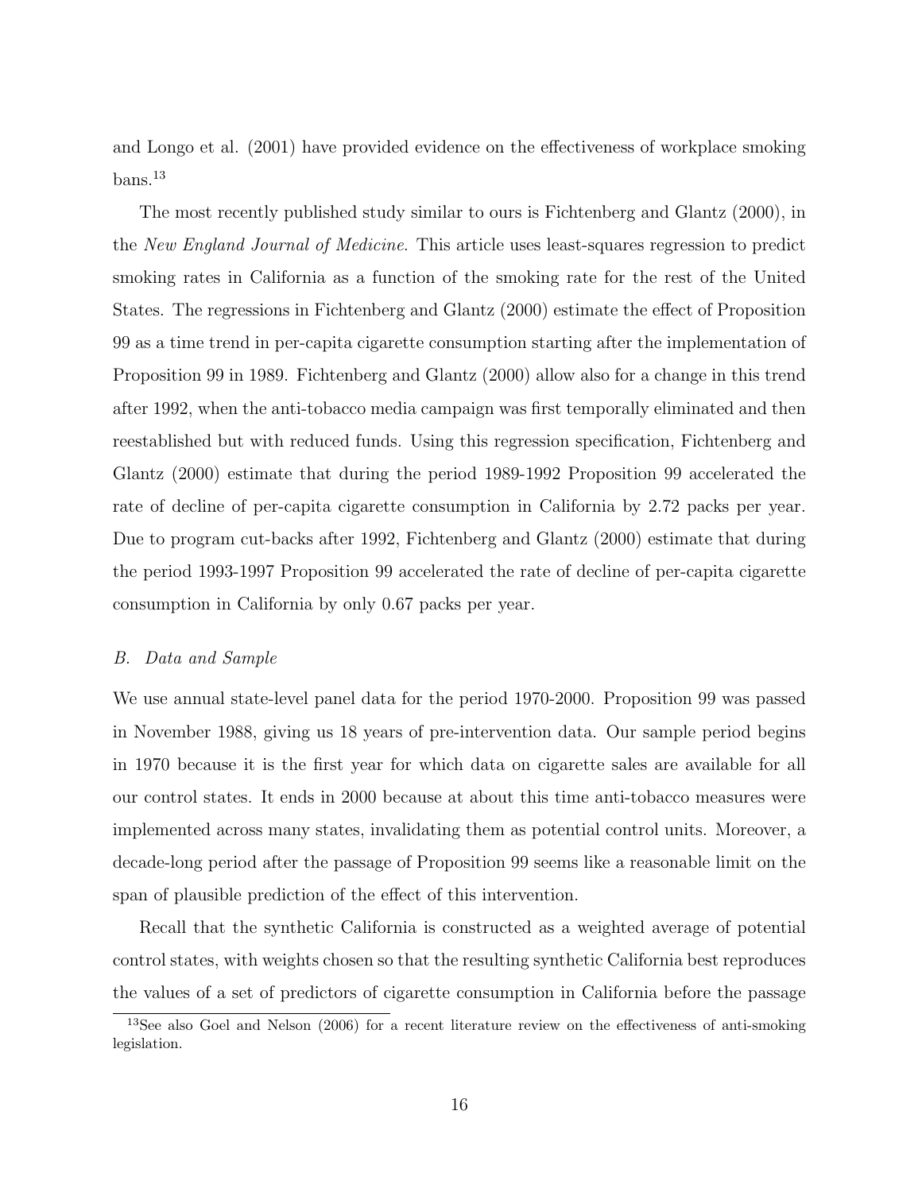and Longo et al. (2001) have provided evidence on the effectiveness of workplace smoking bans.[13]

The most recently published study similar to ours is Fichtenberg and Glantz (2000), in the *New England Journal of Medicine*. This article uses least-squares regression to predict smoking rates in California as a function of the smoking rate for the rest of the United States. The regressions in Fichtenberg and Glantz (2000) estimate the effect of Proposition 99 as a time trend in per-capita cigarette consumption starting after the implementation of Proposition 99 in 1989. Fichtenberg and Glantz (2000) allow also for a change in this trend after 1992, when the anti-tobacco media campaign was first temporally eliminated and then reestablished but with reduced funds. Using this regression specification, Fichtenberg and Glantz (2000) estimate that during the period 1989-1992 Proposition 99 accelerated the rate of decline of per-capita cigarette consumption in California by 2.72 packs per year. Due to program cut-backs after 1992, Fichtenberg and Glantz (2000) estimate that during the period 1993-1997 Proposition 99 accelerated the rate of decline of per-capita cigarette consumption in California by only 0.67 packs per year.

### *B. Data and Sample*

We use annual state-level panel data for the period 1970-2000. Proposition 99 was passed in November 1988, giving us 18 years of pre-intervention data. Our sample period begins in 1970 because it is the first year for which data on cigarette sales are available for all our control states. It ends in 2000 because at about this time anti-tobacco measures were implemented across many states, invalidating them as potential control units. Moreover, a decade-long period after the passage of Proposition 99 seems like a reasonable limit on the span of plausible prediction of the effect of this intervention.

Recall that the synthetic California is constructed as a weighted average of potential control states, with weights chosen so that the resulting synthetic California best reproduces the values of a set of predictors of cigarette consumption in California before the passage

[13] See also Goel and Nelson (2006) for a recent literature review on the effectiveness of anti-smoking legislation.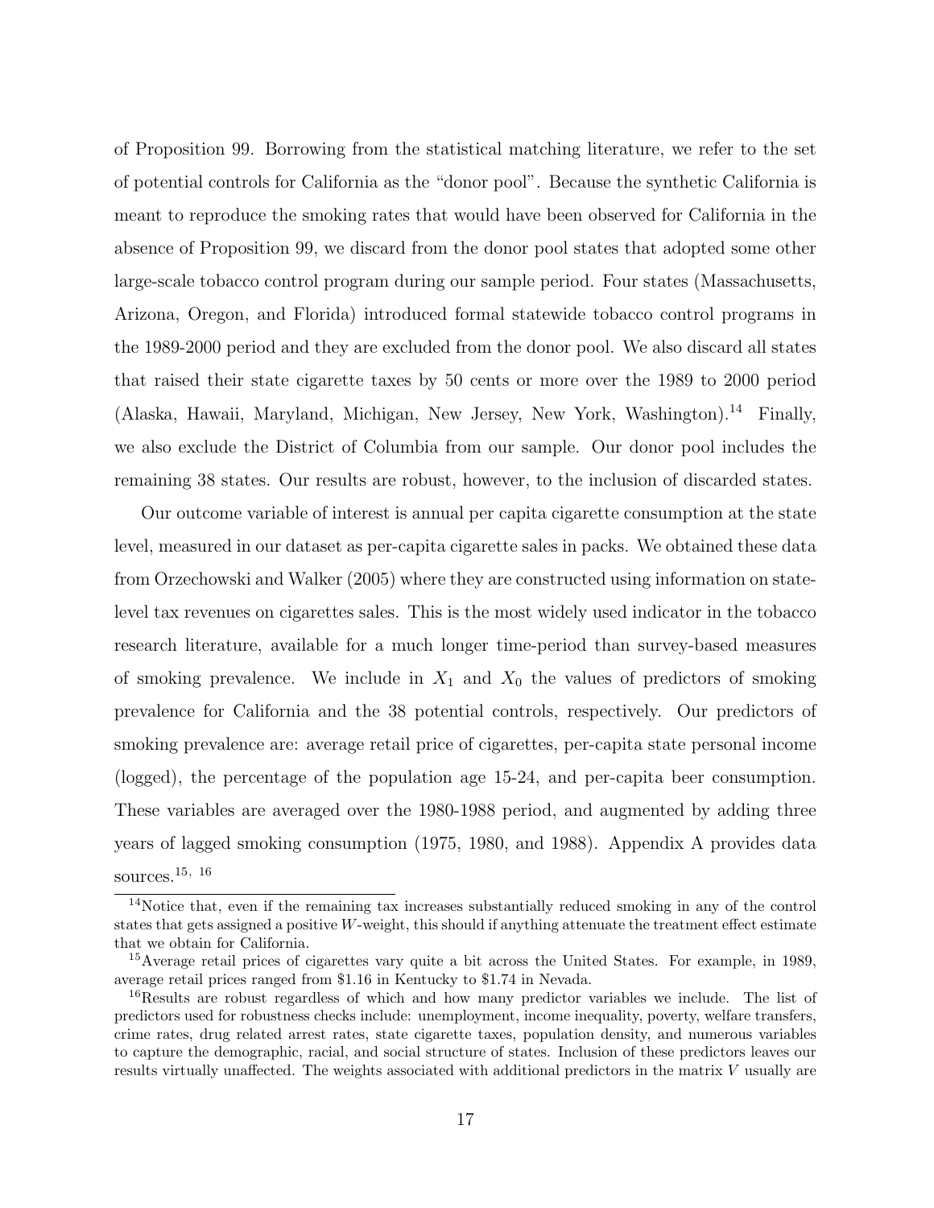of Proposition 99. Borrowing from the statistical matching literature, we refer to the set of potential controls for California as the "donor pool". Because the synthetic California is meant to reproduce the smoking rates that would have been observed for California in the absence of Proposition 99, we discard from the donor pool states that adopted some other large-scale tobacco control program during our sample period. Four states (Massachusetts, Arizona, Oregon, and Florida) introduced formal statewide tobacco control programs in the 1989-2000 period and they are excluded from the donor pool. We also discard all states that raised their state cigarette taxes by 50 cents or more over the 1989 to 2000 period (Alaska, Hawaii, Maryland, Michigan, New Jersey, New York, Washington).[14] Finally, we also exclude the District of Columbia from our sample. Our donor pool includes the remaining 38 states. Our results are robust, however, to the inclusion of discarded states.

Our outcome variable of interest is annual per capita cigarette consumption at the state level, measured in our dataset as per-capita cigarette sales in packs. We obtained these data from Orzechowski and Walker (2005) where they are constructed using information on state-level tax revenues on cigarettes sales. This is the most widely used indicator in the tobacco research literature, available for a much longer time-period than survey-based measures of smoking prevalence. We include in $X_1$ and $X_0$ the values of predictors of smoking prevalence for California and the 38 potential controls, respectively. Our predictors of smoking prevalence are: average retail price of cigarettes, per-capita state personal income (logged), the percentage of the population age 15-24, and per-capita beer consumption. These variables are averaged over the 1980-1988 period, and augmented by adding three years of lagged smoking consumption (1975, 1980, and 1988). Appendix A provides data sources.[15, 16]

---

[14] Notice that, even if the remaining tax increases substantially reduced smoking in any of the control states that gets assigned a positive $W$-weight, this should if anything attenuate the treatment effect estimate that we obtain for California.

[15] Average retail prices of cigarettes vary quite a bit across the United States. For example, in 1989, average retail prices ranged from \$1.16 in Kentucky to \$1.74 in Nevada.

[16] Results are robust regardless of which and how many predictor variables we include. The list of predictors used for robustness checks include: unemployment, income inequality, poverty, welfare transfers, crime rates, drug related arrest rates, state cigarette taxes, population density, and numerous variables to capture the demographic, racial, and social structure of states. Inclusion of these predictors leaves our results virtually unaffected. The weights associated with additional predictors in the matrix $V$ usually are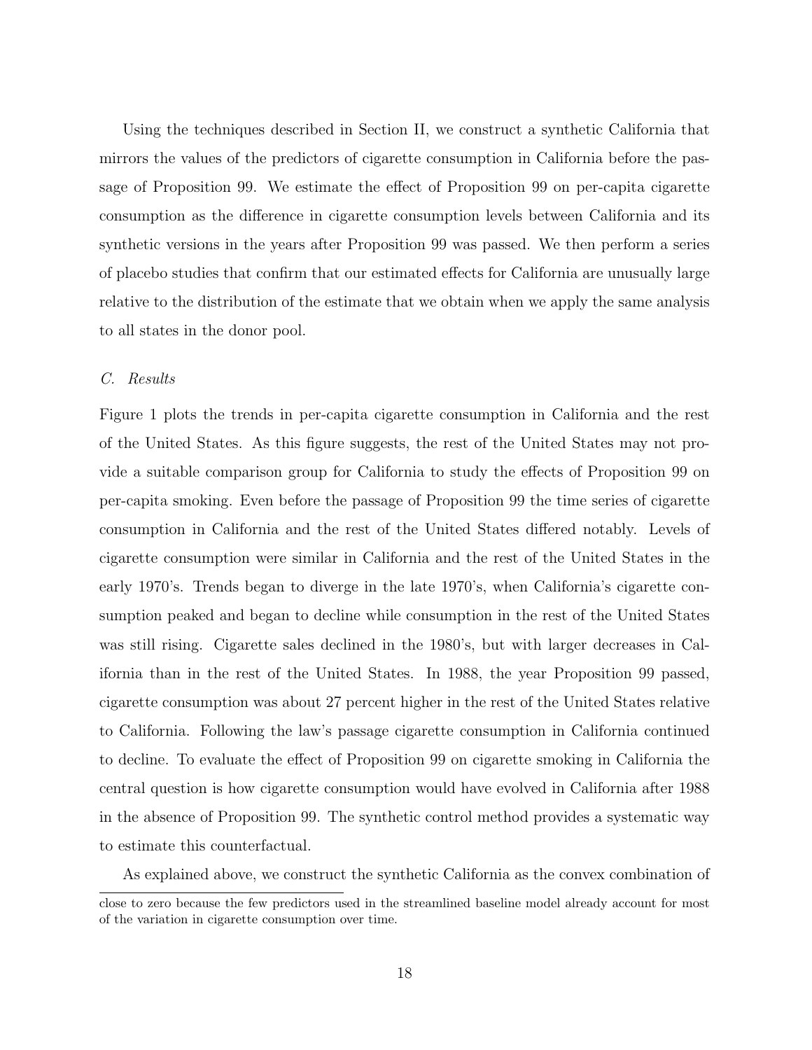Using the techniques described in Section II, we construct a synthetic California that mirrors the values of the predictors of cigarette consumption in California before the passage of Proposition 99. We estimate the effect of Proposition 99 on per-capita cigarette consumption as the difference in cigarette consumption levels between California and its synthetic versions in the years after Proposition 99 was passed. We then perform a series of placebo studies that confirm that our estimated effects for California are unusually large relative to the distribution of the estimate that we obtain when we apply the same analysis to all states in the donor pool.

*C. Results*

Figure 1 plots the trends in per-capita cigarette consumption in California and the rest of the United States. As this figure suggests, the rest of the United States may not provide a suitable comparison group for California to study the effects of Proposition 99 on per-capita smoking. Even before the passage of Proposition 99 the time series of cigarette consumption in California and the rest of the United States differed notably. Levels of cigarette consumption were similar in California and the rest of the United States in the early 1970's. Trends began to diverge in the late 1970's, when California's cigarette consumption peaked and began to decline while consumption in the rest of the United States was still rising. Cigarette sales declined in the 1980's, but with larger decreases in California than in the rest of the United States. In 1988, the year Proposition 99 passed, cigarette consumption was about 27 percent higher in the rest of the United States relative to California. Following the law's passage cigarette consumption in California continued to decline. To evaluate the effect of Proposition 99 on cigarette smoking in California the central question is how cigarette consumption would have evolved in California after 1988 in the absence of Proposition 99. The synthetic control method provides a systematic way to estimate this counterfactual.

As explained above, we construct the synthetic California as the convex combination of

close to zero because the few predictors used in the streamlined baseline model already account for most of the variation in cigarette consumption over time.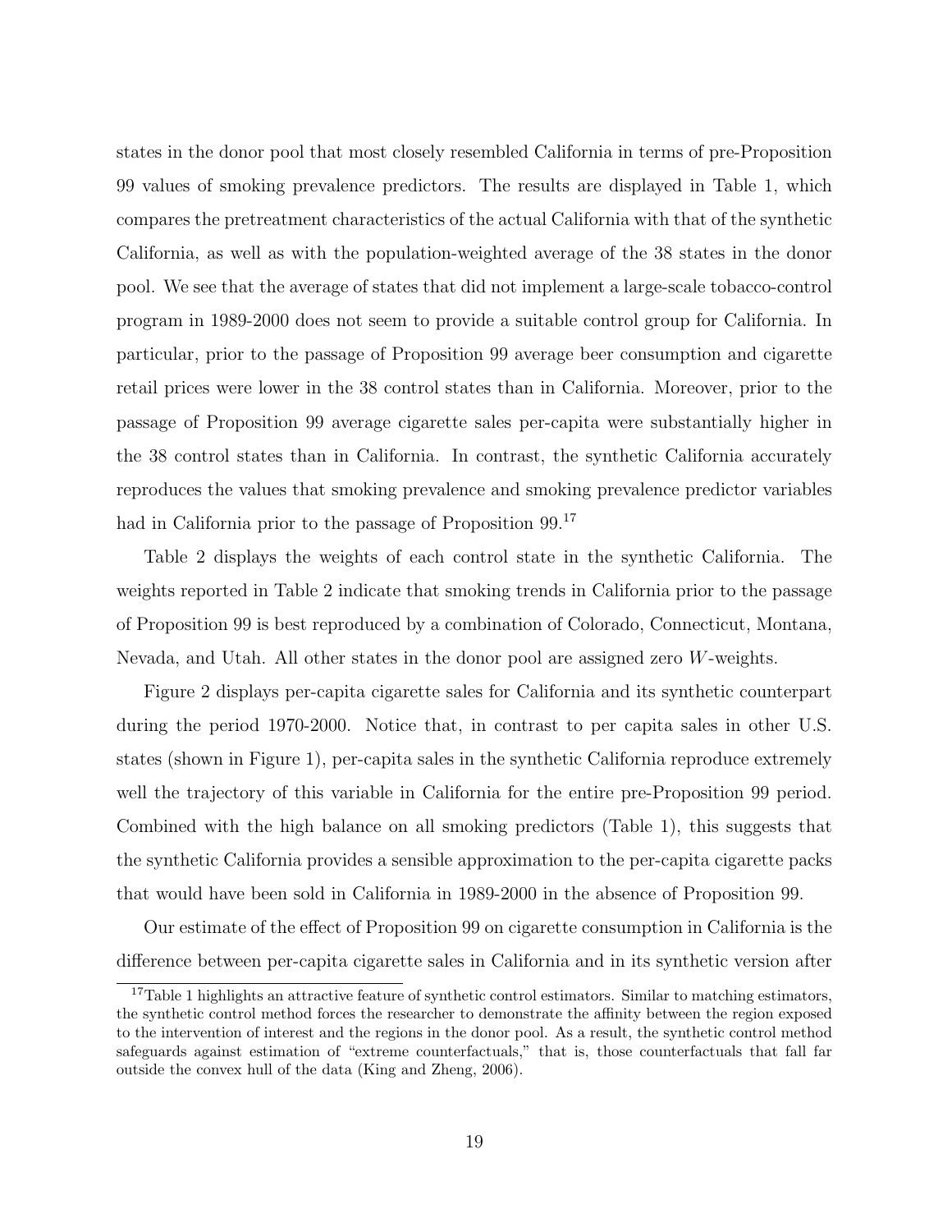states in the donor pool that most closely resembled California in terms of pre-Proposition 99 values of smoking prevalence predictors. The results are displayed in Table 1, which compares the pretreatment characteristics of the actual California with that of the synthetic California, as well as with the population-weighted average of the 38 states in the donor pool. We see that the average of states that did not implement a large-scale tobacco-control program in 1989-2000 does not seem to provide a suitable control group for California. In particular, prior to the passage of Proposition 99 average beer consumption and cigarette retail prices were lower in the 38 control states than in California. Moreover, prior to the passage of Proposition 99 average cigarette sales per-capita were substantially higher in the 38 control states than in California. In contrast, the synthetic California accurately reproduces the values that smoking prevalence and smoking prevalence predictor variables had in California prior to the passage of Proposition 99.[17]

Table 2 displays the weights of each control state in the synthetic California. The weights reported in Table 2 indicate that smoking trends in California prior to the passage of Proposition 99 is best reproduced by a combination of Colorado, Connecticut, Montana, Nevada, and Utah. All other states in the donor pool are assigned zero $W$-weights.

Figure 2 displays per-capita cigarette sales for California and its synthetic counterpart during the period 1970-2000. Notice that, in contrast to per capita sales in other U.S. states (shown in Figure 1), per-capita sales in the synthetic California reproduce extremely well the trajectory of this variable in California for the entire pre-Proposition 99 period. Combined with the high balance on all smoking predictors (Table 1), this suggests that the synthetic California provides a sensible approximation to the per-capita cigarette packs that would have been sold in California in 1989-2000 in the absence of Proposition 99.

Our estimate of the effect of Proposition 99 on cigarette consumption in California is the difference between per-capita cigarette sales in California and in its synthetic version after

[17] Table 1 highlights an attractive feature of synthetic control estimators. Similar to matching estimators, the synthetic control method forces the researcher to demonstrate the affinity between the region exposed to the intervention of interest and the regions in the donor pool. As a result, the synthetic control method safeguards against estimation of "extreme counterfactuals," that is, those counterfactuals that fall far outside the convex hull of the data (King and Zheng, 2006).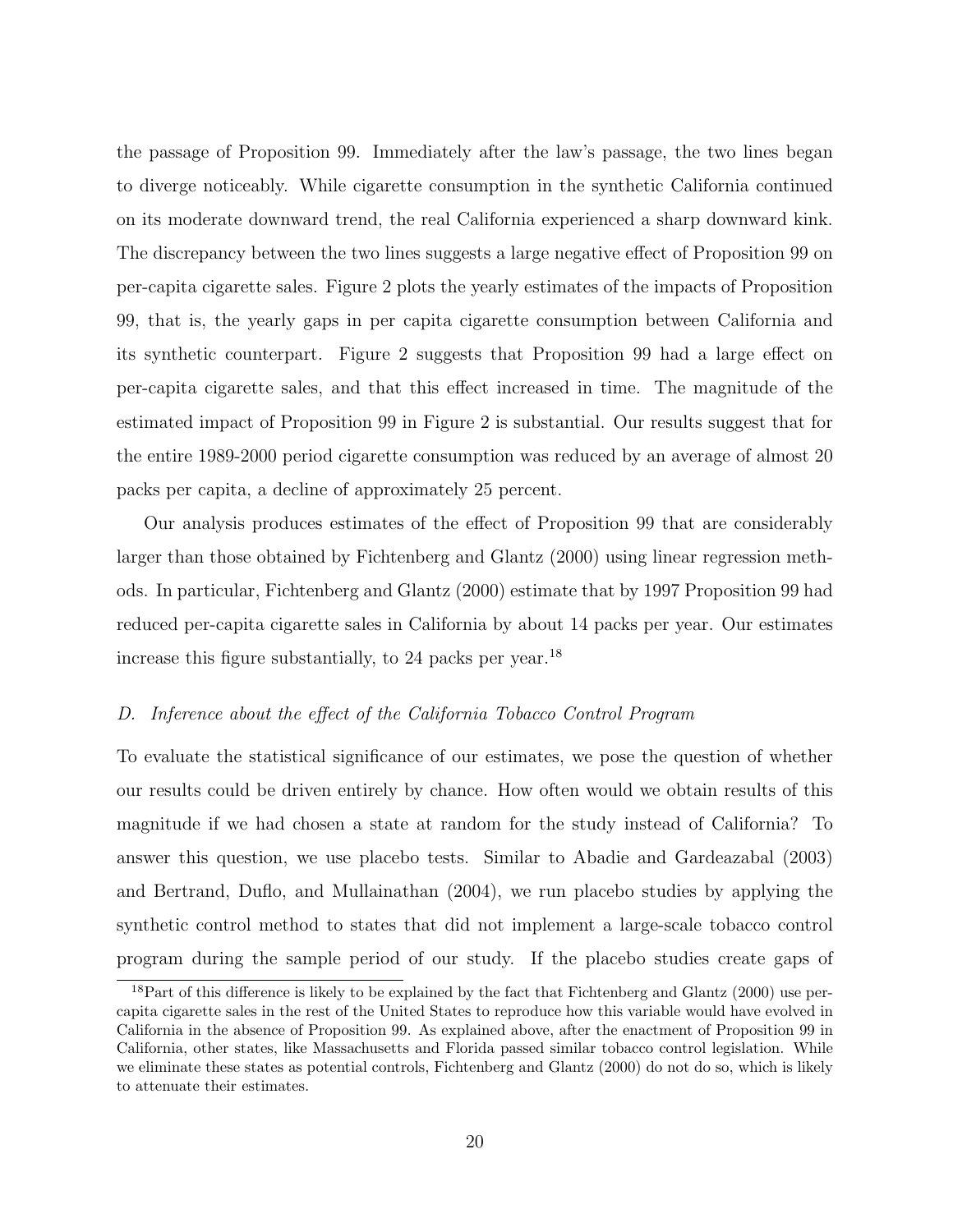the passage of Proposition 99. Immediately after the law's passage, the two lines began to diverge noticeably. While cigarette consumption in the synthetic California continued on its moderate downward trend, the real California experienced a sharp downward kink. The discrepancy between the two lines suggests a large negative effect of Proposition 99 on per-capita cigarette sales. Figure 2 plots the yearly estimates of the impacts of Proposition 99, that is, the yearly gaps in per capita cigarette consumption between California and its synthetic counterpart. Figure 2 suggests that Proposition 99 had a large effect on per-capita cigarette sales, and that this effect increased in time. The magnitude of the estimated impact of Proposition 99 in Figure 2 is substantial. Our results suggest that for the entire 1989-2000 period cigarette consumption was reduced by an average of almost 20 packs per capita, a decline of approximately 25 percent.

Our analysis produces estimates of the effect of Proposition 99 that are considerably larger than those obtained by Fichtenberg and Glantz (2000) using linear regression methods. In particular, Fichtenberg and Glantz (2000) estimate that by 1997 Proposition 99 had reduced per-capita cigarette sales in California by about 14 packs per year. Our estimates increase this figure substantially, to 24 packs per year.[18]

### *D. Inference about the effect of the California Tobacco Control Program*

To evaluate the statistical significance of our estimates, we pose the question of whether our results could be driven entirely by chance. How often would we obtain results of this magnitude if we had chosen a state at random for the study instead of California? To answer this question, we use placebo tests. Similar to Abadie and Gardeazabal (2003) and Bertrand, Duflo, and Mullainathan (2004), we run placebo studies by applying the synthetic control method to states that did not implement a large-scale tobacco control program during the sample period of our study. If the placebo studies create gaps of

[18] Part of this difference is likely to be explained by the fact that Fichtenberg and Glantz (2000) use per-capita cigarette sales in the rest of the United States to reproduce how this variable would have evolved in California in the absence of Proposition 99. As explained above, after the enactment of Proposition 99 in California, other states, like Massachusetts and Florida passed similar tobacco control legislation. While we eliminate these states as potential controls, Fichtenberg and Glantz (2000) do not do so, which is likely to attenuate their estimates.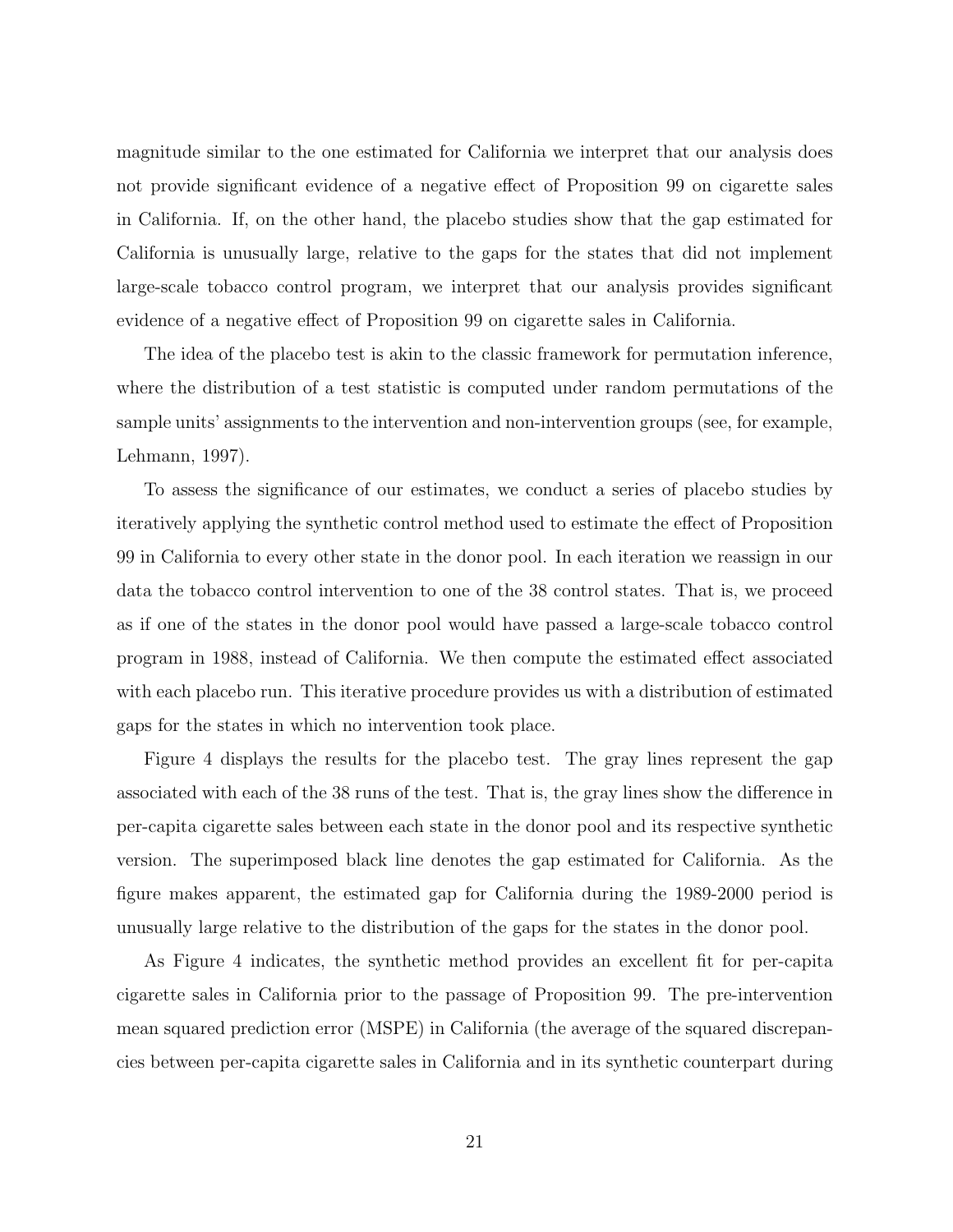magnitude similar to the one estimated for California we interpret that our analysis does not provide significant evidence of a negative effect of Proposition 99 on cigarette sales in California. If, on the other hand, the placebo studies show that the gap estimated for California is unusually large, relative to the gaps for the states that did not implement large-scale tobacco control program, we interpret that our analysis provides significant evidence of a negative effect of Proposition 99 on cigarette sales in California.

The idea of the placebo test is akin to the classic framework for permutation inference, where the distribution of a test statistic is computed under random permutations of the sample units' assignments to the intervention and non-intervention groups (see, for example, Lehmann, 1997).

To assess the significance of our estimates, we conduct a series of placebo studies by iteratively applying the synthetic control method used to estimate the effect of Proposition 99 in California to every other state in the donor pool. In each iteration we reassign in our data the tobacco control intervention to one of the 38 control states. That is, we proceed as if one of the states in the donor pool would have passed a large-scale tobacco control program in 1988, instead of California. We then compute the estimated effect associated with each placebo run. This iterative procedure provides us with a distribution of estimated gaps for the states in which no intervention took place.

Figure 4 displays the results for the placebo test. The gray lines represent the gap associated with each of the 38 runs of the test. That is, the gray lines show the difference in per-capita cigarette sales between each state in the donor pool and its respective synthetic version. The superimposed black line denotes the gap estimated for California. As the figure makes apparent, the estimated gap for California during the 1989-2000 period is unusually large relative to the distribution of the gaps for the states in the donor pool.

As Figure 4 indicates, the synthetic method provides an excellent fit for per-capita cigarette sales in California prior to the passage of Proposition 99. The pre-intervention mean squared prediction error (MSPE) in California (the average of the squared discrepancies between per-capita cigarette sales in California and in its synthetic counterpart during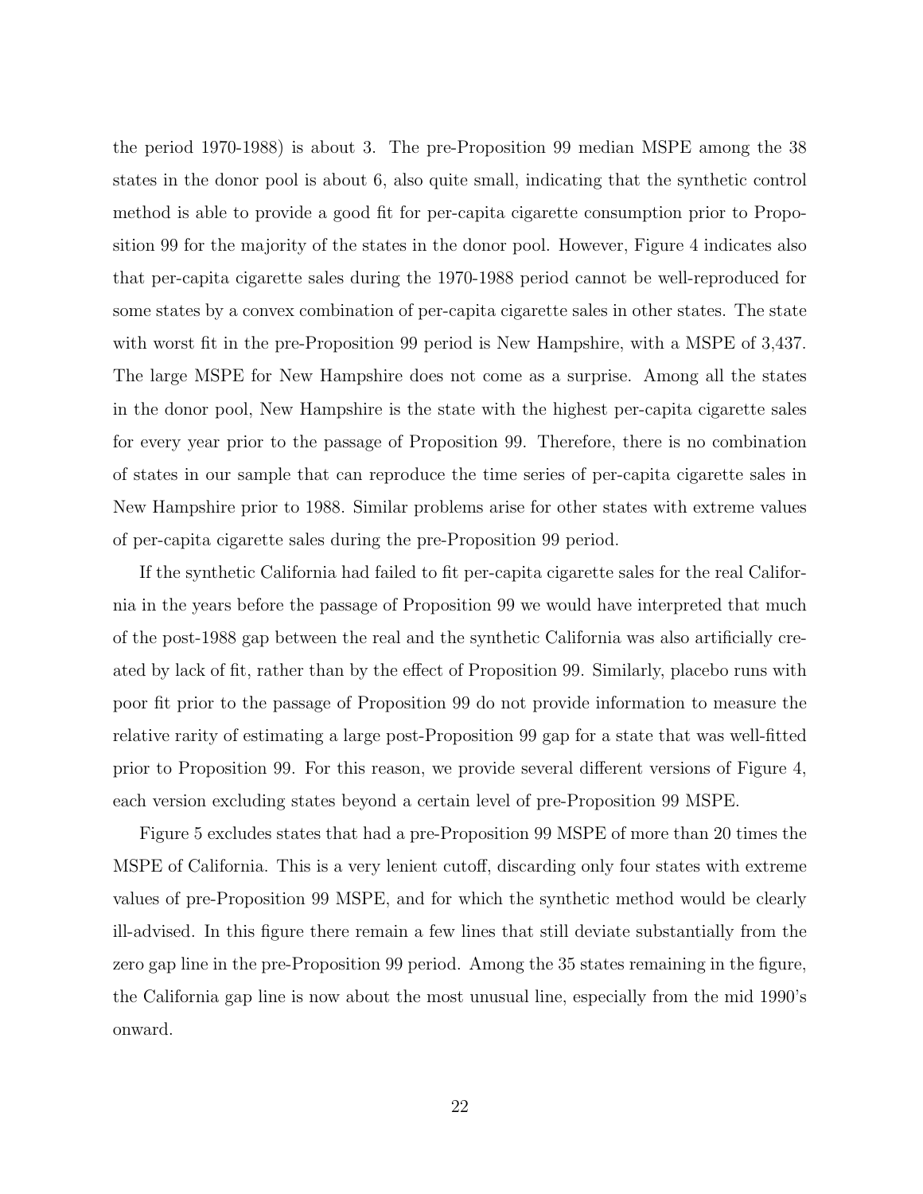the period 1970-1988) is about 3. The pre-Proposition 99 median MSPE among the 38 states in the donor pool is about 6, also quite small, indicating that the synthetic control method is able to provide a good fit for per-capita cigarette consumption prior to Proposition 99 for the majority of the states in the donor pool. However, Figure 4 indicates also that per-capita cigarette sales during the 1970-1988 period cannot be well-reproduced for some states by a convex combination of per-capita cigarette sales in other states. The state with worst fit in the pre-Proposition 99 period is New Hampshire, with a MSPE of 3,437. The large MSPE for New Hampshire does not come as a surprise. Among all the states in the donor pool, New Hampshire is the state with the highest per-capita cigarette sales for every year prior to the passage of Proposition 99. Therefore, there is no combination of states in our sample that can reproduce the time series of per-capita cigarette sales in New Hampshire prior to 1988. Similar problems arise for other states with extreme values of per-capita cigarette sales during the pre-Proposition 99 period.

If the synthetic California had failed to fit per-capita cigarette sales for the real California in the years before the passage of Proposition 99 we would have interpreted that much of the post-1988 gap between the real and the synthetic California was also artificially created by lack of fit, rather than by the effect of Proposition 99. Similarly, placebo runs with poor fit prior to the passage of Proposition 99 do not provide information to measure the relative rarity of estimating a large post-Proposition 99 gap for a state that was well-fitted prior to Proposition 99. For this reason, we provide several different versions of Figure 4, each version excluding states beyond a certain level of pre-Proposition 99 MSPE.

Figure 5 excludes states that had a pre-Proposition 99 MSPE of more than 20 times the MSPE of California. This is a very lenient cutoff, discarding only four states with extreme values of pre-Proposition 99 MSPE, and for which the synthetic method would be clearly ill-advised. In this figure there remain a few lines that still deviate substantially from the zero gap line in the pre-Proposition 99 period. Among the 35 states remaining in the figure, the California gap line is now about the most unusual line, especially from the mid 1990's onward.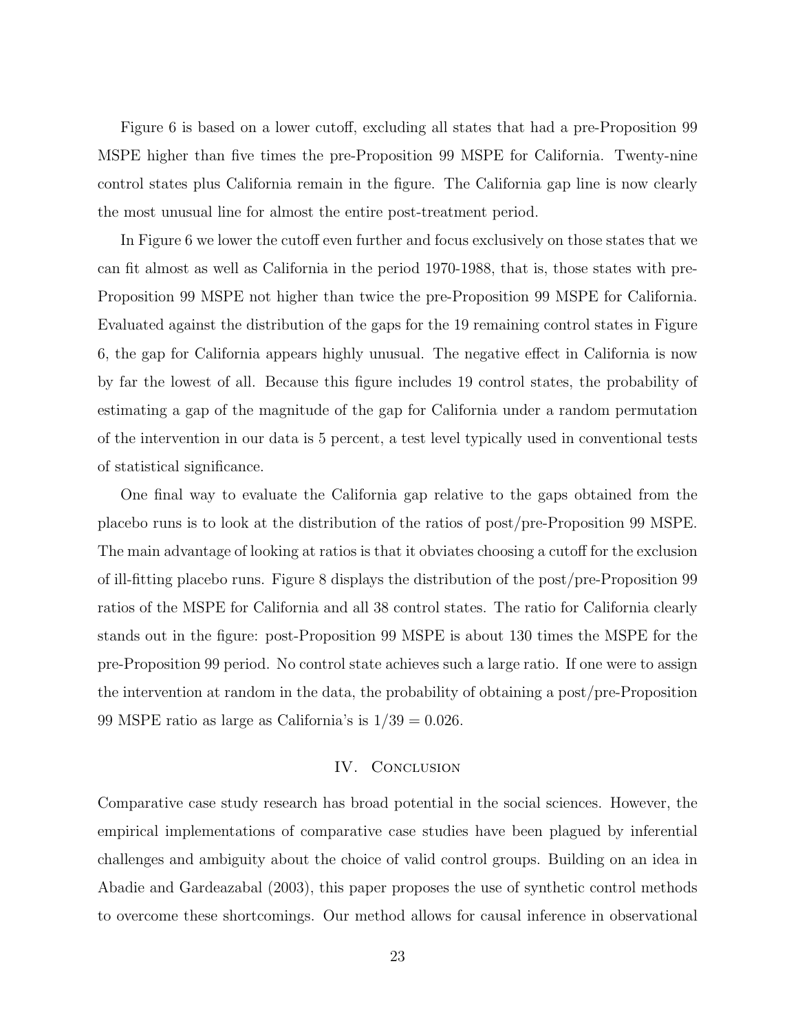Figure 6 is based on a lower cutoff, excluding all states that had a pre-Proposition 99 MSPE higher than five times the pre-Proposition 99 MSPE for California. Twenty-nine control states plus California remain in the figure. The California gap line is now clearly the most unusual line for almost the entire post-treatment period.

In Figure 6 we lower the cutoff even further and focus exclusively on those states that we can fit almost as well as California in the period 1970-1988, that is, those states with pre-Proposition 99 MSPE not higher than twice the pre-Proposition 99 MSPE for California. Evaluated against the distribution of the gaps for the 19 remaining control states in Figure 6, the gap for California appears highly unusual. The negative effect in California is now by far the lowest of all. Because this figure includes 19 control states, the probability of estimating a gap of the magnitude of the gap for California under a random permutation of the intervention in our data is 5 percent, a test level typically used in conventional tests of statistical significance.

One final way to evaluate the California gap relative to the gaps obtained from the placebo runs is to look at the distribution of the ratios of post/pre-Proposition 99 MSPE. The main advantage of looking at ratios is that it obviates choosing a cutoff for the exclusion of ill-fitting placebo runs. Figure 8 displays the distribution of the post/pre-Proposition 99 ratios of the MSPE for California and all 38 control states. The ratio for California clearly stands out in the figure: post-Proposition 99 MSPE is about 130 times the MSPE for the pre-Proposition 99 period. No control state achieves such a large ratio. If one were to assign the intervention at random in the data, the probability of obtaining a post/pre-Proposition 99 MSPE ratio as large as California's is $1/39 = 0.026$.

## IV. Conclusion

Comparative case study research has broad potential in the social sciences. However, the empirical implementations of comparative case studies have been plagued by inferential challenges and ambiguity about the choice of valid control groups. Building on an idea in Abadie and Gardeazabal (2003), this paper proposes the use of synthetic control methods to overcome these shortcomings. Our method allows for causal inference in observational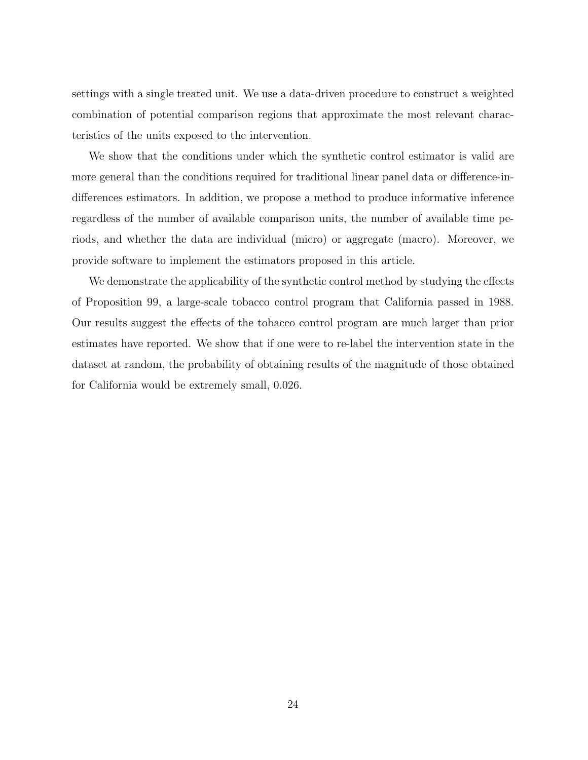settings with a single treated unit. We use a data-driven procedure to construct a weighted combination of potential comparison regions that approximate the most relevant characteristics of the units exposed to the intervention.

We show that the conditions under which the synthetic control estimator is valid are more general than the conditions required for traditional linear panel data or difference-in-differences estimators. In addition, we propose a method to produce informative inference regardless of the number of available comparison units, the number of available time periods, and whether the data are individual (micro) or aggregate (macro). Moreover, we provide software to implement the estimators proposed in this article.

We demonstrate the applicability of the synthetic control method by studying the effects of Proposition 99, a large-scale tobacco control program that California passed in 1988. Our results suggest the effects of the tobacco control program are much larger than prior estimates have reported. We show that if one were to re-label the intervention state in the dataset at random, the probability of obtaining results of the magnitude of those obtained for California would be extremely small, 0.026.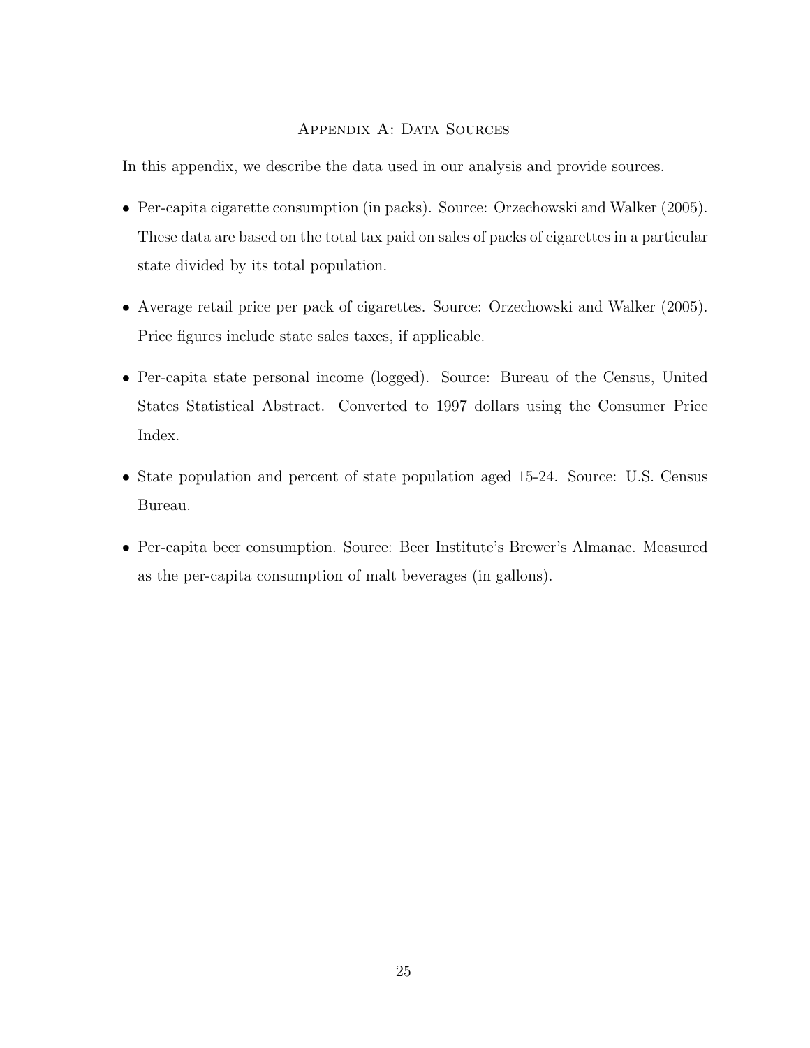## Appendix A: Data Sources

In this appendix, we describe the data used in our analysis and provide sources.

- Per-capita cigarette consumption (in packs). Source: Orzechowski and Walker (2005). These data are based on the total tax paid on sales of packs of cigarettes in a particular state divided by its total population.

- Average retail price per pack of cigarettes. Source: Orzechowski and Walker (2005). Price figures include state sales taxes, if applicable.

- Per-capita state personal income (logged). Source: Bureau of the Census, United States Statistical Abstract. Converted to 1997 dollars using the Consumer Price Index.

- State population and percent of state population aged 15-24. Source: U.S. Census Bureau.

- Per-capita beer consumption. Source: Beer Institute's Brewer's Almanac. Measured as the per-capita consumption of malt beverages (in gallons).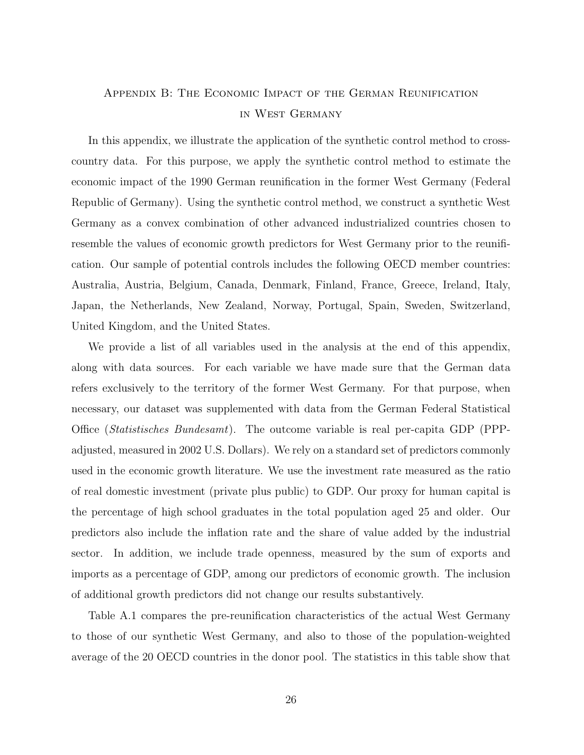# Appendix B: The Economic Impact of the German Reunification in West Germany

In this appendix, we illustrate the application of the synthetic control method to cross-country data. For this purpose, we apply the synthetic control method to estimate the economic impact of the 1990 German reunification in the former West Germany (Federal Republic of Germany). Using the synthetic control method, we construct a synthetic West Germany as a convex combination of other advanced industrialized countries chosen to resemble the values of economic growth predictors for West Germany prior to the reunification. Our sample of potential controls includes the following OECD member countries: Australia, Austria, Belgium, Canada, Denmark, Finland, France, Greece, Ireland, Italy, Japan, the Netherlands, New Zealand, Norway, Portugal, Spain, Sweden, Switzerland, United Kingdom, and the United States.

We provide a list of all variables used in the analysis at the end of this appendix, along with data sources. For each variable we have made sure that the German data refers exclusively to the territory of the former West Germany. For that purpose, when necessary, our dataset was supplemented with data from the German Federal Statistical Office (*Statistisches Bundesamt*). The outcome variable is real per-capita GDP (PPP-adjusted, measured in 2002 U.S. Dollars). We rely on a standard set of predictors commonly used in the economic growth literature. We use the investment rate measured as the ratio of real domestic investment (private plus public) to GDP. Our proxy for human capital is the percentage of high school graduates in the total population aged 25 and older. Our predictors also include the inflation rate and the share of value added by the industrial sector. In addition, we include trade openness, measured by the sum of exports and imports as a percentage of GDP, among our predictors of economic growth. The inclusion of additional growth predictors did not change our results substantively.

Table A.1 compares the pre-reunification characteristics of the actual West Germany to those of our synthetic West Germany, and also to those of the population-weighted average of the 20 OECD countries in the donor pool. The statistics in this table show that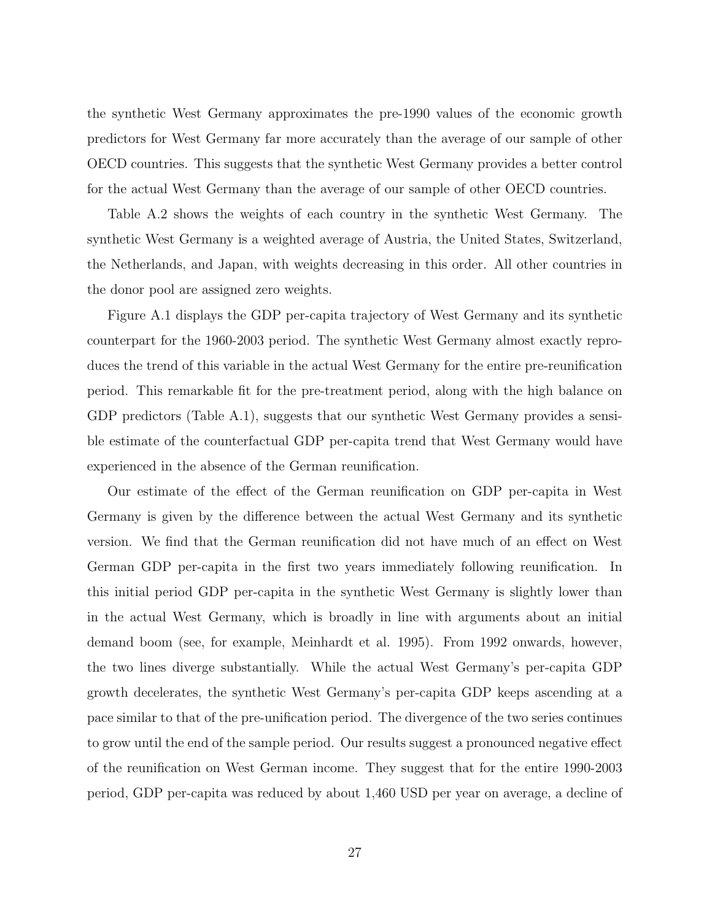the synthetic West Germany approximates the pre-1990 values of the economic growth predictors for West Germany far more accurately than the average of our sample of other OECD countries. This suggests that the synthetic West Germany provides a better control for the actual West Germany than the average of our sample of other OECD countries.

Table A.2 shows the weights of each country in the synthetic West Germany. The synthetic West Germany is a weighted average of Austria, the United States, Switzerland, the Netherlands, and Japan, with weights decreasing in this order. All other countries in the donor pool are assigned zero weights.

Figure A.1 displays the GDP per-capita trajectory of West Germany and its synthetic counterpart for the 1960-2003 period. The synthetic West Germany almost exactly reproduces the trend of this variable in the actual West Germany for the entire pre-reunification period. This remarkable fit for the pre-treatment period, along with the high balance on GDP predictors (Table A.1), suggests that our synthetic West Germany provides a sensible estimate of the counterfactual GDP per-capita trend that West Germany would have experienced in the absence of the German reunification.

Our estimate of the effect of the German reunification on GDP per-capita in West Germany is given by the difference between the actual West Germany and its synthetic version. We find that the German reunification did not have much of an effect on West German GDP per-capita in the first two years immediately following reunification. In this initial period GDP per-capita in the synthetic West Germany is slightly lower than in the actual West Germany, which is broadly in line with arguments about an initial demand boom (see, for example, Meinhardt et al. 1995). From 1992 onwards, however, the two lines diverge substantially. While the actual West Germany's per-capita GDP growth decelerates, the synthetic West Germany's per-capita GDP keeps ascending at a pace similar to that of the pre-unification period. The divergence of the two series continues to grow until the end of the sample period. Our results suggest a pronounced negative effect of the reunification on West German income. They suggest that for the entire 1990-2003 period, GDP per-capita was reduced by about 1,460 USD per year on average, a decline of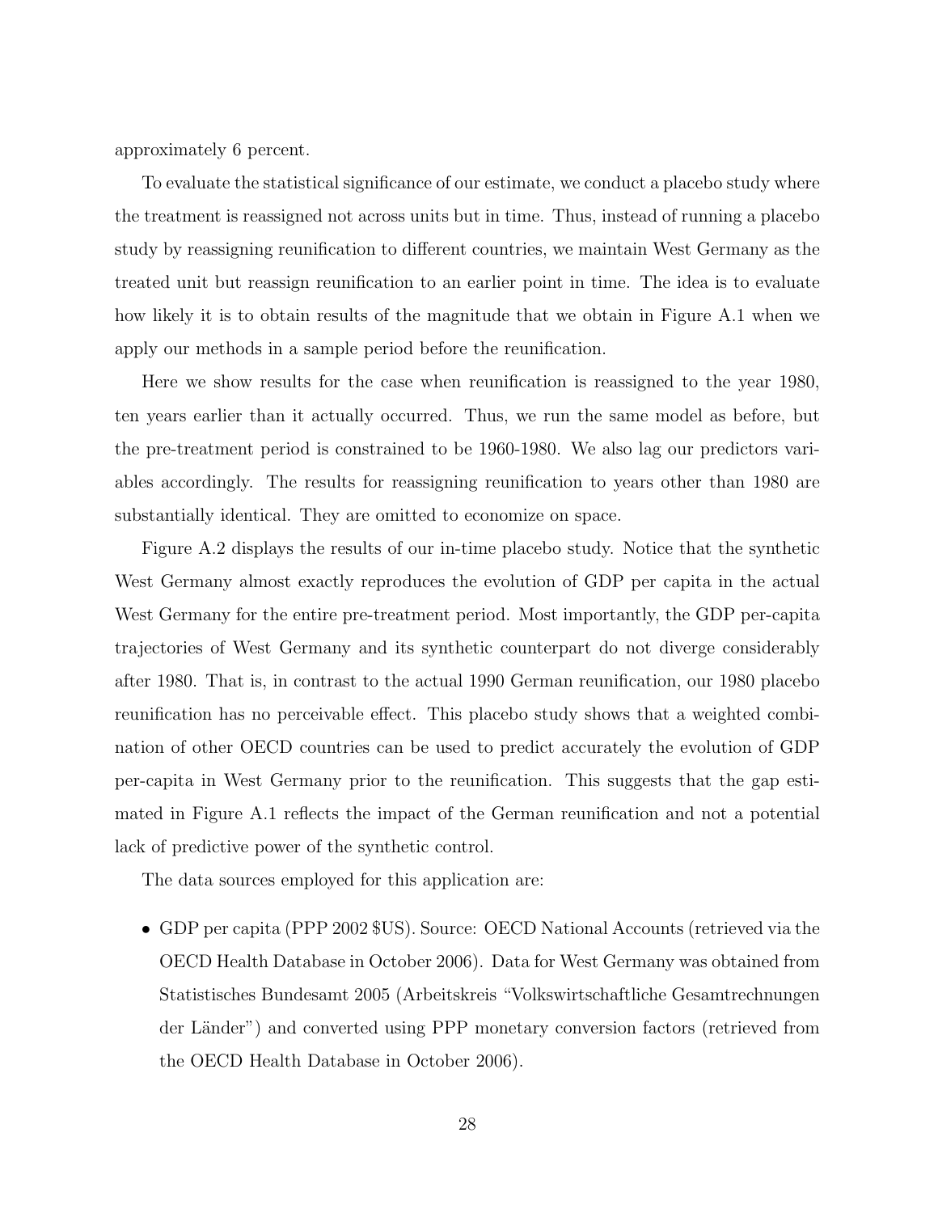approximately 6 percent.

To evaluate the statistical significance of our estimate, we conduct a placebo study where the treatment is reassigned not across units but in time. Thus, instead of running a placebo study by reassigning reunification to different countries, we maintain West Germany as the treated unit but reassign reunification to an earlier point in time. The idea is to evaluate how likely it is to obtain results of the magnitude that we obtain in Figure A.1 when we apply our methods in a sample period before the reunification.

Here we show results for the case when reunification is reassigned to the year 1980, ten years earlier than it actually occurred. Thus, we run the same model as before, but the pre-treatment period is constrained to be 1960-1980. We also lag our predictors variables accordingly. The results for reassigning reunification to years other than 1980 are substantially identical. They are omitted to economize on space.

Figure A.2 displays the results of our in-time placebo study. Notice that the synthetic West Germany almost exactly reproduces the evolution of GDP per capita in the actual West Germany for the entire pre-treatment period. Most importantly, the GDP per-capita trajectories of West Germany and its synthetic counterpart do not diverge considerably after 1980. That is, in contrast to the actual 1990 German reunification, our 1980 placebo reunification has no perceivable effect. This placebo study shows that a weighted combination of other OECD countries can be used to predict accurately the evolution of GDP per-capita in West Germany prior to the reunification. This suggests that the gap estimated in Figure A.1 reflects the impact of the German reunification and not a potential lack of predictive power of the synthetic control.

The data sources employed for this application are:

- GDP per capita (PPP 2002 $US). Source: OECD National Accounts (retrieved via the OECD Health Database in October 2006). Data for West Germany was obtained from Statistisches Bundesamt 2005 (Arbeitskreis "Volkswirtschaftliche Gesamtrechnungen der Länder") and converted using PPP monetary conversion factors (retrieved from the OECD Health Database in October 2006).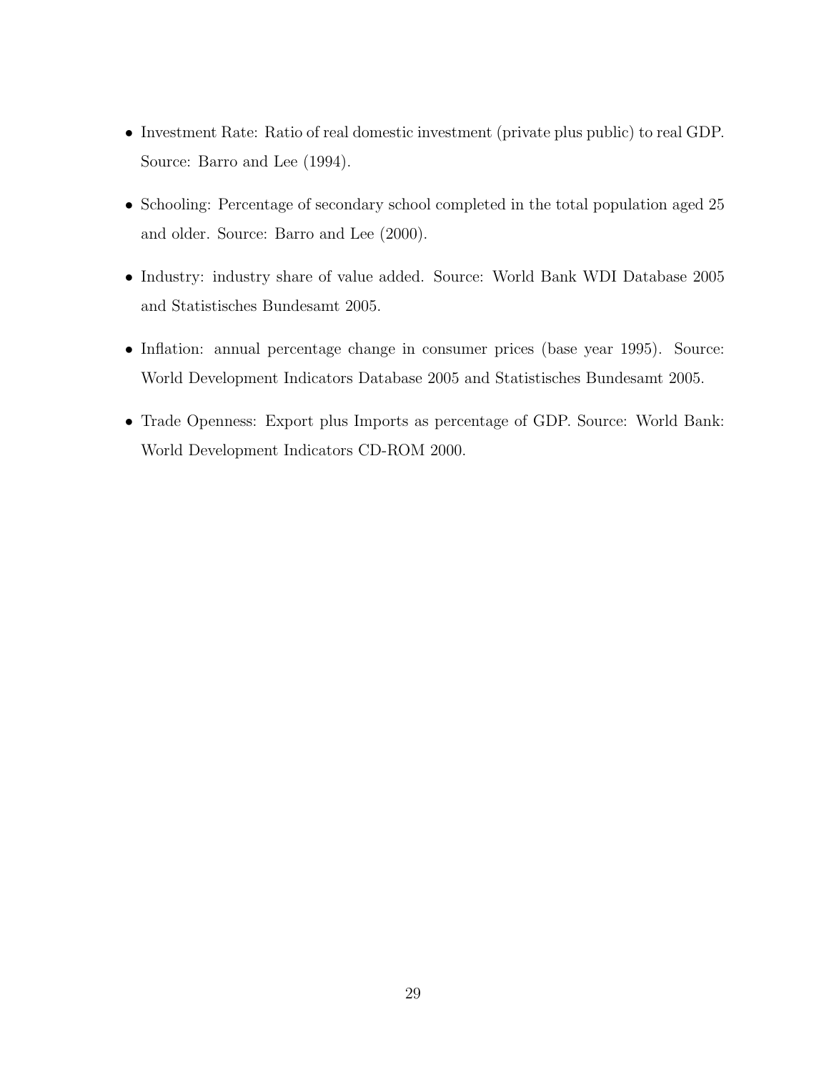- Investment Rate: Ratio of real domestic investment (private plus public) to real GDP. Source: Barro and Lee (1994).
- Schooling: Percentage of secondary school completed in the total population aged 25 and older. Source: Barro and Lee (2000).
- Industry: industry share of value added. Source: World Bank WDI Database 2005 and Statistisches Bundesamt 2005.
- Inflation: annual percentage change in consumer prices (base year 1995). Source: World Development Indicators Database 2005 and Statistisches Bundesamt 2005.
- Trade Openness: Export plus Imports as percentage of GDP. Source: World Bank: World Development Indicators CD-ROM 2000.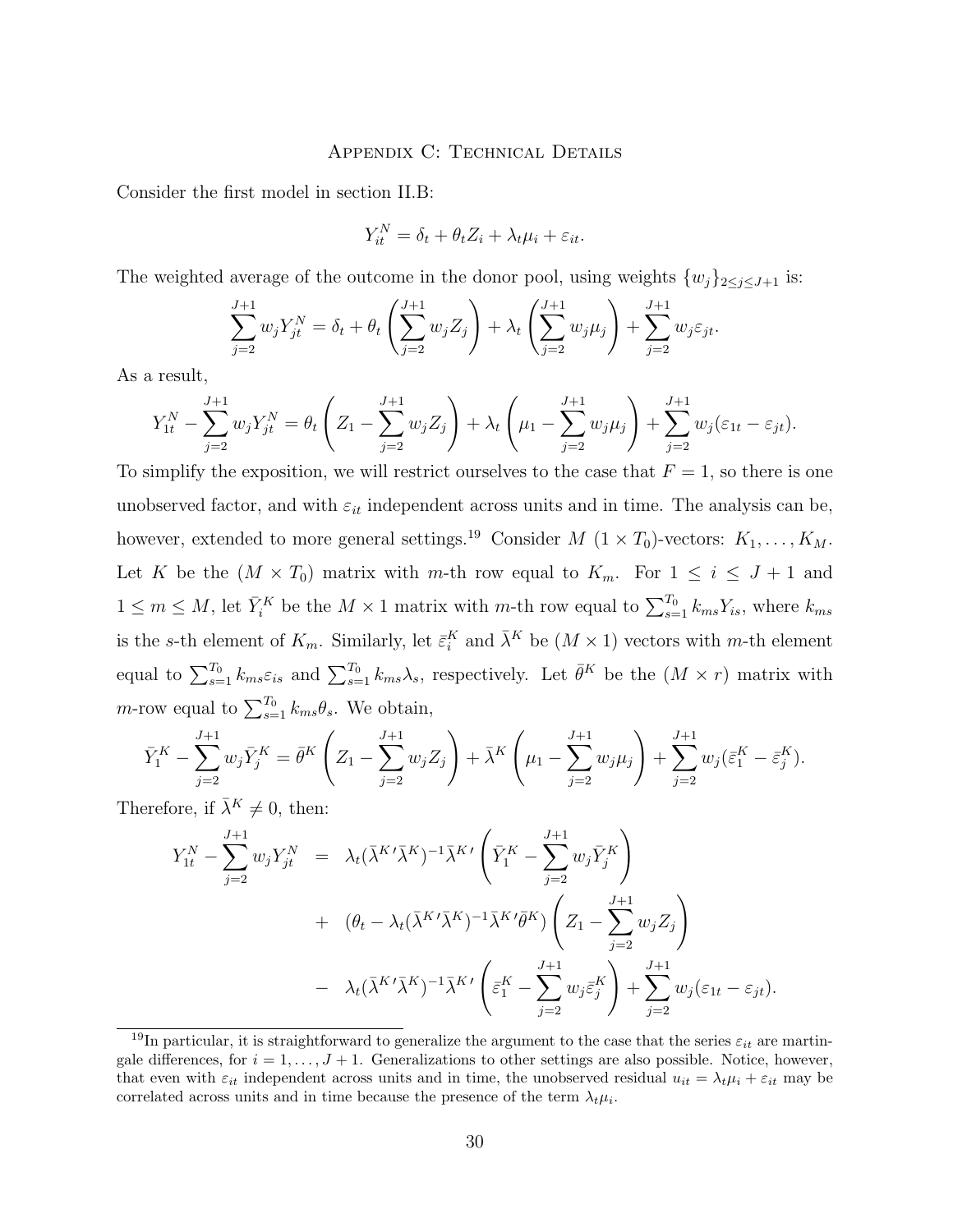## Appendix C: Technical Details

Consider the first model in section II.B:

$$Y_{it}^N = \delta_t + \theta_t Z_i + \lambda_t \mu_i + \varepsilon_{it}.$$

The weighted average of the outcome in the donor pool, using weights $\{w_j\}_{2 \leq j \leq J+1}$ is:

$$\sum_{j=2}^{J+1} w_j Y_{jt}^N = \delta_t + \theta_t \left( \sum_{j=2}^{J+1} w_j Z_j \right) + \lambda_t \left( \sum_{j=2}^{J+1} w_j \mu_j \right) + \sum_{j=2}^{J+1} w_j \varepsilon_{jt}.$$

As a result,

$$Y_{1t}^N - \sum_{j=2}^{J+1} w_j Y_{jt}^N = \theta_t \left( Z_1 - \sum_{j=2}^{J+1} w_j Z_j \right) + \lambda_t \left( \mu_1 - \sum_{j=2}^{J+1} w_j \mu_j \right) + \sum_{j=2}^{J+1} w_j (\varepsilon_{1t} - \varepsilon_{jt}).$$

To simplify the exposition, we will restrict ourselves to the case that $F = 1$, so there is one unobserved factor, and with $\varepsilon_{it}$ independent across units and in time. The analysis can be, however, extended to more general settings.[19] Consider $M$ $(1 \times T_0)$-vectors: $K_1, \ldots, K_M$. Let $K$ be the $(M \times T_0)$ matrix with $m$-th row equal to $K_m$. For $1 \leq i \leq J+1$ and $1 \leq m \leq M$, let $\bar{Y}_i^K$ be the $M \times 1$ matrix with $m$-th row equal to $\sum_{s=1}^{T_0} k_{ms} Y_{is}$, where $k_{ms}$ is the $s$-th element of $K_m$. Similarly, let $\bar{\varepsilon}_i^K$ and $\bar{\lambda}^K$ be $(M \times 1)$ vectors with $m$-th element equal to $\sum_{s=1}^{T_0} k_{ms} \varepsilon_{is}$ and $\sum_{s=1}^{T_0} k_{ms} \lambda_s$, respectively. Let $\bar{\theta}^K$ be the $(M \times r)$ matrix with $m$-row equal to $\sum_{s=1}^{T_0} k_{ms} \theta_s$. We obtain,

$$\bar{Y}_1^K - \sum_{j=2}^{J+1} w_j \bar{Y}_j^K = \bar{\theta}^K \left( Z_1 - \sum_{j=2}^{J+1} w_j Z_j \right) + \bar{\lambda}^K \left( \mu_1 - \sum_{j=2}^{J+1} w_j \mu_j \right) + \sum_{j=2}^{J+1} w_j (\bar{\varepsilon}_1^K - \bar{\varepsilon}_j^K).$$

Therefore, if $\bar{\lambda}^K \neq 0$, then:

$$\begin{aligned}
Y_{1t}^N - \sum_{j=2}^{J+1} w_j Y_{jt}^N \;&=\; \lambda_t (\bar{\lambda}^{K\prime} \bar{\lambda}^K)^{-1} \bar{\lambda}^{K\prime} \left( \bar{Y}_1^K - \sum_{j=2}^{J+1} w_j \bar{Y}_j^K \right) \\
&+\; (\theta_t - \lambda_t (\bar{\lambda}^{K\prime} \bar{\lambda}^K)^{-1} \bar{\lambda}^{K\prime} \bar{\theta}^K) \left( Z_1 - \sum_{j=2}^{J+1} w_j Z_j \right) \\
&-\; \lambda_t (\bar{\lambda}^{K\prime} \bar{\lambda}^K)^{-1} \bar{\lambda}^{K\prime} \left( \bar{\varepsilon}_1^K - \sum_{j=2}^{J+1} w_j \bar{\varepsilon}_j^K \right) + \sum_{j=2}^{J+1} w_j (\varepsilon_{1t} - \varepsilon_{jt}).
\end{aligned}$$

[19] In particular, it is straightforward to generalize the argument to the case that the series $\varepsilon_{it}$ are martingale differences, for $i = 1, \ldots, J+1$. Generalizations to other settings are also possible. Notice, however, that even with $\varepsilon_{it}$ independent across units and in time, the unobserved residual $u_{it} = \lambda_t \mu_i + \varepsilon_{it}$ may be correlated across units and in time because the presence of the term $\lambda_t \mu_i$.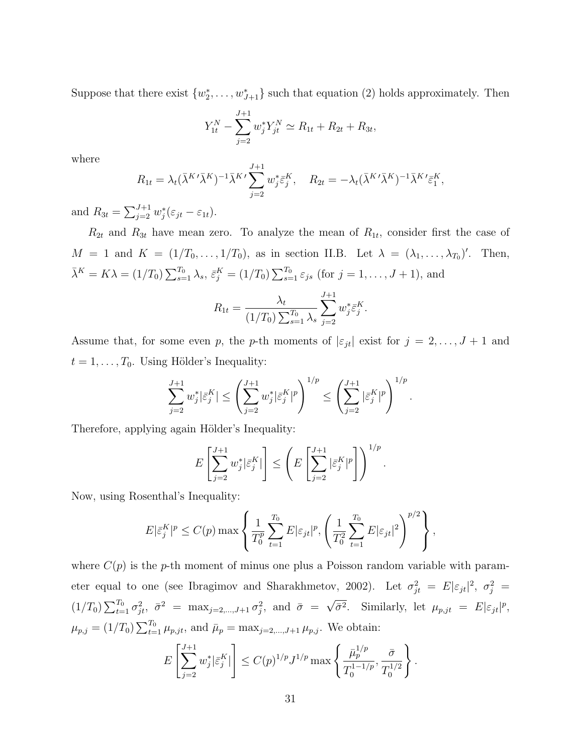Suppose that there exist $\{w_2^*, \ldots, w_{J+1}^*\}$ such that equation (2) holds approximately. Then

$$Y_{1t}^N - \sum_{j=2}^{J+1} w_j^* Y_{jt}^N \simeq R_{1t} + R_{2t} + R_{3t},$$

where

$$R_{1t} = \lambda_t (\bar{\lambda}^{K\prime} \bar{\lambda}^K)^{-1} \bar{\lambda}^{K\prime} \sum_{j=2}^{J+1} w_j^* \bar{\varepsilon}_j^K, \quad R_{2t} = -\lambda_t (\bar{\lambda}^{K\prime} \bar{\lambda}^K)^{-1} \bar{\lambda}^{K\prime} \bar{\varepsilon}_1^K,$$

and $R_{3t} = \sum_{j=2}^{J+1} w_j^* (\varepsilon_{jt} - \varepsilon_{1t})$.

$R_{2t}$ and $R_{3t}$ have mean zero. To analyze the mean of $R_{1t}$, consider first the case of $M = 1$ and $K = (1/T_0, \ldots, 1/T_0)$, as in section II.B. Let $\lambda = (\lambda_1, \ldots, \lambda_{T_0})'$. Then, $\bar{\lambda}^K = K\lambda = (1/T_0) \sum_{s=1}^{T_0} \lambda_s$, $\bar{\varepsilon}_j^K = (1/T_0) \sum_{s=1}^{T_0} \varepsilon_{js}$ (for $j = 1, \ldots, J+1$), and

$$R_{1t} = \frac{\lambda_t}{(1/T_0) \sum_{s=1}^{T_0} \lambda_s} \sum_{j=2}^{J+1} w_j^* \bar{\varepsilon}_j^K.$$

Assume that, for some even $p$, the $p$-th moments of $|\varepsilon_{jt}|$ exist for $j = 2, \ldots, J+1$ and $t = 1, \ldots, T_0$. Using Hölder's Inequality:

$$\sum_{j=2}^{J+1} w_j^* |\bar{\varepsilon}_j^K| \leq \left( \sum_{j=2}^{J+1} w_j^* |\bar{\varepsilon}_j^K|^p \right)^{1/p} \leq \left( \sum_{j=2}^{J+1} |\bar{\varepsilon}_j^K|^p \right)^{1/p}.$$

Therefore, applying again Hölder's Inequality:

$$E\left[ \sum_{j=2}^{J+1} w_j^* |\bar{\varepsilon}_j^K| \right] \leq \left( E\left[ \sum_{j=2}^{J+1} |\bar{\varepsilon}_j^K|^p \right] \right)^{1/p}.$$

Now, using Rosenthal's Inequality:

$$E|\bar{\varepsilon}_j^K|^p \leq C(p) \max\left\{ \frac{1}{T_0^p} \sum_{t=1}^{T_0} E|\varepsilon_{jt}|^p, \left( \frac{1}{T_0^2} \sum_{t=1}^{T_0} E|\varepsilon_{jt}|^2 \right)^{p/2} \right\},$$

where $C(p)$ is the $p$-th moment of minus one plus a Poisson random variable with parameter equal to one (see Ibragimov and Sharakhmetov, 2002). Let $\sigma_{jt}^2 = E|\varepsilon_{jt}|^2$, $\sigma_j^2 = (1/T_0) \sum_{t=1}^{T_0} \sigma_{jt}^2$, $\bar{\sigma}^2 = \max_{j=2,\ldots,J+1} \sigma_j^2$, and $\bar{\sigma} = \sqrt{\bar{\sigma}^2}$. Similarly, let $\mu_{p,jt} = E|\varepsilon_{jt}|^p$, $\mu_{p,j} = (1/T_0) \sum_{t=1}^{T_0} \mu_{p,jt}$, and $\bar{\mu}_p = \max_{j=2,\ldots,J+1} \mu_{p,j}$. We obtain:

$$E\left[ \sum_{j=2}^{J+1} w_j^* |\bar{\varepsilon}_j^K| \right] \leq C(p)^{1/p} J^{1/p} \max\left\{ \frac{\bar{\mu}_p^{1/p}}{T_0^{1-1/p}}, \frac{\bar{\sigma}}{T_0^{1/2}} \right\}.$$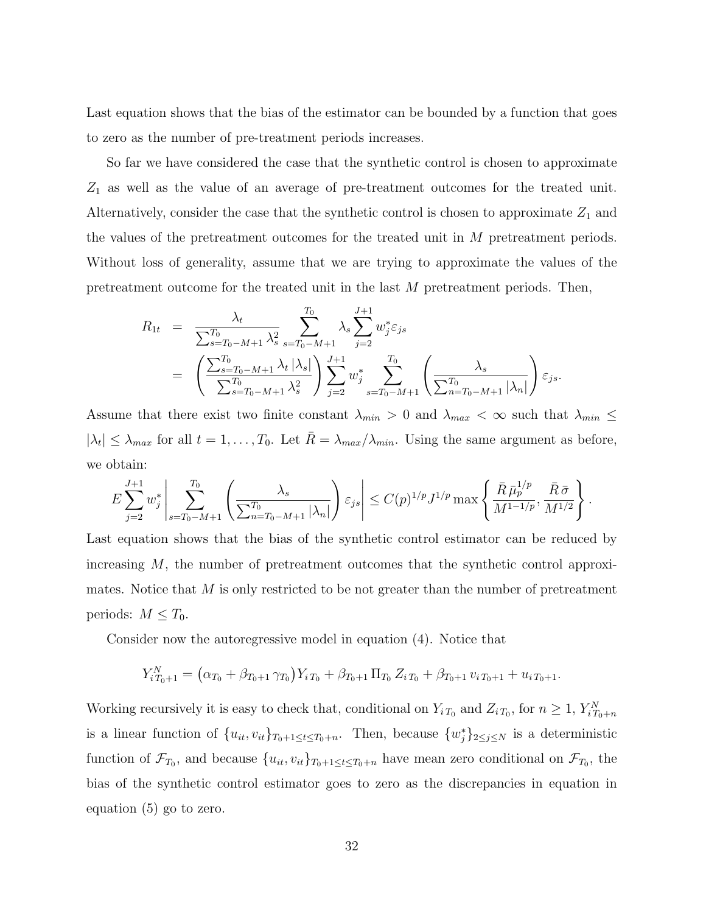Last equation shows that the bias of the estimator can be bounded by a function that goes to zero as the number of pre-treatment periods increases.

So far we have considered the case that the synthetic control is chosen to approximate $Z_1$ as well as the value of an average of pre-treatment outcomes for the treated unit. Alternatively, consider the case that the synthetic control is chosen to approximate $Z_1$ and the values of the pretreatment outcomes for the treated unit in $M$ pretreatment periods. Without loss of generality, assume that we are trying to approximate the values of the pretreatment outcome for the treated unit in the last $M$ pretreatment periods. Then,

$$
\begin{aligned}
R_{1t} &= \frac{\lambda_t}{\sum_{s=T_0-M+1}^{T_0} \lambda_s^2} \sum_{s=T_0-M+1}^{T_0} \lambda_s \sum_{j=2}^{J+1} w_j^* \varepsilon_{js} \\
&= \left( \frac{\sum_{s=T_0-M+1}^{T_0} \lambda_t \left|\lambda_s\right|}{\sum_{s=T_0-M+1}^{T_0} \lambda_s^2} \right) \sum_{j=2}^{J+1} w_j^* \sum_{s=T_0-M+1}^{T_0} \left( \frac{\lambda_s}{\sum_{n=T_0-M+1}^{T_0} |\lambda_n|} \right) \varepsilon_{js}.
\end{aligned}
$$

Assume that there exist two finite constant $\lambda_{min} > 0$ and $\lambda_{max} < \infty$ such that $\lambda_{min} \leq |\lambda_t| \leq \lambda_{max}$ for all $t = 1, \ldots, T_0$. Let $\bar{R} = \lambda_{max}/\lambda_{min}$. Using the same argument as before, we obtain:

$$
E \sum_{j=2}^{J+1} w_j^* \left| \sum_{s=T_0-M+1}^{T_0} \left( \frac{\lambda_s}{\sum_{n=T_0-M+1}^{T_0} |\lambda_n|} \right) \varepsilon_{js} \right| \leq C(p)^{1/p} J^{1/p} \max \left\{ \frac{\bar{R}\, \bar{\mu}_p^{1/p}}{M^{1-1/p}}, \frac{\bar{R}\, \bar{\sigma}}{M^{1/2}} \right\}.
$$

Last equation shows that the bias of the synthetic control estimator can be reduced by increasing $M$, the number of pretreatment outcomes that the synthetic control approximates. Notice that $M$ is only restricted to be not greater than the number of pretreatment periods: $M \leq T_0$.

Consider now the autoregressive model in equation (4). Notice that

$$
Y_{i\,T_0+1}^N = \left(\alpha_{T_0} + \beta_{T_0+1}\, \gamma_{T_0}\right) Y_{i\,T_0} + \beta_{T_0+1}\, \Pi_{T_0}\, Z_{i\,T_0} + \beta_{T_0+1}\, v_{i\,T_0+1} + u_{i\,T_0+1}.
$$

Working recursively it is easy to check that, conditional on $Y_{i\,T_0}$ and $Z_{i\,T_0}$, for $n \geq 1$, $Y_{i\,T_0+n}^N$ is a linear function of $\{u_{it}, v_{it}\}_{T_0+1 \leq t \leq T_0+n}$. Then, because $\{w_j^*\}_{2 \leq j \leq N}$ is a deterministic function of $\mathcal{F}_{T_0}$, and because $\{u_{it}, v_{it}\}_{T_0+1 \leq t \leq T_0+n}$ have mean zero conditional on $\mathcal{F}_{T_0}$, the bias of the synthetic control estimator goes to zero as the discrepancies in equation in equation (5) go to zero.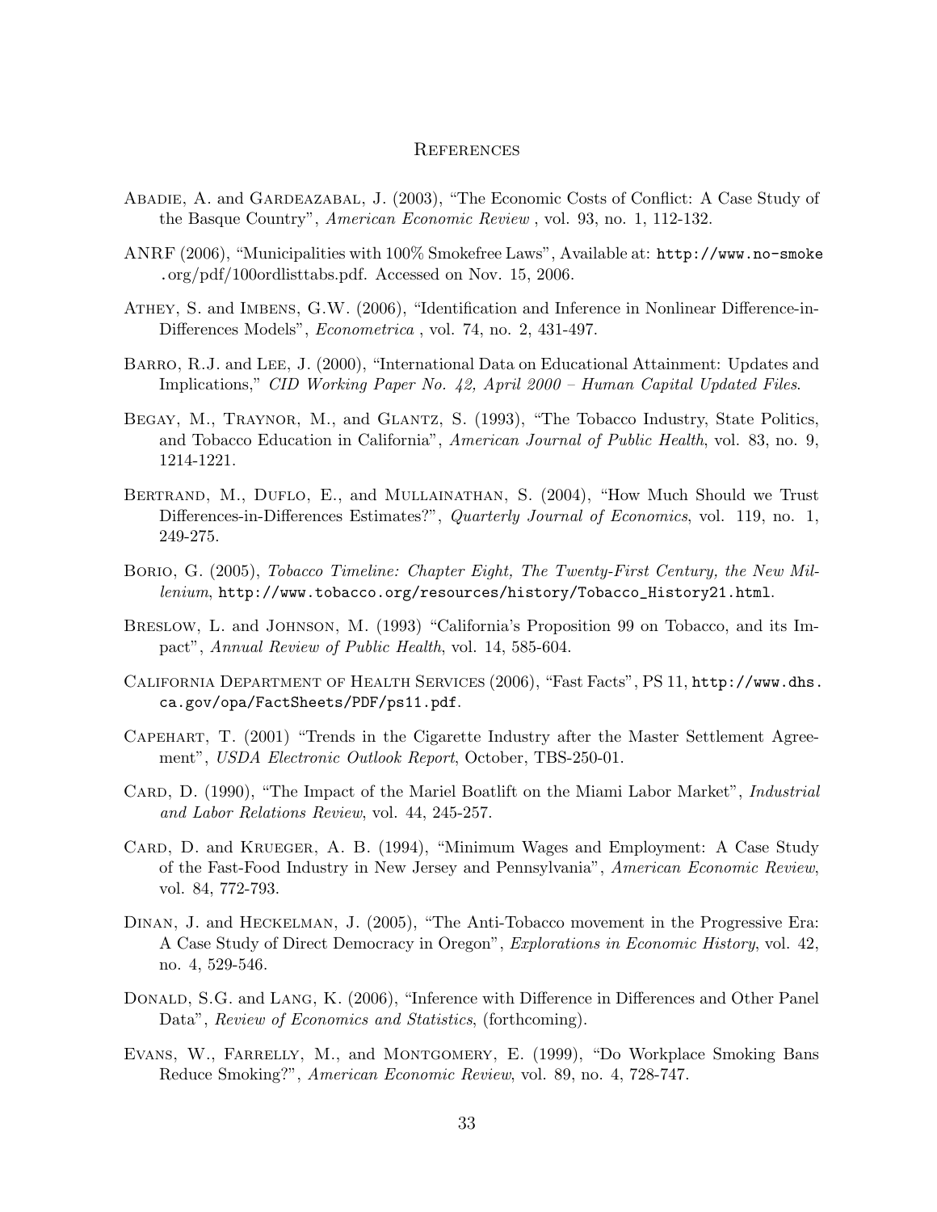# References

Abadie, A. and Gardeazabal, J. (2003), "The Economic Costs of Conflict: A Case Study of the Basque Country", *American Economic Review* , vol. 93, no. 1, 112-132.

ANRF (2006), "Municipalities with 100% Smokefree Laws", Available at: `http://www.no-smoke.org/pdf/100ordlisttabs.pdf`. Accessed on Nov. 15, 2006.

Athey, S. and Imbens, G.W. (2006), "Identification and Inference in Nonlinear Difference-in-Differences Models", *Econometrica* , vol. 74, no. 2, 431-497.

Barro, R.J. and Lee, J. (2000), "International Data on Educational Attainment: Updates and Implications," *CID Working Paper No. 42, April 2000 – Human Capital Updated Files*.

Begay, M., Traynor, M., and Glantz, S. (1993), "The Tobacco Industry, State Politics, and Tobacco Education in California", *American Journal of Public Health*, vol. 83, no. 9, 1214-1221.

Bertrand, M., Duflo, E., and Mullainathan, S. (2004), "How Much Should we Trust Differences-in-Differences Estimates?", *Quarterly Journal of Economics*, vol. 119, no. 1, 249-275.

Borio, G. (2005), *Tobacco Timeline: Chapter Eight, The Twenty-First Century, the New Millenium*, `http://www.tobacco.org/resources/history/Tobacco_History21.html`.

Breslow, L. and Johnson, M. (1993) "California's Proposition 99 on Tobacco, and its Impact", *Annual Review of Public Health*, vol. 14, 585-604.

California Department of Health Services (2006), "Fast Facts", PS 11, `http://www.dhs.ca.gov/opa/FactSheets/PDF/ps11.pdf`.

Capehart, T. (2001) "Trends in the Cigarette Industry after the Master Settlement Agreement", *USDA Electronic Outlook Report*, October, TBS-250-01.

Card, D. (1990), "The Impact of the Mariel Boatlift on the Miami Labor Market", *Industrial and Labor Relations Review*, vol. 44, 245-257.

Card, D. and Krueger, A. B. (1994), "Minimum Wages and Employment: A Case Study of the Fast-Food Industry in New Jersey and Pennsylvania", *American Economic Review*, vol. 84, 772-793.

Dinan, J. and Heckelman, J. (2005), "The Anti-Tobacco movement in the Progressive Era: A Case Study of Direct Democracy in Oregon", *Explorations in Economic History*, vol. 42, no. 4, 529-546.

Donald, S.G. and Lang, K. (2006), "Inference with Difference in Differences and Other Panel Data", *Review of Economics and Statistics*, (forthcoming).

Evans, W., Farrelly, M., and Montgomery, E. (1999), "Do Workplace Smoking Bans Reduce Smoking?", *American Economic Review*, vol. 89, no. 4, 728-747.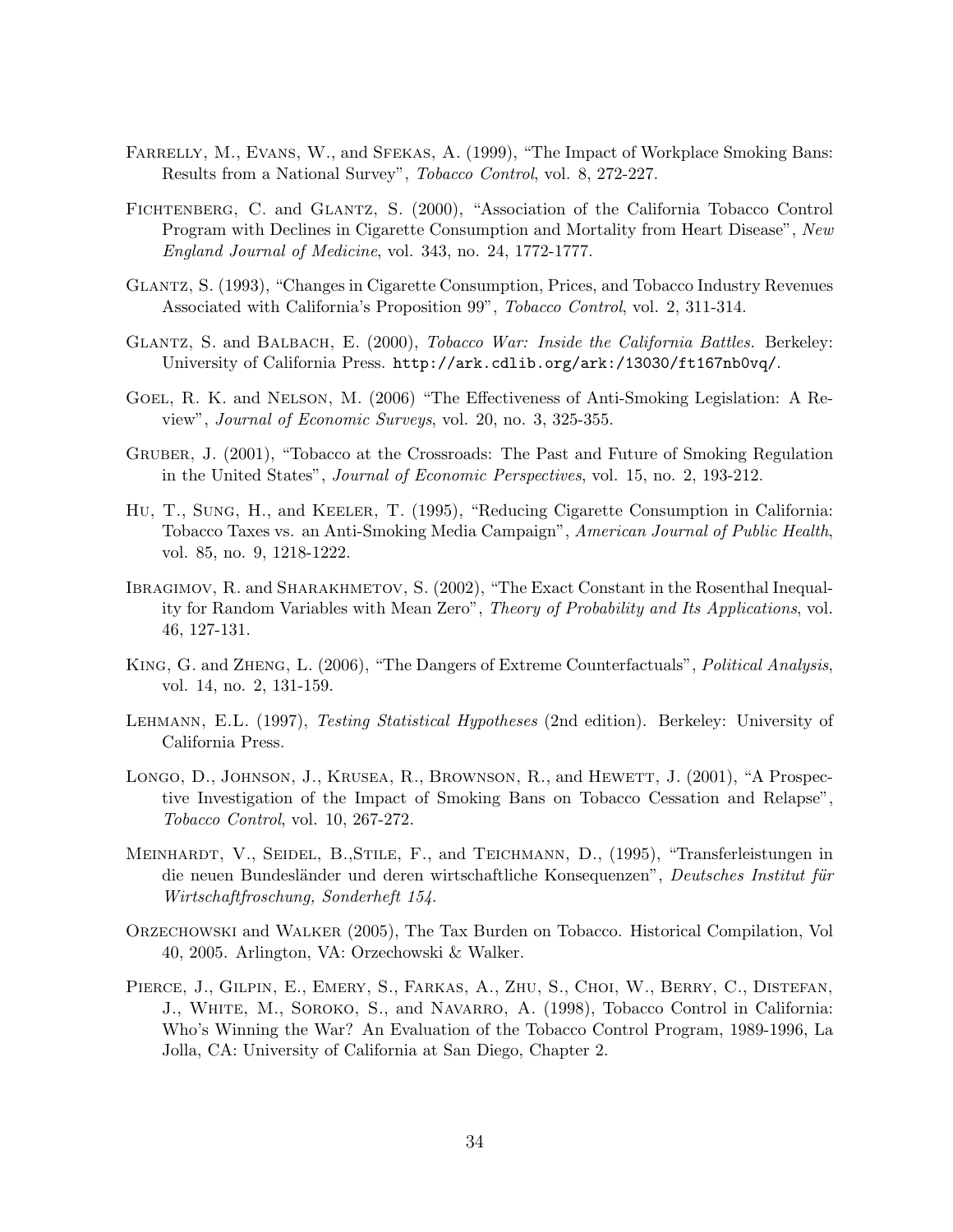Farrelly, M., Evans, W., and Sfekas, A. (1999), "The Impact of Workplace Smoking Bans: Results from a National Survey", *Tobacco Control*, vol. 8, 272-227.

Fichtenberg, C. and Glantz, S. (2000), "Association of the California Tobacco Control Program with Declines in Cigarette Consumption and Mortality from Heart Disease", *New England Journal of Medicine*, vol. 343, no. 24, 1772-1777.

Glantz, S. (1993), "Changes in Cigarette Consumption, Prices, and Tobacco Industry Revenues Associated with California's Proposition 99", *Tobacco Control*, vol. 2, 311-314.

Glantz, S. and Balbach, E. (2000), *Tobacco War: Inside the California Battles*. Berkeley: University of California Press. http://ark.cdlib.org/ark:/13030/ft167nb0vq/.

Goel, R. K. and Nelson, M. (2006) "The Effectiveness of Anti-Smoking Legislation: A Review", *Journal of Economic Surveys*, vol. 20, no. 3, 325-355.

Gruber, J. (2001), "Tobacco at the Crossroads: The Past and Future of Smoking Regulation in the United States", *Journal of Economic Perspectives*, vol. 15, no. 2, 193-212.

Hu, T., Sung, H., and Keeler, T. (1995), "Reducing Cigarette Consumption in California: Tobacco Taxes vs. an Anti-Smoking Media Campaign", *American Journal of Public Health*, vol. 85, no. 9, 1218-1222.

Ibragimov, R. and Sharakhmetov, S. (2002), "The Exact Constant in the Rosenthal Inequality for Random Variables with Mean Zero", *Theory of Probability and Its Applications*, vol. 46, 127-131.

King, G. and Zheng, L. (2006), "The Dangers of Extreme Counterfactuals", *Political Analysis*, vol. 14, no. 2, 131-159.

Lehmann, E.L. (1997), *Testing Statistical Hypotheses* (2nd edition). Berkeley: University of California Press.

Longo, D., Johnson, J., Krusea, R., Brownson, R., and Hewett, J. (2001), "A Prospective Investigation of the Impact of Smoking Bans on Tobacco Cessation and Relapse", *Tobacco Control*, vol. 10, 267-272.

Meinhardt, V., Seidel, B.,Stile, F., and Teichmann, D., (1995), "Transferleistungen in die neuen Bundesländer und deren wirtschaftliche Konsequenzen", *Deutsches Institut für Wirtschaftfroschung, Sonderheft 154*.

Orzechowski and Walker (2005), The Tax Burden on Tobacco. Historical Compilation, Vol 40, 2005. Arlington, VA: Orzechowski & Walker.

Pierce, J., Gilpin, E., Emery, S., Farkas, A., Zhu, S., Choi, W., Berry, C., Distefan, J., White, M., Soroko, S., and Navarro, A. (1998), Tobacco Control in California: Who's Winning the War? An Evaluation of the Tobacco Control Program, 1989-1996, La Jolla, CA: University of California at San Diego, Chapter 2.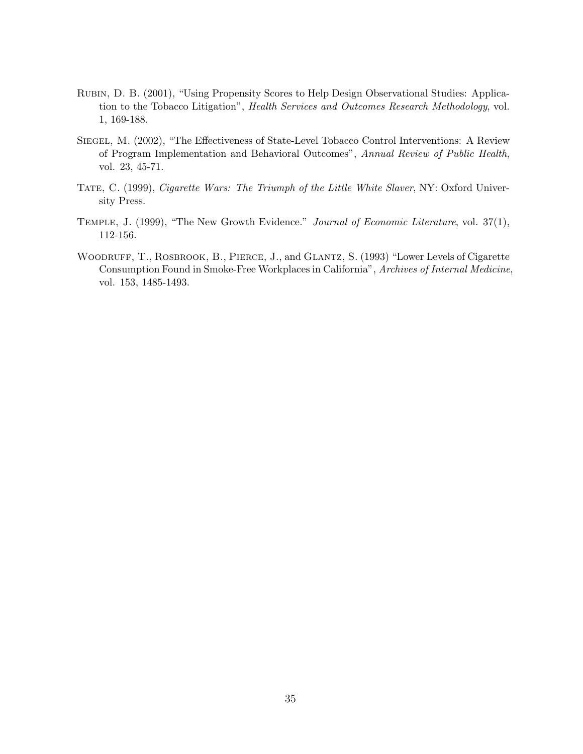Rubin, D. B. (2001), "Using Propensity Scores to Help Design Observational Studies: Application to the Tobacco Litigation", *Health Services and Outcomes Research Methodology*, vol. 1, 169-188.

Siegel, M. (2002), "The Effectiveness of State-Level Tobacco Control Interventions: A Review of Program Implementation and Behavioral Outcomes", *Annual Review of Public Health*, vol. 23, 45-71.

Tate, C. (1999), *Cigarette Wars: The Triumph of the Little White Slaver*, NY: Oxford University Press.

Temple, J. (1999), "The New Growth Evidence." *Journal of Economic Literature*, vol. 37(1), 112-156.

Woodruff, T., Rosbrook, B., Pierce, J., and Glantz, S. (1993) "Lower Levels of Cigarette Consumption Found in Smoke-Free Workplaces in California", *Archives of Internal Medicine*, vol. 153, 1485-1493.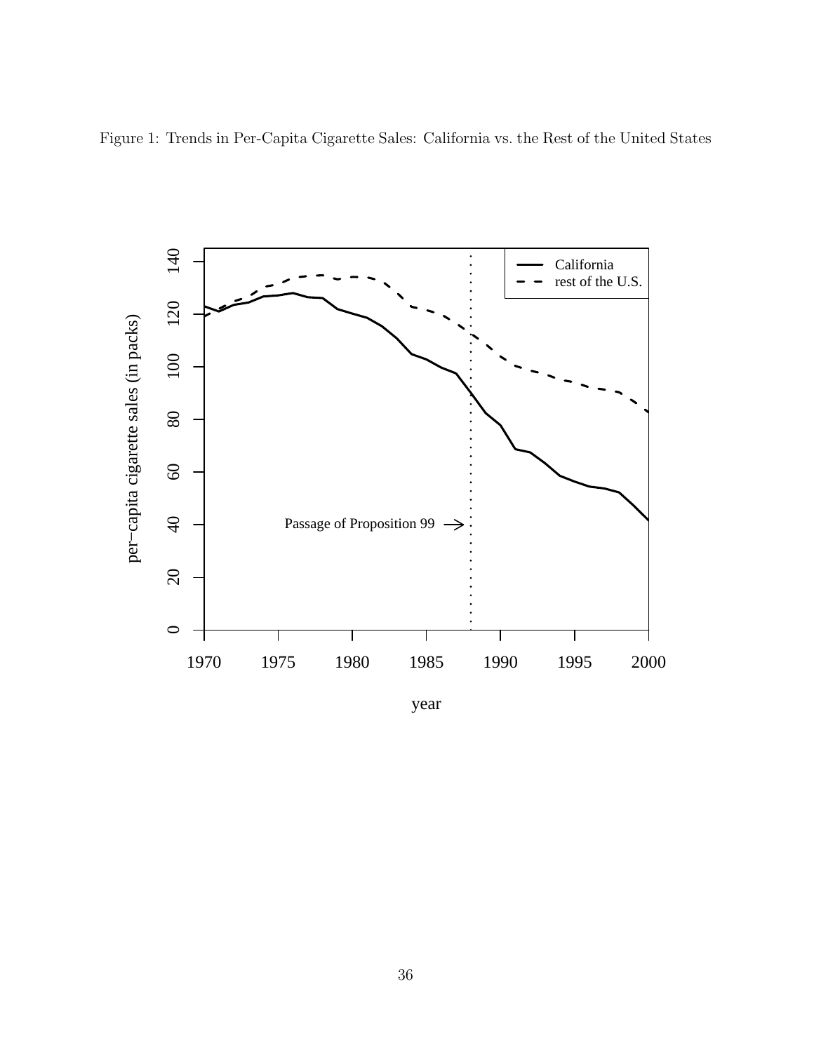Figure 1: Trends in Per-Capita Cigarette Sales: California vs. the Rest of the United States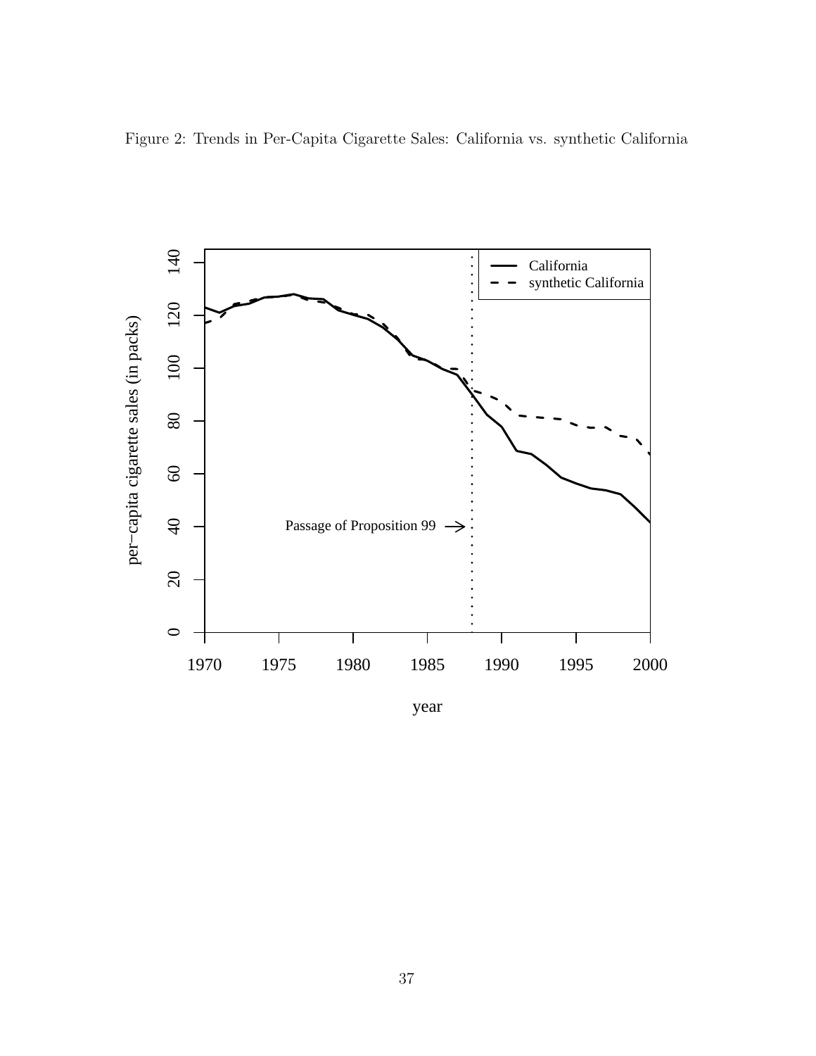Figure 2: Trends in Per-Capita Cigarette Sales: California vs. synthetic California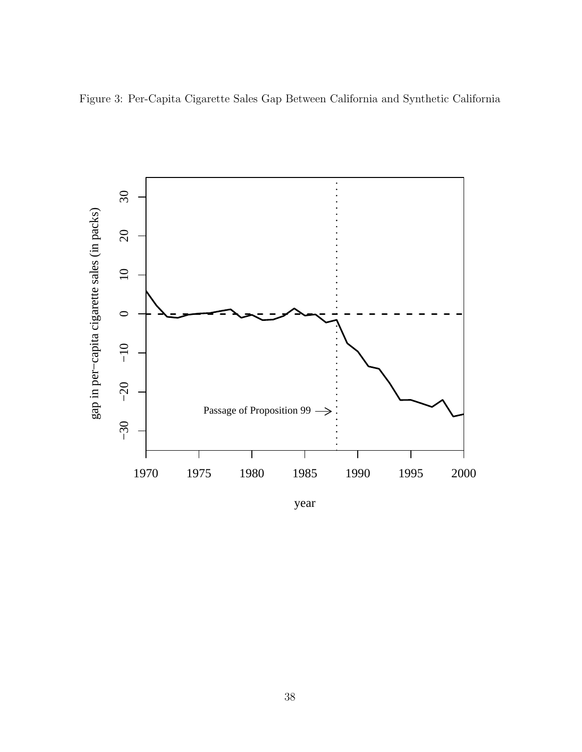Figure 3: Per-Capita Cigarette Sales Gap Between California and Synthetic California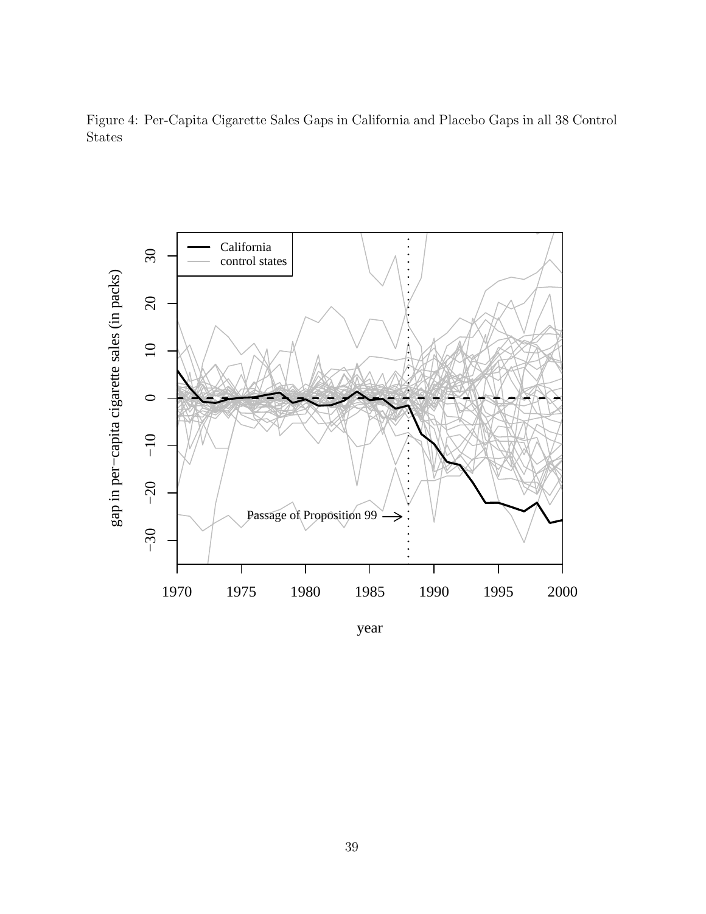Figure 4: Per-Capita Cigarette Sales Gaps in California and Placebo Gaps in all 38 Control States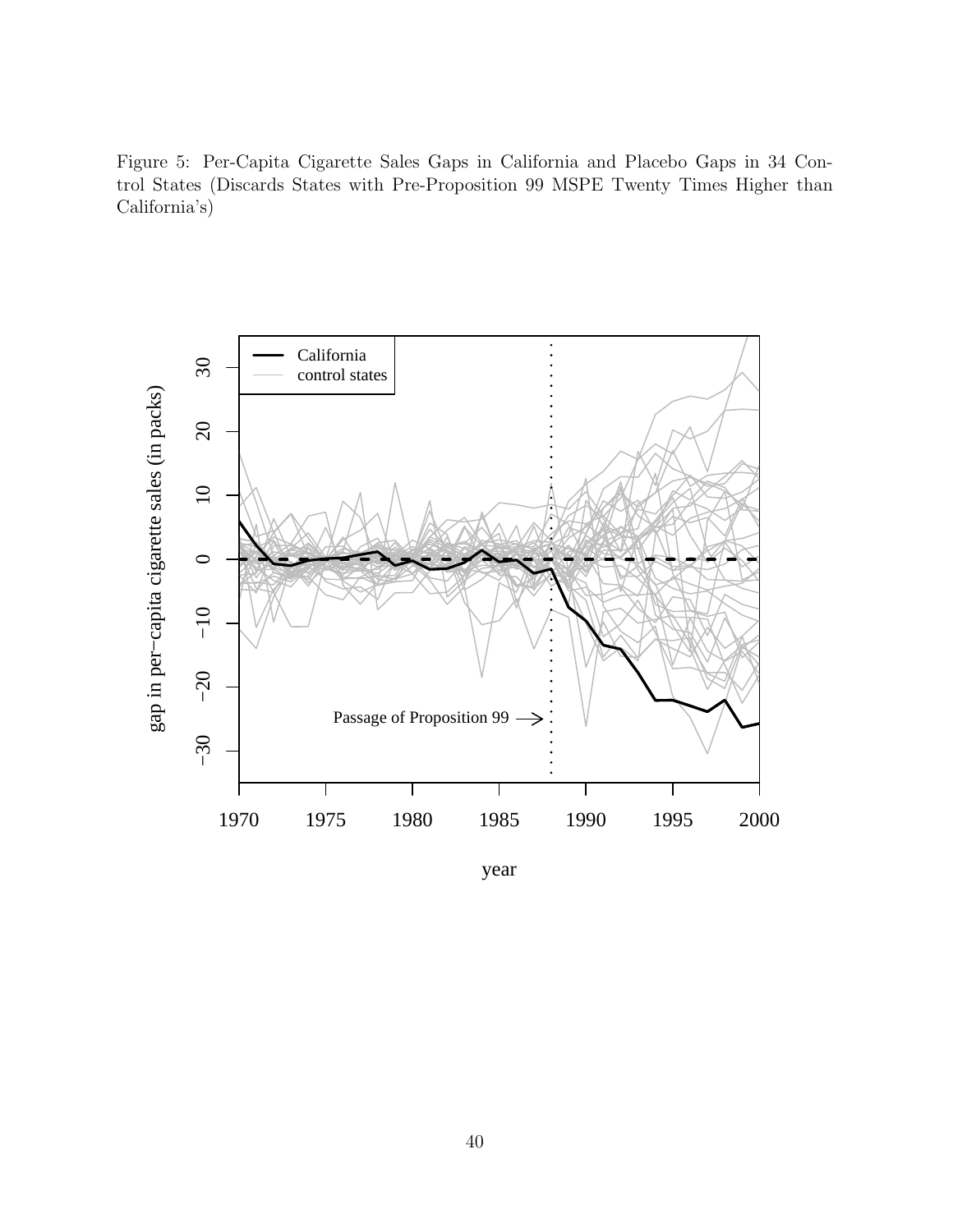Figure 5: Per-Capita Cigarette Sales Gaps in California and Placebo Gaps in 34 Control States (Discards States with Pre-Proposition 99 MSPE Twenty Times Higher than California's)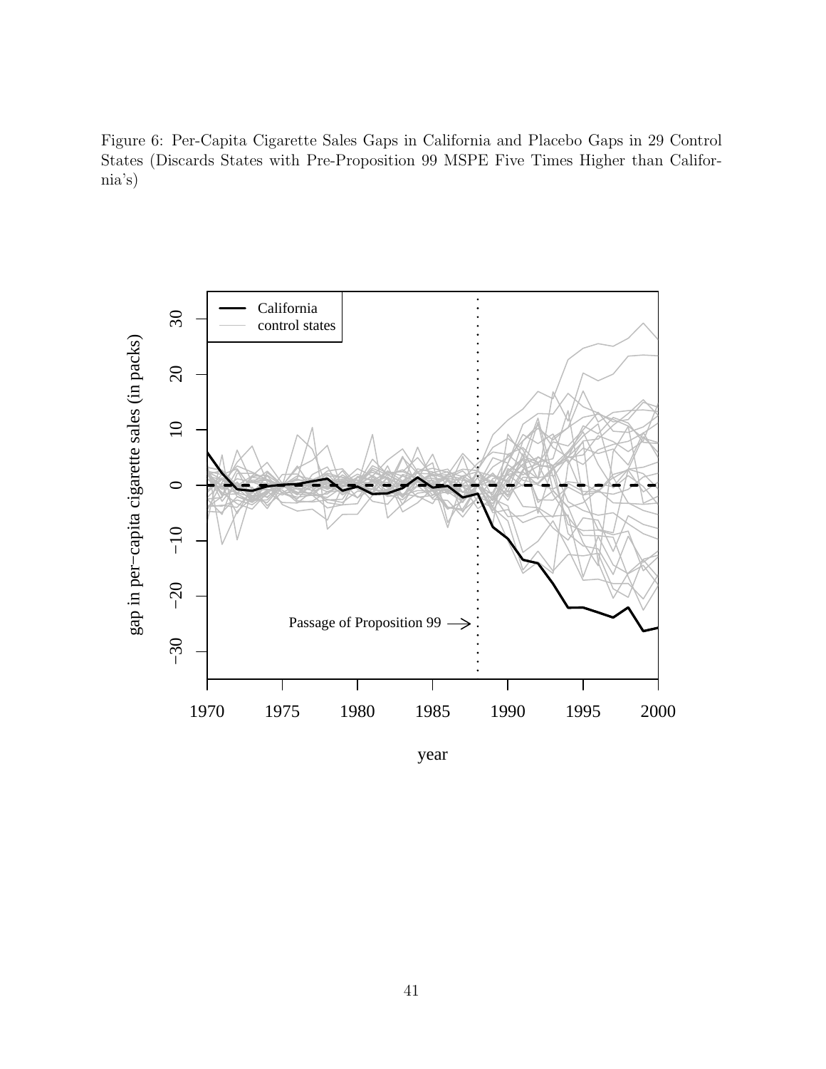Figure 6: Per-Capita Cigarette Sales Gaps in California and Placebo Gaps in 29 Control States (Discards States with Pre-Proposition 99 MSPE Five Times Higher than California's)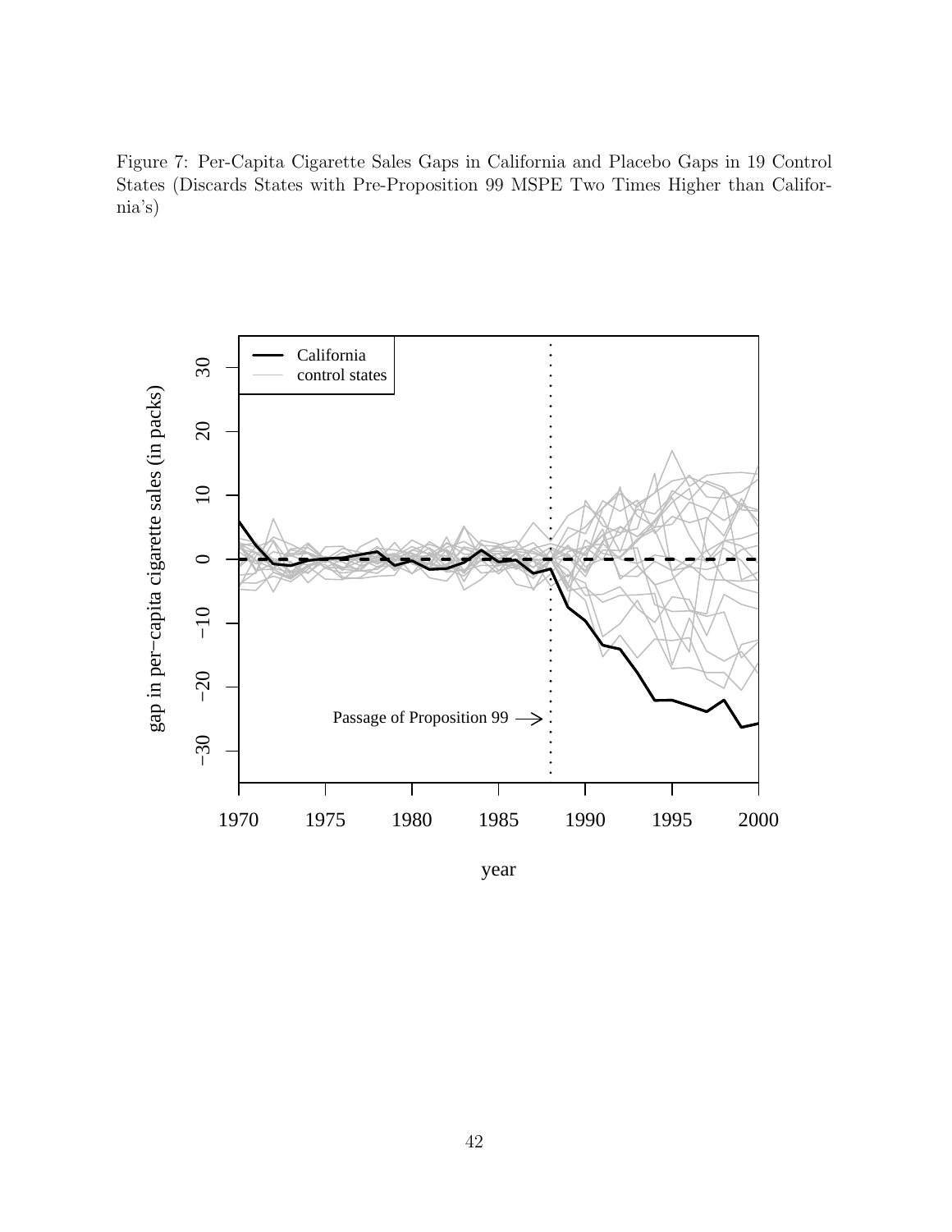Figure 7: Per-Capita Cigarette Sales Gaps in California and Placebo Gaps in 19 Control States (Discards States with Pre-Proposition 99 MSPE Two Times Higher than California's)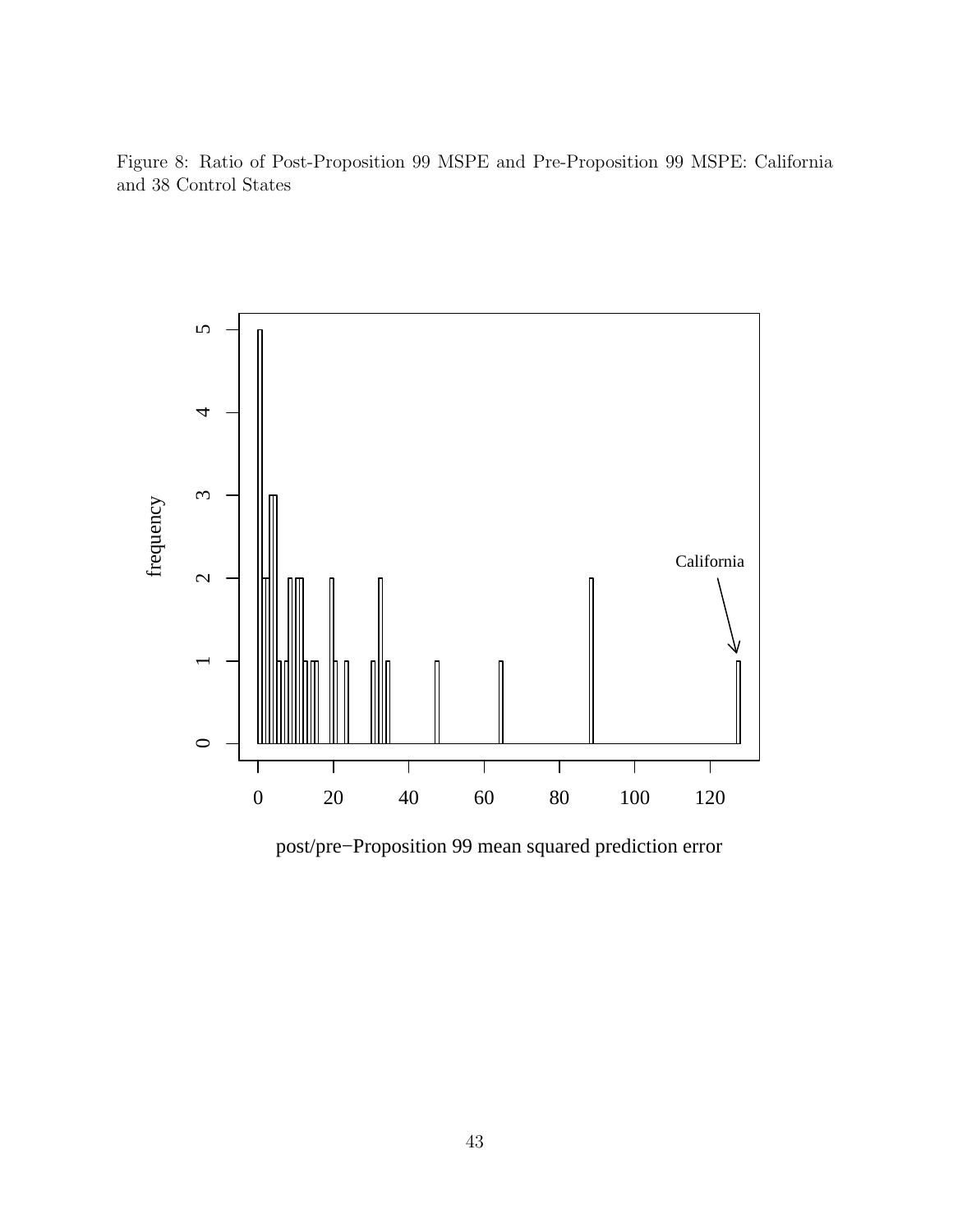Figure 8: Ratio of Post-Proposition 99 MSPE and Pre-Proposition 99 MSPE: California and 38 Control States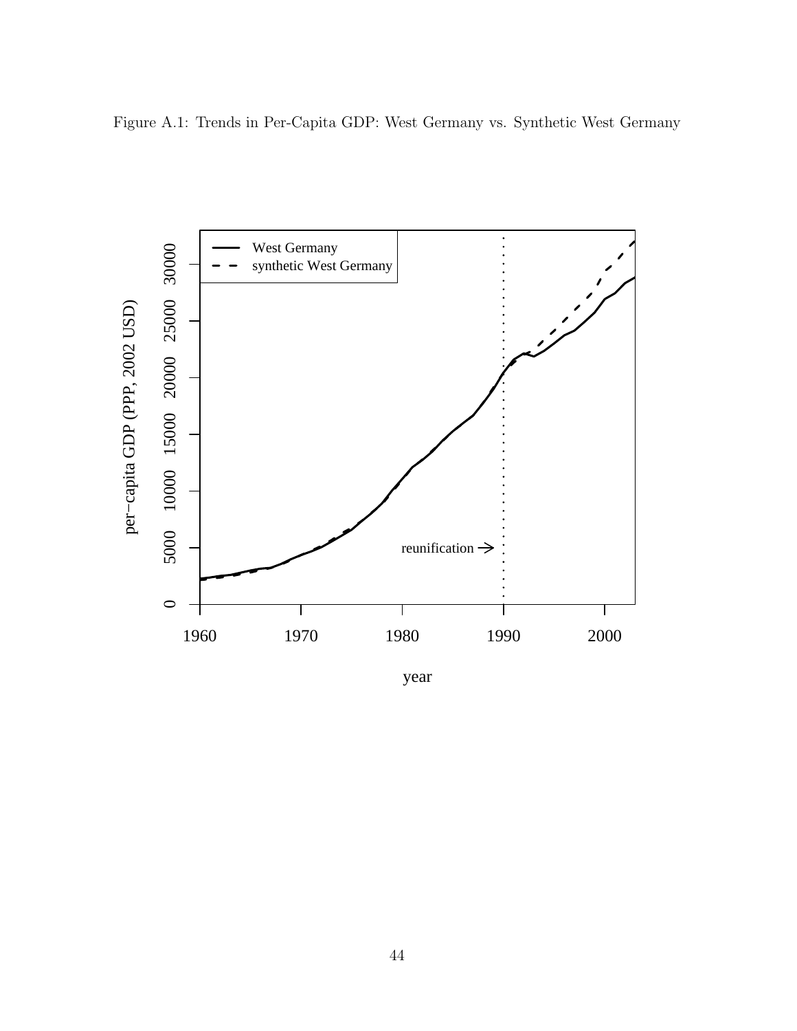Figure A.1: Trends in Per-Capita GDP: West Germany vs. Synthetic West Germany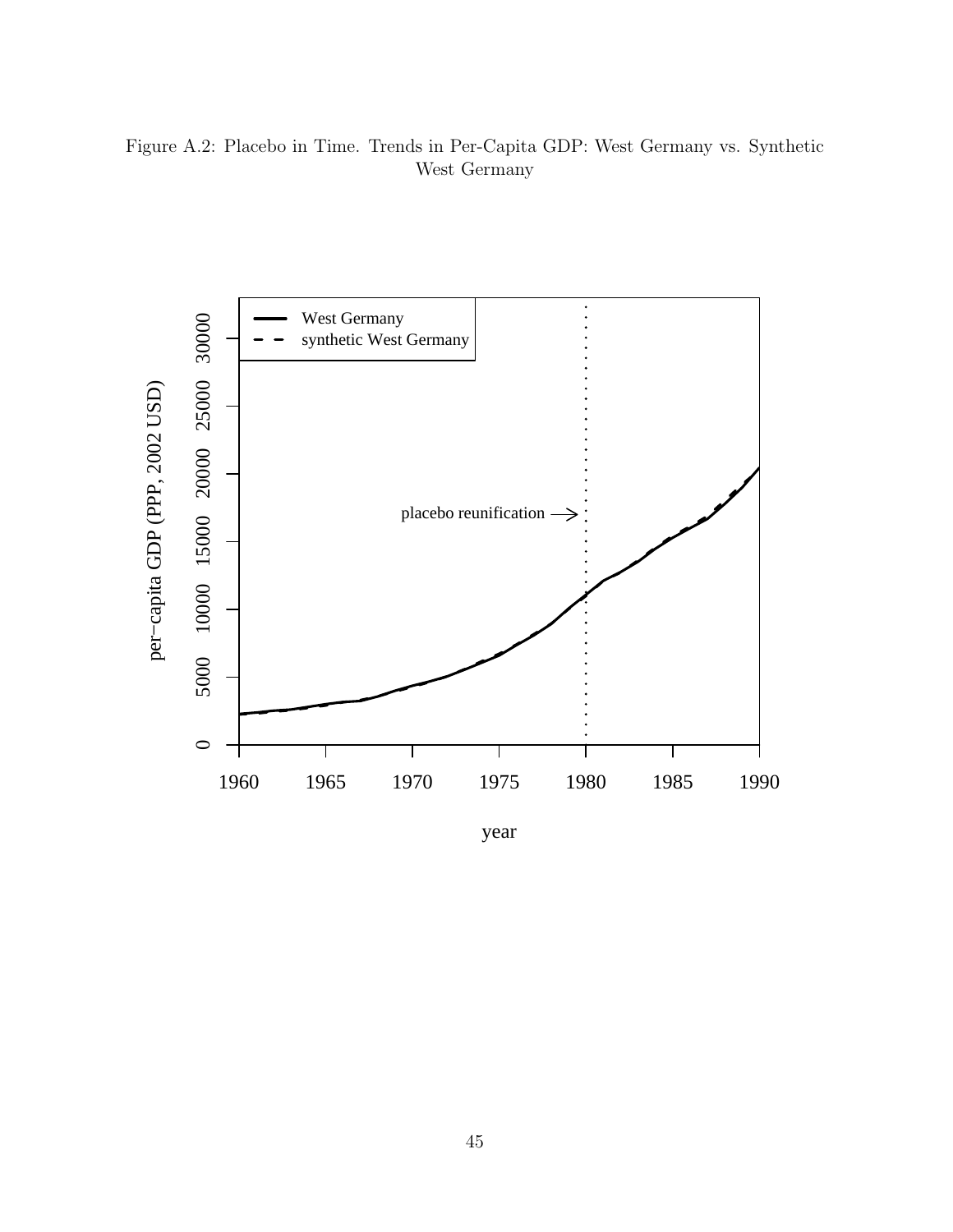Figure A.2: Placebo in Time. Trends in Per-Capita GDP: West Germany vs. Synthetic West Germany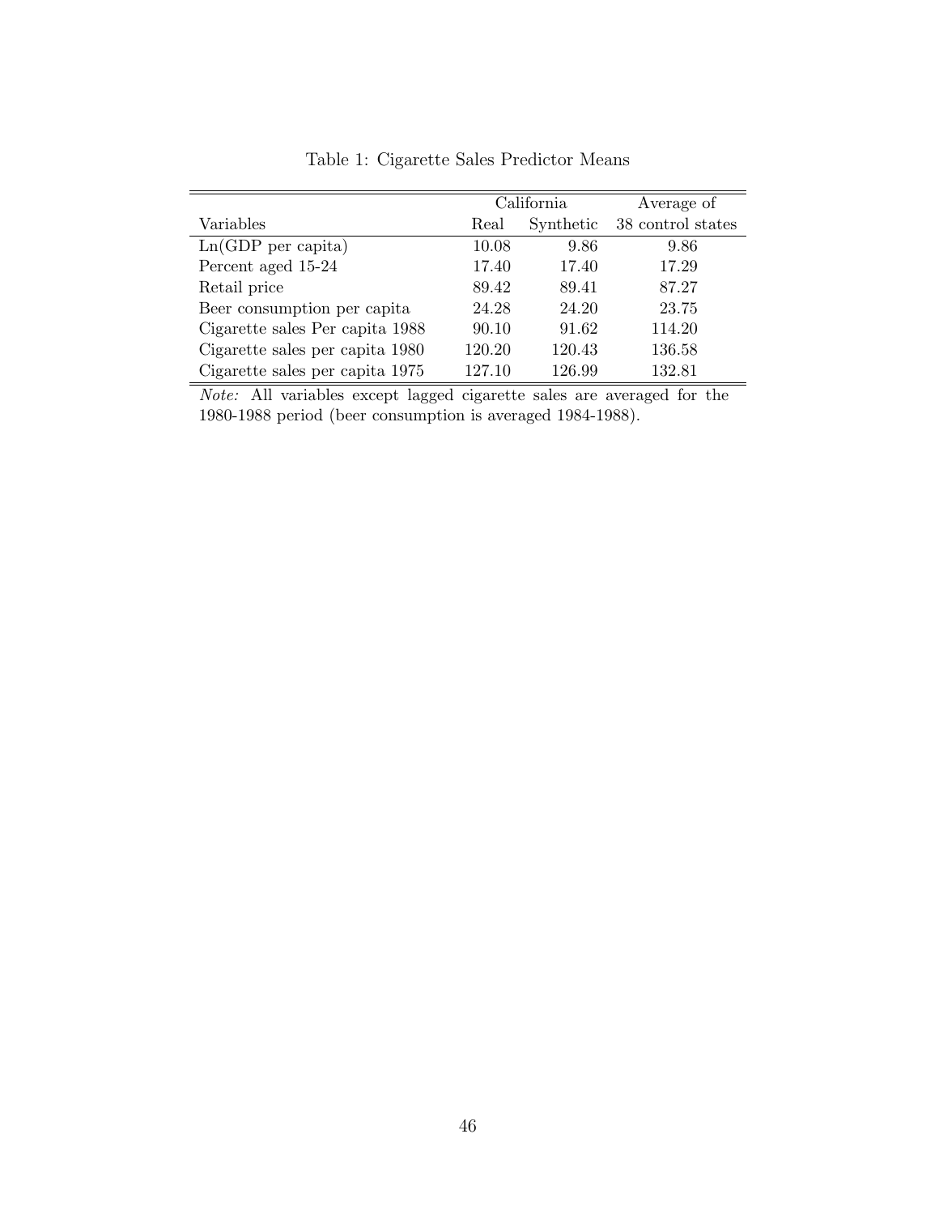Table 1: Cigarette Sales Predictor Means

| | California | | Average of |
|---|---|---|---|
| Variables | Real | Synthetic | 38 control states |
| Ln(GDP per capita) | 10.08 | 9.86 | 9.86 |
| Percent aged 15-24 | 17.40 | 17.40 | 17.29 |
| Retail price | 89.42 | 89.41 | 87.27 |
| Beer consumption per capita | 24.28 | 24.20 | 23.75 |
| Cigarette sales Per capita 1988 | 90.10 | 91.62 | 114.20 |
| Cigarette sales per capita 1980 | 120.20 | 120.43 | 136.58 |
| Cigarette sales per capita 1975 | 127.10 | 126.99 | 132.81 |

*Note:* All variables except lagged cigarette sales are averaged for the 1980-1988 period (beer consumption is averaged 1984-1988).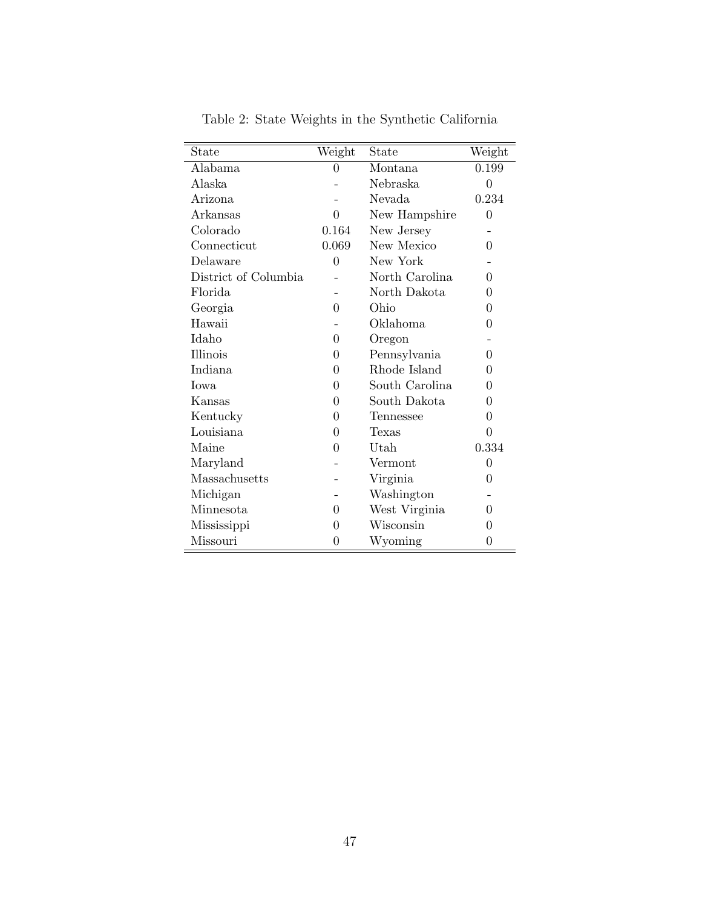Table 2: State Weights in the Synthetic California

| State | Weight | State | Weight |
|---|---|---|---|
| Alabama | 0 | Montana | 0.199 |
| Alaska | - | Nebraska | 0 |
| Arizona | - | Nevada | 0.234 |
| Arkansas | 0 | New Hampshire | 0 |
| Colorado | 0.164 | New Jersey | - |
| Connecticut | 0.069 | New Mexico | 0 |
| Delaware | 0 | New York | - |
| District of Columbia | - | North Carolina | 0 |
| Florida | - | North Dakota | 0 |
| Georgia | 0 | Ohio | 0 |
| Hawaii | - | Oklahoma | 0 |
| Idaho | 0 | Oregon | - |
| Illinois | 0 | Pennsylvania | 0 |
| Indiana | 0 | Rhode Island | 0 |
| Iowa | 0 | South Carolina | 0 |
| Kansas | 0 | South Dakota | 0 |
| Kentucky | 0 | Tennessee | 0 |
| Louisiana | 0 | Texas | 0 |
| Maine | 0 | Utah | 0.334 |
| Maryland | - | Vermont | 0 |
| Massachusetts | - | Virginia | 0 |
| Michigan | - | Washington | - |
| Minnesota | 0 | West Virginia | 0 |
| Mississippi | 0 | Wisconsin | 0 |
| Missouri | 0 | Wyoming | 0 |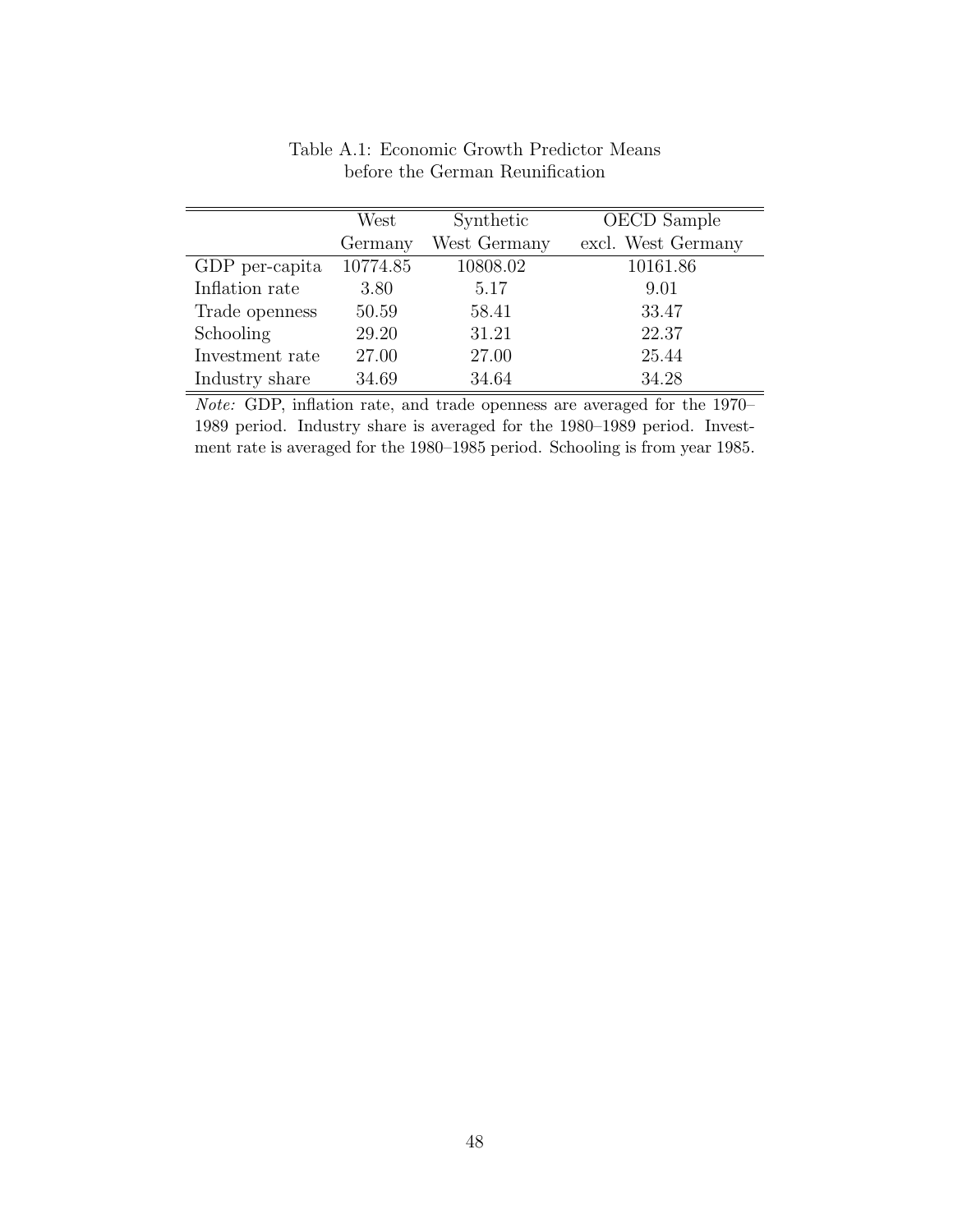Table A.1: Economic Growth Predictor Means before the German Reunification

| | West Germany | Synthetic West Germany | OECD Sample excl. West Germany |
|---|---|---|---|
| GDP per-capita | 10774.85 | 10808.02 | 10161.86 |
| Inflation rate | 3.80 | 5.17 | 9.01 |
| Trade openness | 50.59 | 58.41 | 33.47 |
| Schooling | 29.20 | 31.21 | 22.37 |
| Investment rate | 27.00 | 27.00 | 25.44 |
| Industry share | 34.69 | 34.64 | 34.28 |

*Note:* GDP, inflation rate, and trade openness are averaged for the 1970–1989 period. Industry share is averaged for the 1980–1989 period. Investment rate is averaged for the 1980–1985 period. Schooling is from year 1985.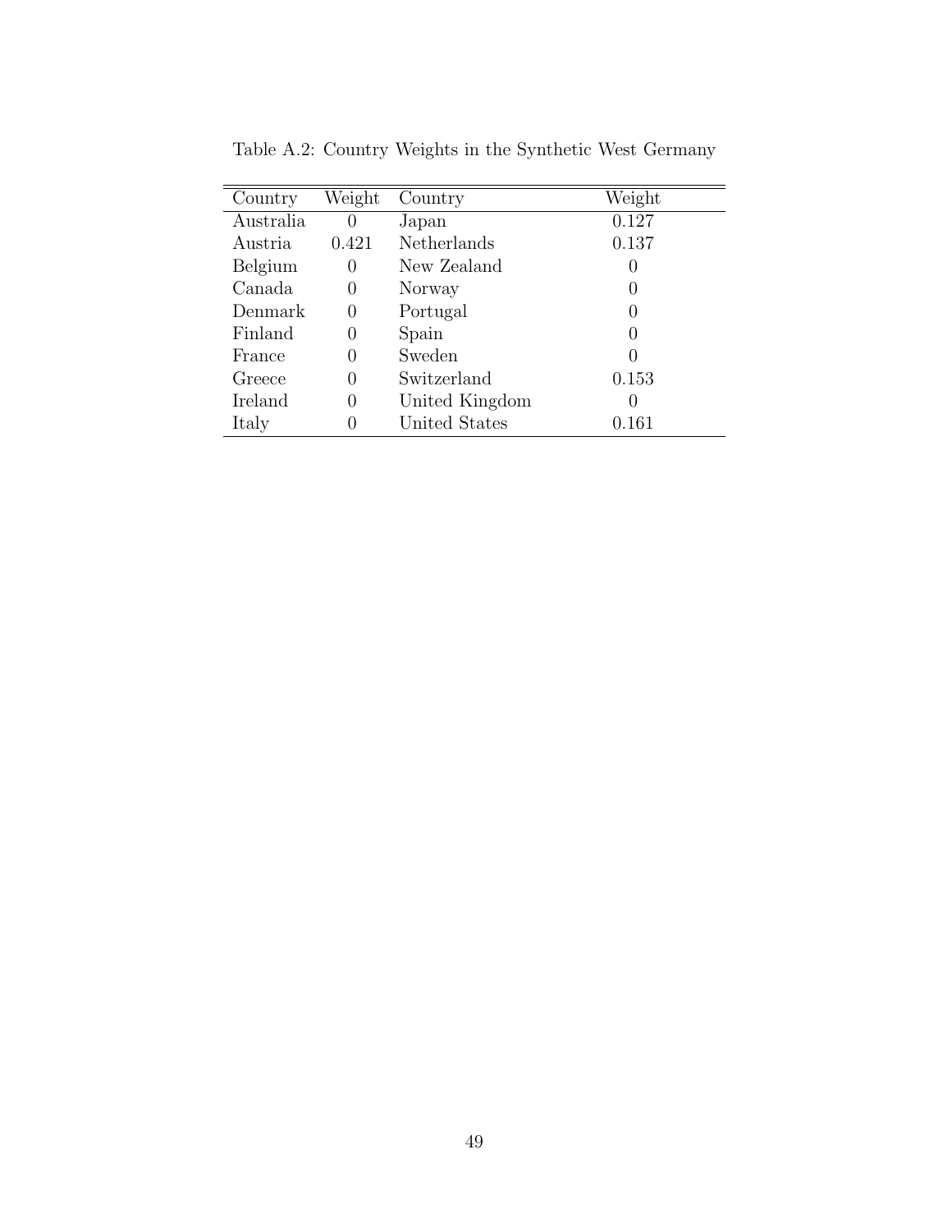Table A.2: Country Weights in the Synthetic West Germany

| Country | Weight | Country | Weight |
|---|---|---|---|
| Australia | 0 | Japan | 0.127 |
| Austria | 0.421 | Netherlands | 0.137 |
| Belgium | 0 | New Zealand | 0 |
| Canada | 0 | Norway | 0 |
| Denmark | 0 | Portugal | 0 |
| Finland | 0 | Spain | 0 |
| France | 0 | Sweden | 0 |
| Greece | 0 | Switzerland | 0.153 |
| Ireland | 0 | United Kingdom | 0 |
| Italy | 0 | United States | 0.161 |